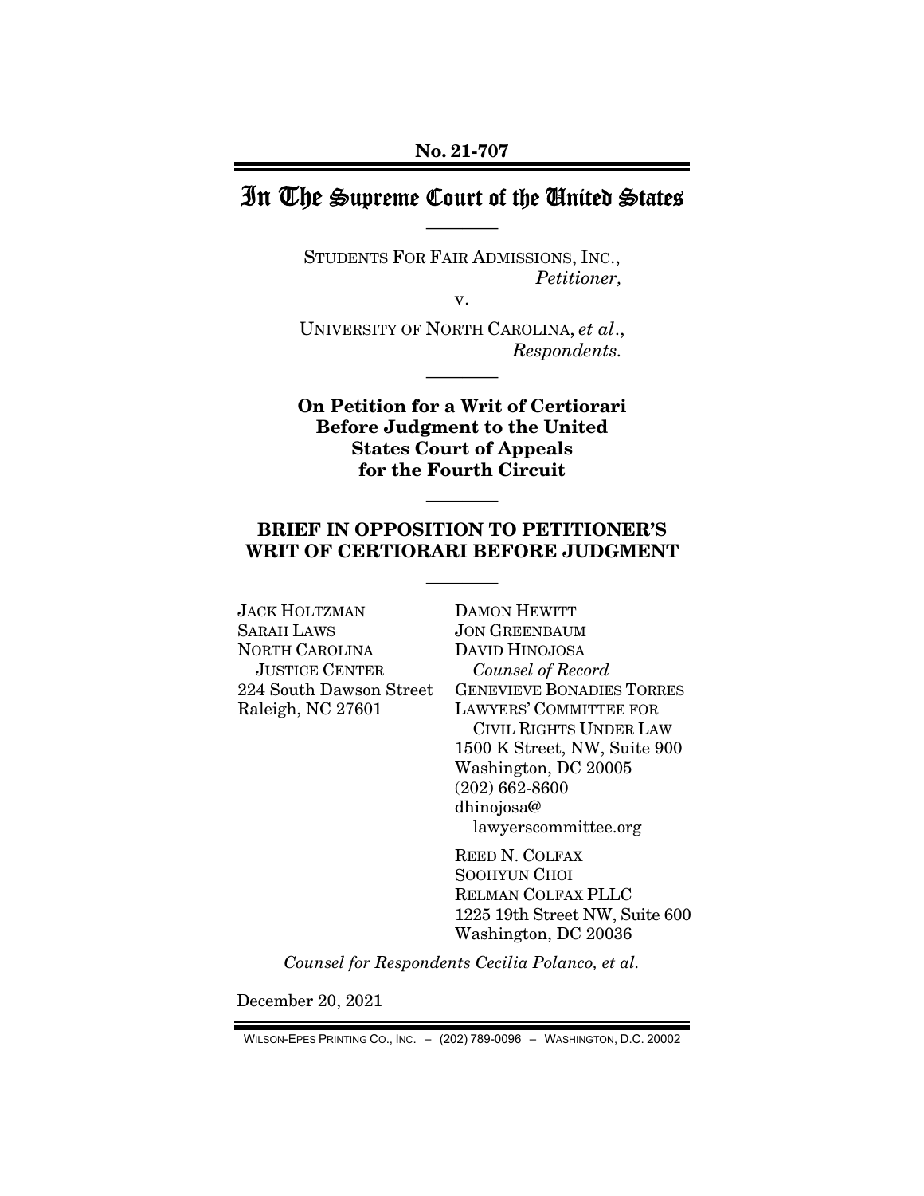No. 21-707

# In The Supreme Court of the United States

————

STUDENTS FOR FAIR ADMISSIONS, INC.,
*Petitioner,*

v.

UNIVERSITY OF NORTH CAROLINA, *et al*.,
*Respondents.*

————

**On Petition for a Writ of Certiorari Before Judgment to the United States Court of Appeals for the Fourth Circuit**

————

## BRIEF IN OPPOSITION TO PETITIONER'S WRIT OF CERTIORARI BEFORE JUDGMENT

————

JACK HOLTZMAN
SARAH LAWS
NORTH CAROLINA JUSTICE CENTER
224 South Dawson Street
Raleigh, NC 27601

DAMON HEWITT
JON GREENBAUM
DAVID HINOJOSA
*Counsel of Record*
GENEVIEVE BONADIES TORRES
LAWYERS' COMMITTEE FOR CIVIL RIGHTS UNDER LAW
1500 K Street, NW, Suite 900
Washington, DC 20005
(202) 662-8600
dhinojosa@lawyerscommittee.org

REED N. COLFAX
SOOHYUN CHOI
RELMAN COLFAX PLLC
1225 19th Street NW, Suite 600
Washington, DC 20036

*Counsel for Respondents Cecilia Polanco, et al.*

December 20, 2021

WILSON-EPES PRINTING CO., INC. – (202) 789-0096 – WASHINGTON, D.C. 20002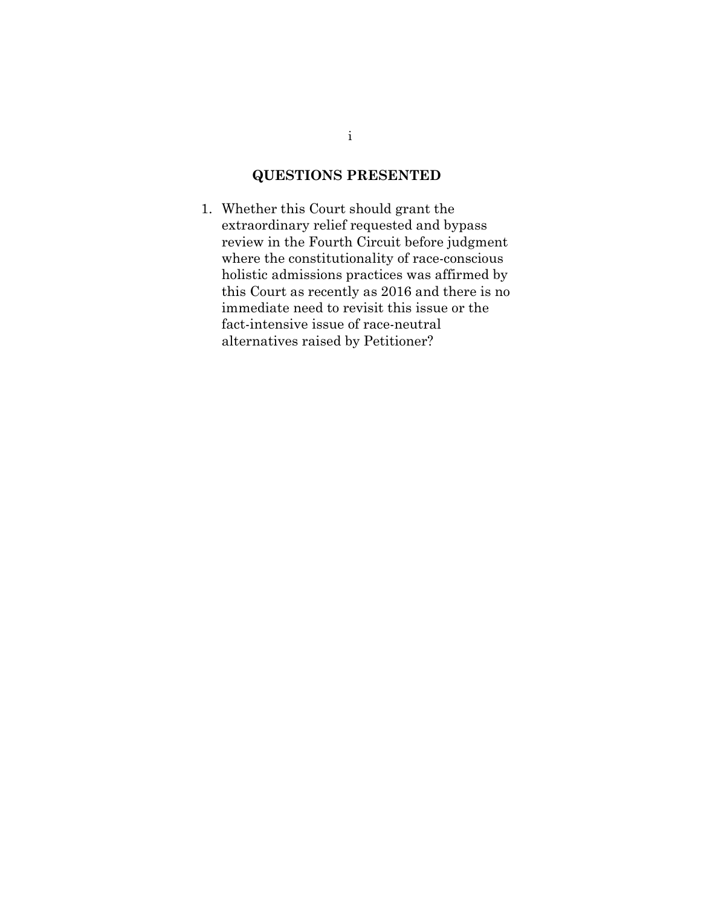## QUESTIONS PRESENTED

1. Whether this Court should grant the extraordinary relief requested and bypass review in the Fourth Circuit before judgment where the constitutionality of race-conscious holistic admissions practices was affirmed by this Court as recently as 2016 and there is no immediate need to revisit this issue or the fact-intensive issue of race-neutral alternatives raised by Petitioner?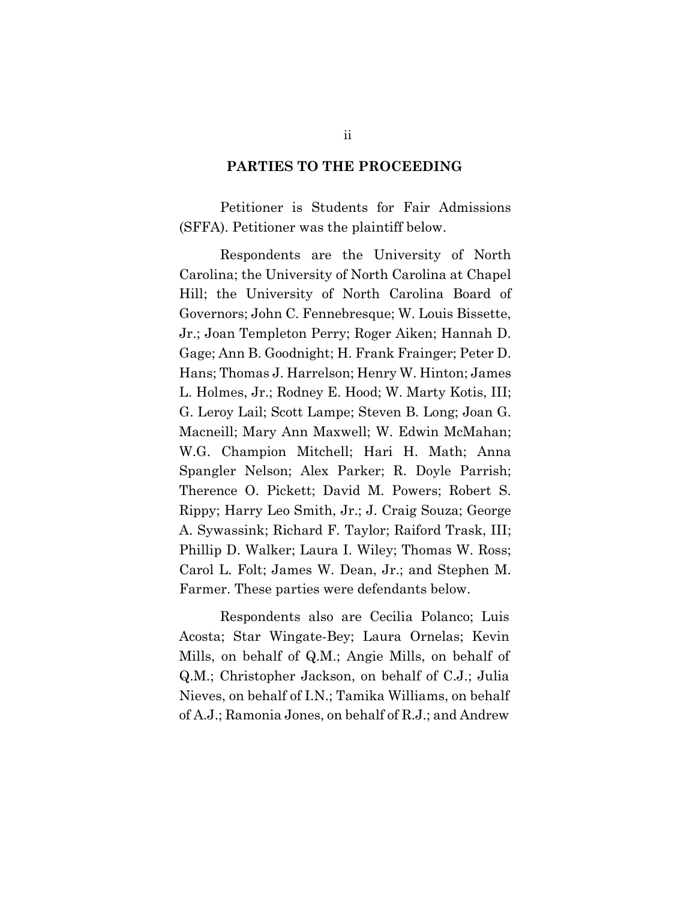## PARTIES TO THE PROCEEDING

Petitioner is Students for Fair Admissions (SFFA). Petitioner was the plaintiff below.

Respondents are the University of North Carolina; the University of North Carolina at Chapel Hill; the University of North Carolina Board of Governors; John C. Fennebresque; W. Louis Bissette, Jr.; Joan Templeton Perry; Roger Aiken; Hannah D. Gage; Ann B. Goodnight; H. Frank Frainger; Peter D. Hans; Thomas J. Harrelson; Henry W. Hinton; James L. Holmes, Jr.; Rodney E. Hood; W. Marty Kotis, III; G. Leroy Lail; Scott Lampe; Steven B. Long; Joan G. Macneill; Mary Ann Maxwell; W. Edwin McMahan; W.G. Champion Mitchell; Hari H. Math; Anna Spangler Nelson; Alex Parker; R. Doyle Parrish; Therence O. Pickett; David M. Powers; Robert S. Rippy; Harry Leo Smith, Jr.; J. Craig Souza; George A. Sywassink; Richard F. Taylor; Raiford Trask, III; Phillip D. Walker; Laura I. Wiley; Thomas W. Ross; Carol L. Folt; James W. Dean, Jr.; and Stephen M. Farmer. These parties were defendants below.

Respondents also are Cecilia Polanco; Luis Acosta; Star Wingate-Bey; Laura Ornelas; Kevin Mills, on behalf of Q.M.; Angie Mills, on behalf of Q.M.; Christopher Jackson, on behalf of C.J.; Julia Nieves, on behalf of I.N.; Tamika Williams, on behalf of A.J.; Ramonia Jones, on behalf of R.J.; and Andrew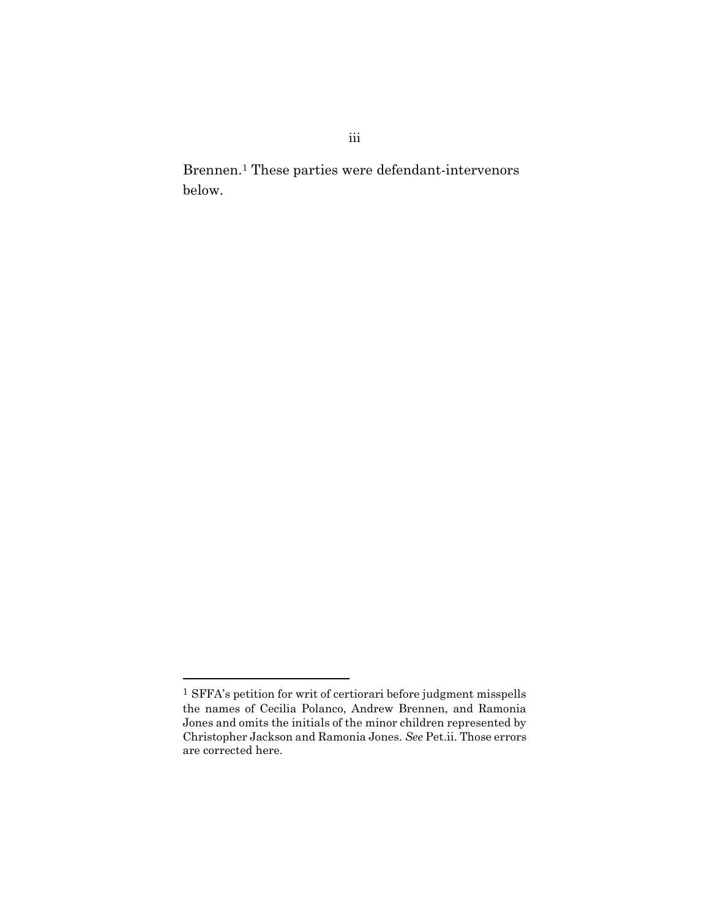Brennen.[1] These parties were defendant-intervenors below.

[1] SFFA's petition for writ of certiorari before judgment misspells the names of Cecilia Polanco, Andrew Brennen, and Ramonia Jones and omits the initials of the minor children represented by Christopher Jackson and Ramonia Jones. *See* Pet.ii. Those errors are corrected here.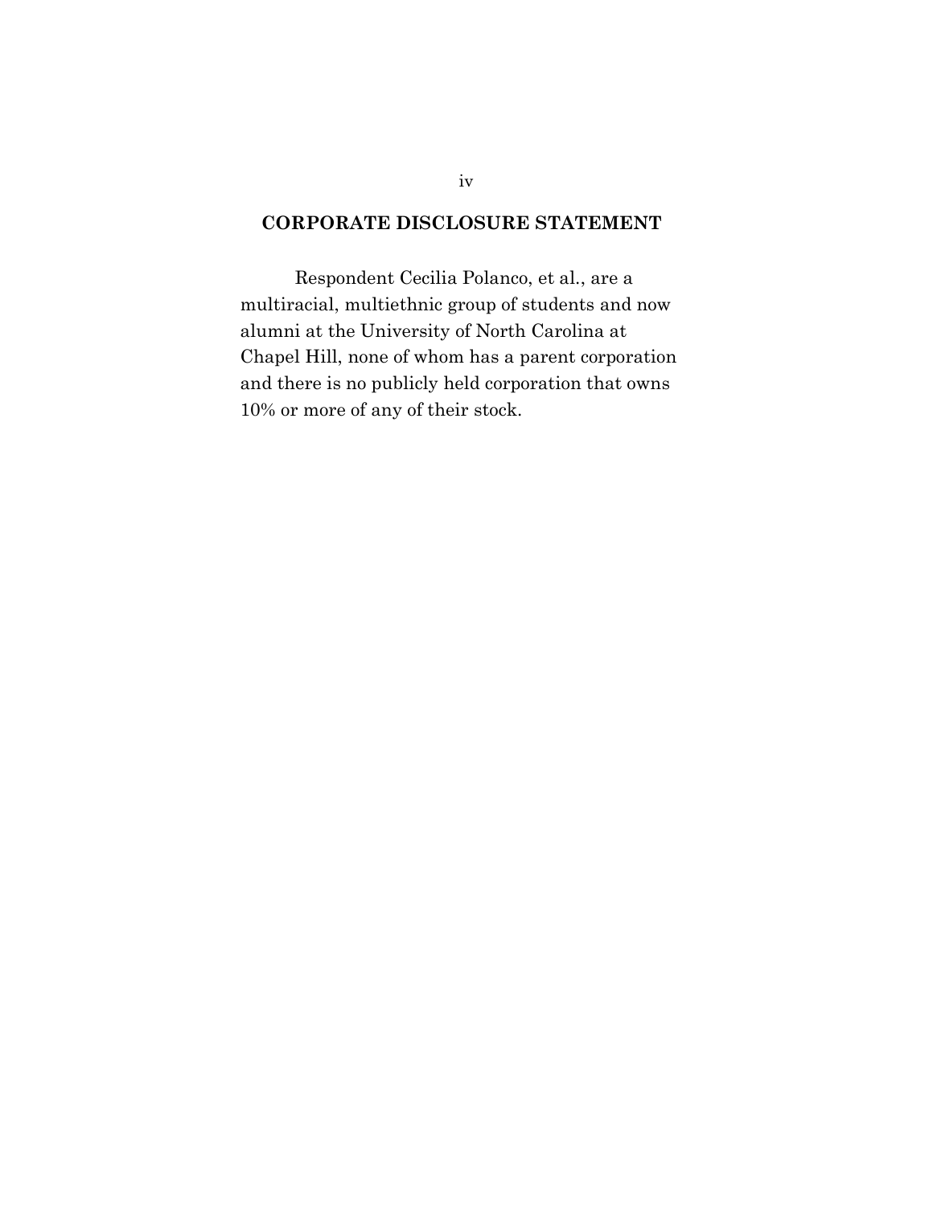## CORPORATE DISCLOSURE STATEMENT

Respondent Cecilia Polanco, et al., are a multiracial, multiethnic group of students and now alumni at the University of North Carolina at Chapel Hill, none of whom has a parent corporation and there is no publicly held corporation that owns 10% or more of any of their stock.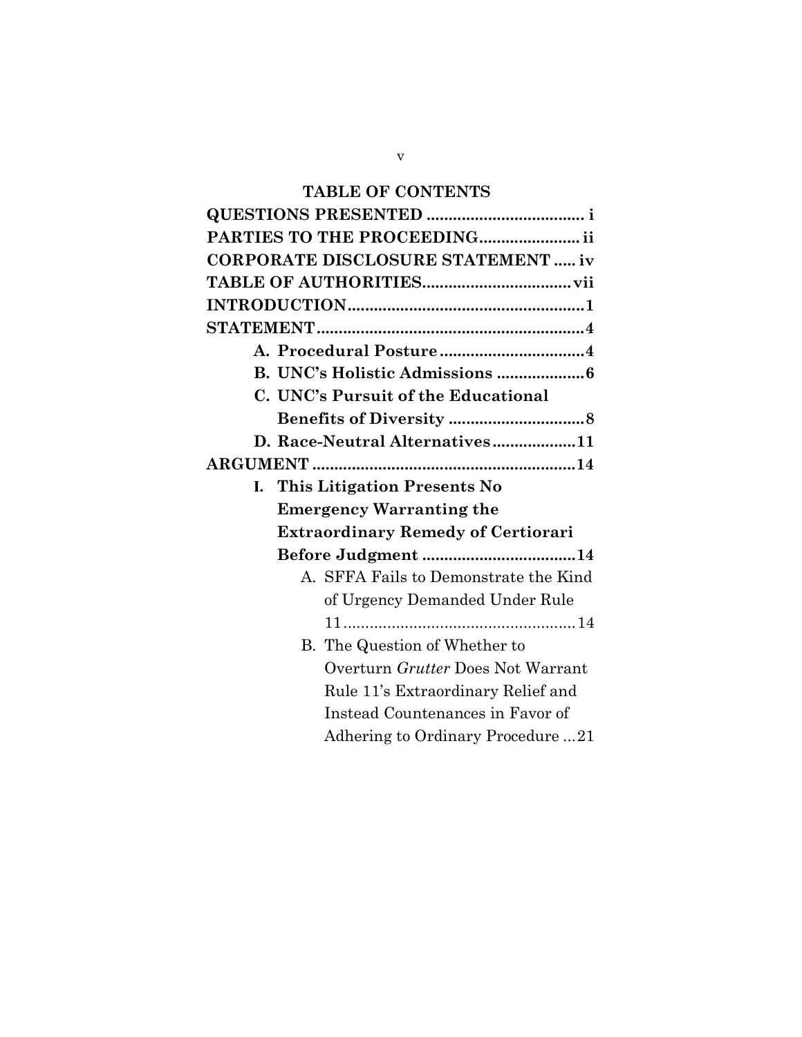## TABLE OF CONTENTS

**QUESTIONS PRESENTED** .................................... i

**PARTIES TO THE PROCEEDING** ...................... ii

**CORPORATE DISCLOSURE STATEMENT** ..... iv

**TABLE OF AUTHORITIES** ................................. vii

**INTRODUCTION** ................................................... 1

**STATEMENT** ......................................................... 4

- **A. Procedural Posture** ................................ 4
- **B. UNC's Holistic Admissions** .................... 6
- **C. UNC's Pursuit of the Educational Benefits of Diversity** ............................... 8
- **D. Race-Neutral Alternatives** .................. 11

**ARGUMENT** ......................................................... 14

- **I. This Litigation Presents No Emergency Warranting the Extraordinary Remedy of Certiorari Before Judgment** .................................. 14
  - A. SFFA Fails to Demonstrate the Kind of Urgency Demanded Under Rule 11 ..................................................... 14
  - B. The Question of Whether to Overturn *Grutter* Does Not Warrant Rule 11's Extraordinary Relief and Instead Countenances in Favor of Adhering to Ordinary Procedure ... 21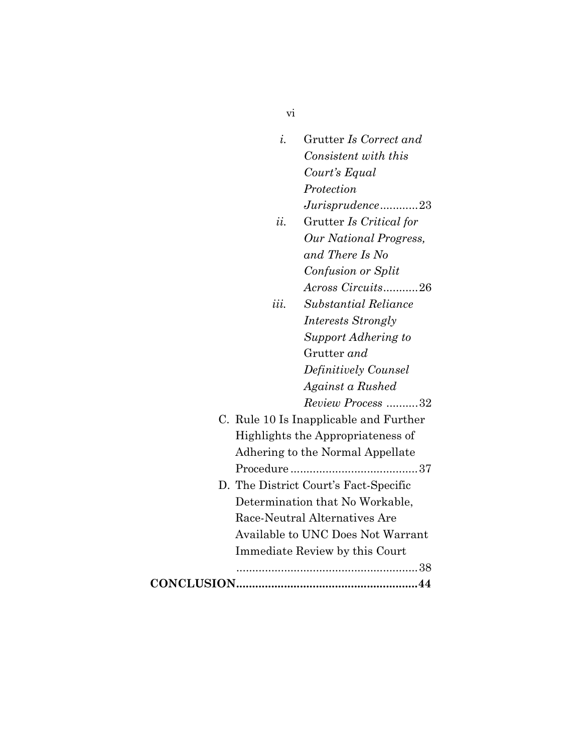- *i.* Grutter *Is Correct and Consistent with this Court's Equal Protection Jurisprudence*............23
- *ii.* Grutter *Is Critical for Our National Progress, and There Is No Confusion or Split Across Circuits*...........26
- *iii.* *Substantial Reliance Interests Strongly Support Adhering to* Grutter *and Definitively Counsel Against a Rushed Review Process* ..........32

C. Rule 10 Is Inapplicable and Further Highlights the Appropriateness of Adhering to the Normal Appellate Procedure........................................37

D. The District Court's Fact-Specific Determination that No Workable, Race-Neutral Alternatives Are Available to UNC Does Not Warrant Immediate Review by this Court .........................................................38

**CONCLUSION.......................................................44**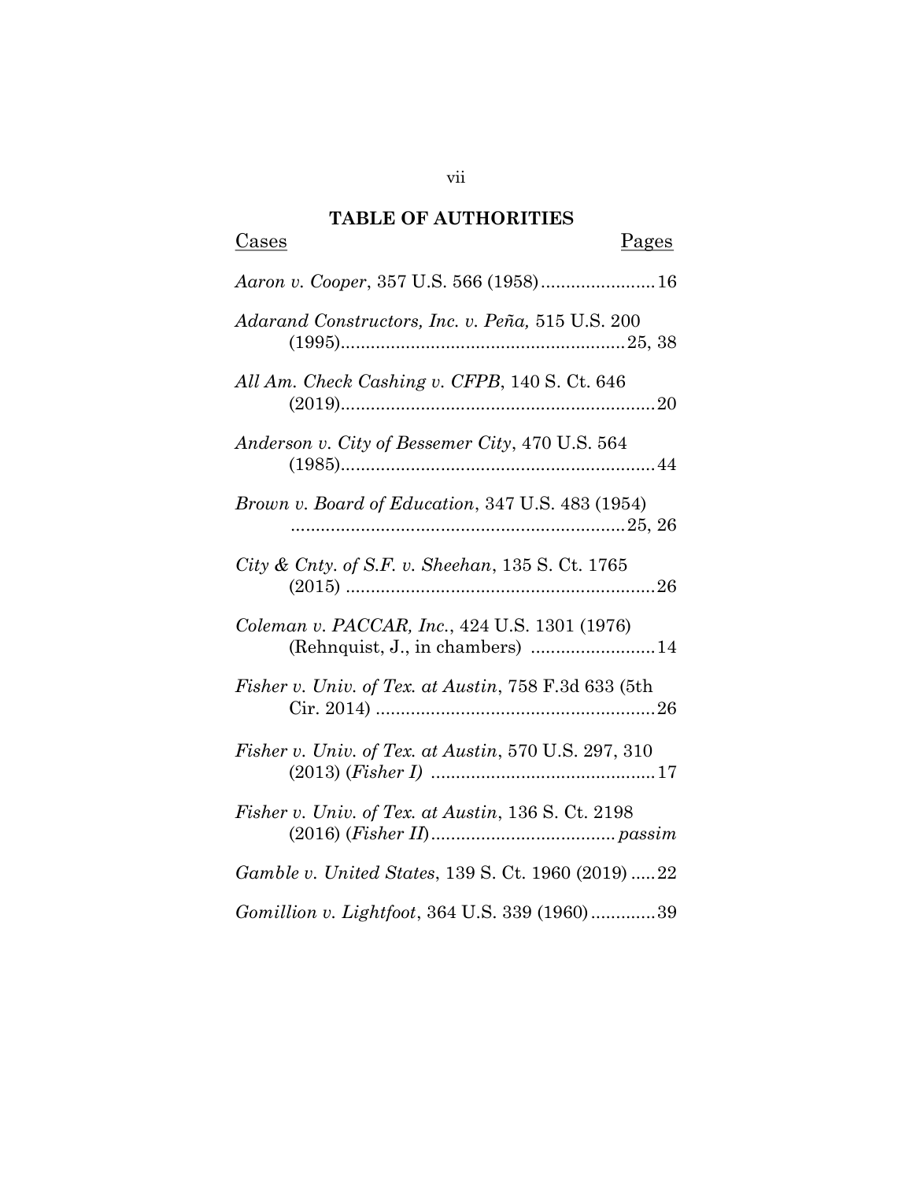# TABLE OF AUTHORITIES

| Cases | Pages |
|---|---|
| *Aaron v. Cooper*, 357 U.S. 566 (1958) | 16 |
| *Adarand Constructors, Inc. v. Peña,* 515 U.S. 200 (1995) | 25, 38 |
| *All Am. Check Cashing v. CFPB*, 140 S. Ct. 646 (2019) | 20 |
| *Anderson v. City of Bessemer City*, 470 U.S. 564 (1985) | 44 |
| *Brown v. Board of Education*, 347 U.S. 483 (1954) | 25, 26 |
| *City & Cnty. of S.F. v. Sheehan*, 135 S. Ct. 1765 (2015) | 26 |
| *Coleman v. PACCAR, Inc.*, 424 U.S. 1301 (1976) (Rehnquist, J., in chambers) | 14 |
| *Fisher v. Univ. of Tex. at Austin*, 758 F.3d 633 (5th Cir. 2014) | 26 |
| *Fisher v. Univ. of Tex. at Austin*, 570 U.S. 297, 310 (2013) (*Fisher I)* | 17 |
| *Fisher v. Univ. of Tex. at Austin*, 136 S. Ct. 2198 (2016) (*Fisher II*) | *passim* |
| *Gamble v. United States*, 139 S. Ct. 1960 (2019) | 22 |
| *Gomillion v. Lightfoot*, 364 U.S. 339 (1960) | 39 |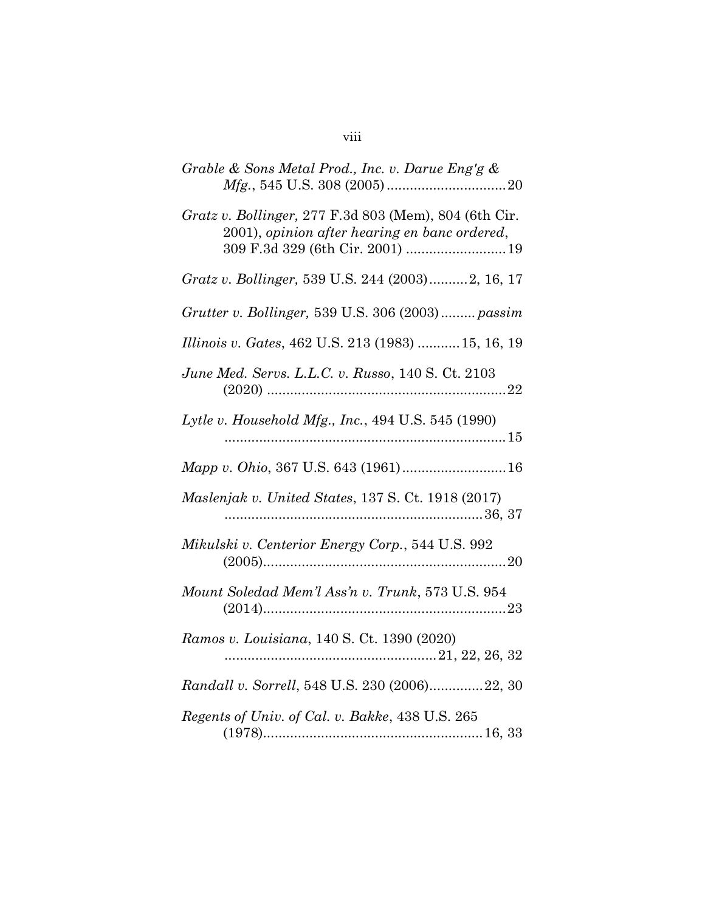*Grable & Sons Metal Prod., Inc. v. Darue Eng'g & Mfg.*, 545 U.S. 308 (2005) ............................... 20

*Gratz v. Bollinger,* 277 F.3d 803 (Mem), 804 (6th Cir. 2001), *opinion after hearing en banc ordered*, 309 F.3d 329 (6th Cir. 2001) .......................... 19

*Gratz v. Bollinger,* 539 U.S. 244 (2003).......... 2, 16, 17

*Grutter v. Bollinger,* 539 U.S. 306 (2003) ......... *passim*

*Illinois v. Gates*, 462 U.S. 213 (1983) ........... 15, 16, 19

*June Med. Servs. L.L.C. v. Russo*, 140 S. Ct. 2103 (2020) .............................................................. 22

*Lytle v. Household Mfg., Inc.*, 494 U.S. 545 (1990) ......................................................................... 15

*Mapp v. Ohio*, 367 U.S. 643 (1961) ........................... 16

*Maslenjak v. United States*, 137 S. Ct. 1918 (2017) ................................................................... 36, 37

*Mikulski v. Centerior Energy Corp.*, 544 U.S. 992 (2005) ............................................................... 20

*Mount Soledad Mem'l Ass'n v. Trunk*, 573 U.S. 954 (2014) ............................................................... 23

*Ramos v. Louisiana*, 140 S. Ct. 1390 (2020) ....................................................... 21, 22, 26, 32

*Randall v. Sorrell*, 548 U.S. 230 (2006) .............. 22, 30

*Regents of Univ. of Cal. v. Bakke*, 438 U.S. 265 (1978) ......................................................... 16, 33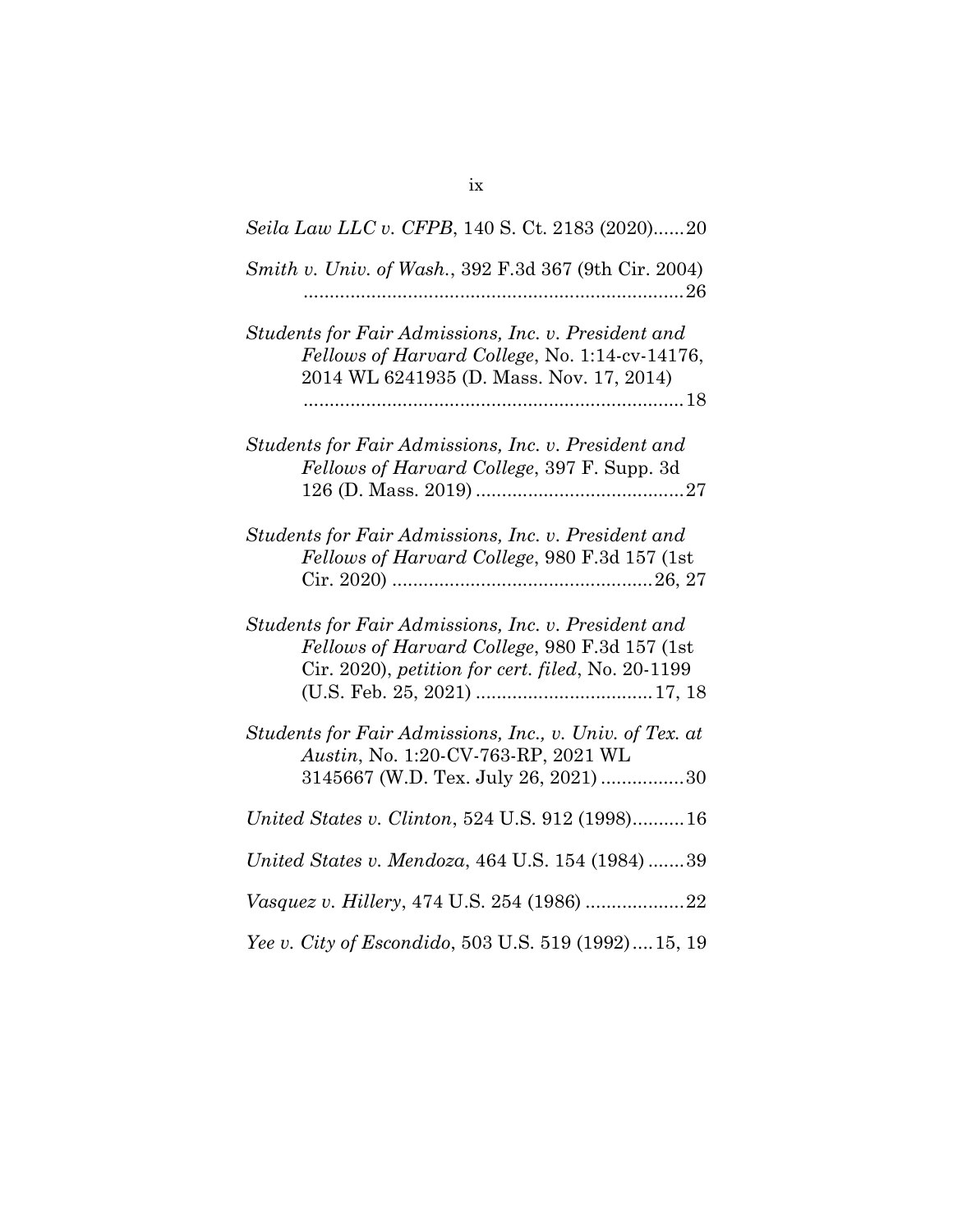*Seila Law LLC v. CFPB*, 140 S. Ct. 2183 (2020)......20

*Smith v. Univ. of Wash.*, 392 F.3d 367 (9th Cir. 2004) ..........................................................................26

*Students for Fair Admissions, Inc. v. President and Fellows of Harvard College*, No. 1:14-cv-14176, 2014 WL 6241935 (D. Mass. Nov. 17, 2014) ..........................................................................18

*Students for Fair Admissions, Inc. v. President and Fellows of Harvard College*, 397 F. Supp. 3d 126 (D. Mass. 2019)........................................27

*Students for Fair Admissions, Inc. v. President and Fellows of Harvard College*, 980 F.3d 157 (1st Cir. 2020) .................................................26, 27

*Students for Fair Admissions, Inc. v. President and Fellows of Harvard College*, 980 F.3d 157 (1st Cir. 2020), *petition for cert. filed*, No. 20-1199 (U.S. Feb. 25, 2021) .................................17, 18

*Students for Fair Admissions, Inc., v. Univ. of Tex. at Austin*, No. 1:20-CV-763-RP, 2021 WL 3145667 (W.D. Tex. July 26, 2021) ................30

*United States v. Clinton*, 524 U.S. 912 (1998)..........16

*United States v. Mendoza*, 464 U.S. 154 (1984) .......39

*Vasquez v. Hillery*, 474 U.S. 254 (1986) ...................22

*Yee v. City of Escondido*, 503 U.S. 519 (1992)....15, 19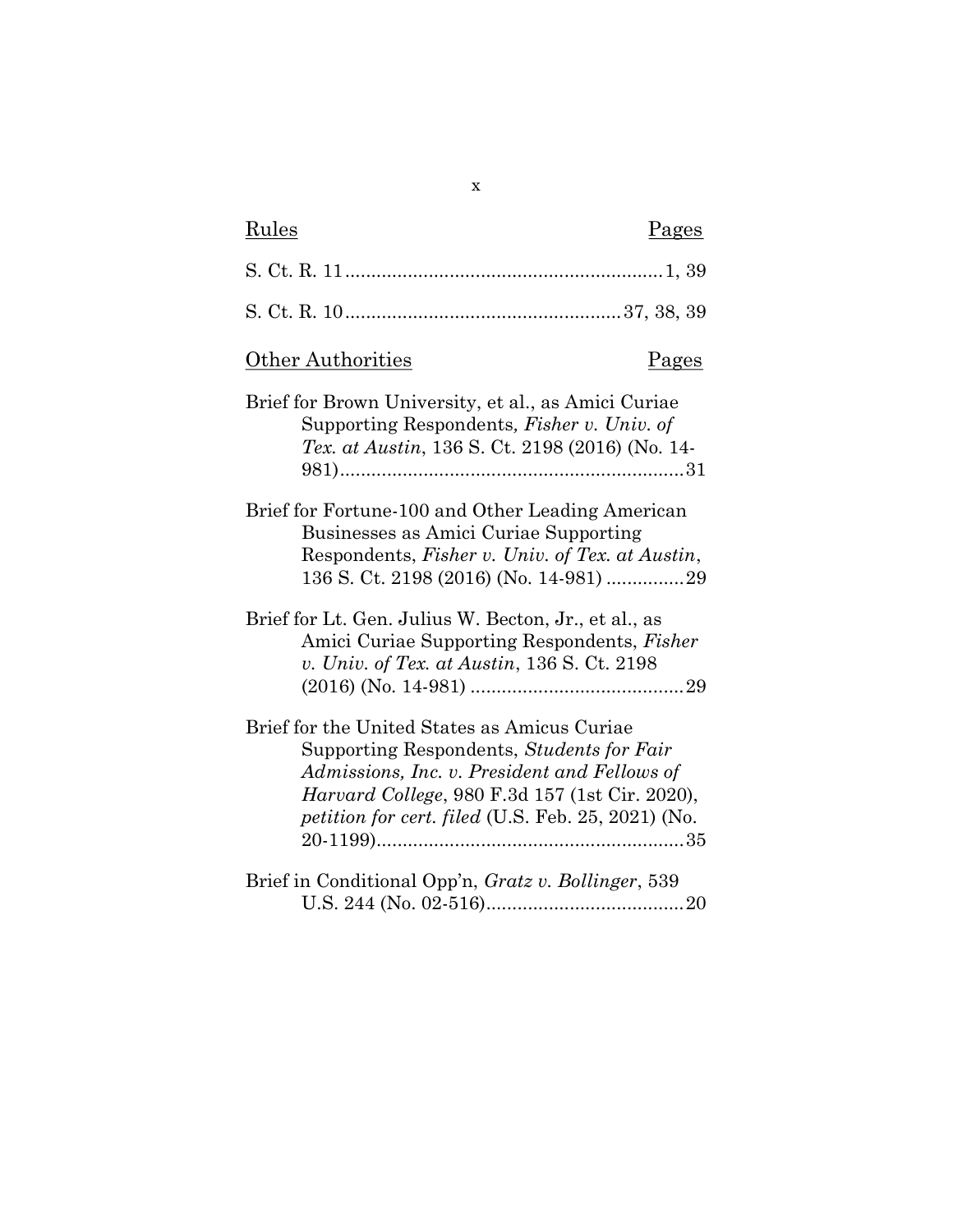| Rules | Pages |
|---|---|
| S. Ct. R. 11 | 1, 39 |
| S. Ct. R. 10 | 37, 38, 39 |

| Other Authorities | Pages |
|---|---|
| Brief for Brown University, et al., as Amici Curiae Supporting Respondents, *Fisher v. Univ. of Tex. at Austin*, 136 S. Ct. 2198 (2016) (No. 14-981) | 31 |
| Brief for Fortune-100 and Other Leading American Businesses as Amici Curiae Supporting Respondents, *Fisher v. Univ. of Tex. at Austin*, 136 S. Ct. 2198 (2016) (No. 14-981) | 29 |
| Brief for Lt. Gen. Julius W. Becton, Jr., et al., as Amici Curiae Supporting Respondents, *Fisher v. Univ. of Tex. at Austin*, 136 S. Ct. 2198 (2016) (No. 14-981) | 29 |
| Brief for the United States as Amicus Curiae Supporting Respondents, *Students for Fair Admissions, Inc. v. President and Fellows of Harvard College*, 980 F.3d 157 (1st Cir. 2020), *petition for cert. filed* (U.S. Feb. 25, 2021) (No. 20-1199) | 35 |
| Brief in Conditional Opp'n, *Gratz v. Bollinger*, 539 U.S. 244 (No. 02-516) | 20 |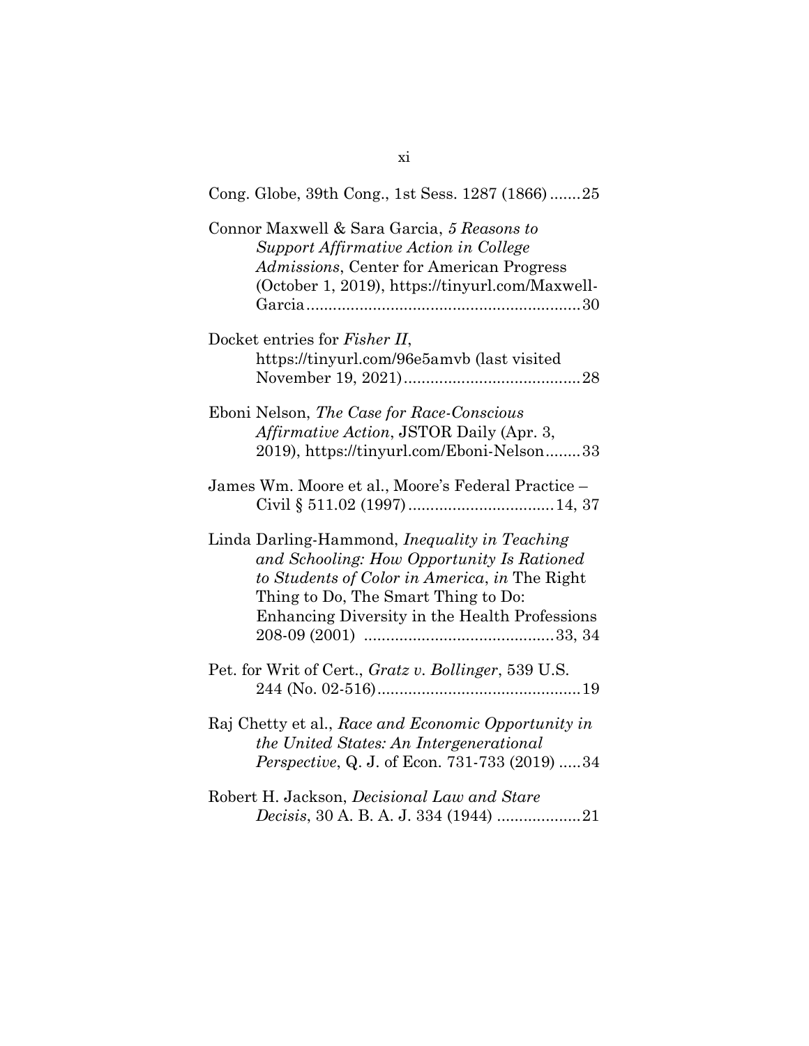Cong. Globe, 39th Cong., 1st Sess. 1287 (1866) .......25

Connor Maxwell & Sara Garcia, *5 Reasons to Support Affirmative Action in College Admissions*, Center for American Progress (October 1, 2019), https://tinyurl.com/Maxwell-Garcia .............................................................30

Docket entries for *Fisher II*, https://tinyurl.com/96e5amvb (last visited November 19, 2021) ........................................28

Eboni Nelson, *The Case for Race-Conscious Affirmative Action*, JSTOR Daily (Apr. 3, 2019), https://tinyurl.com/Eboni-Nelson........33

James Wm. Moore et al., Moore's Federal Practice – Civil § 511.02 (1997) .................................14, 37

Linda Darling-Hammond, *Inequality in Teaching and Schooling: How Opportunity Is Rationed to Students of Color in America*, *in* The Right Thing to Do, The Smart Thing to Do: Enhancing Diversity in the Health Professions 208-09 (2001) ...........................................33, 34

Pet. for Writ of Cert., *Gratz v. Bollinger*, 539 U.S. 244 (No. 02-516).............................................19

Raj Chetty et al., *Race and Economic Opportunity in the United States: An Intergenerational Perspective*, Q. J. of Econ. 731-733 (2019) .....34

Robert H. Jackson, *Decisional Law and Stare Decisis*, 30 A. B. A. J. 334 (1944) ...................21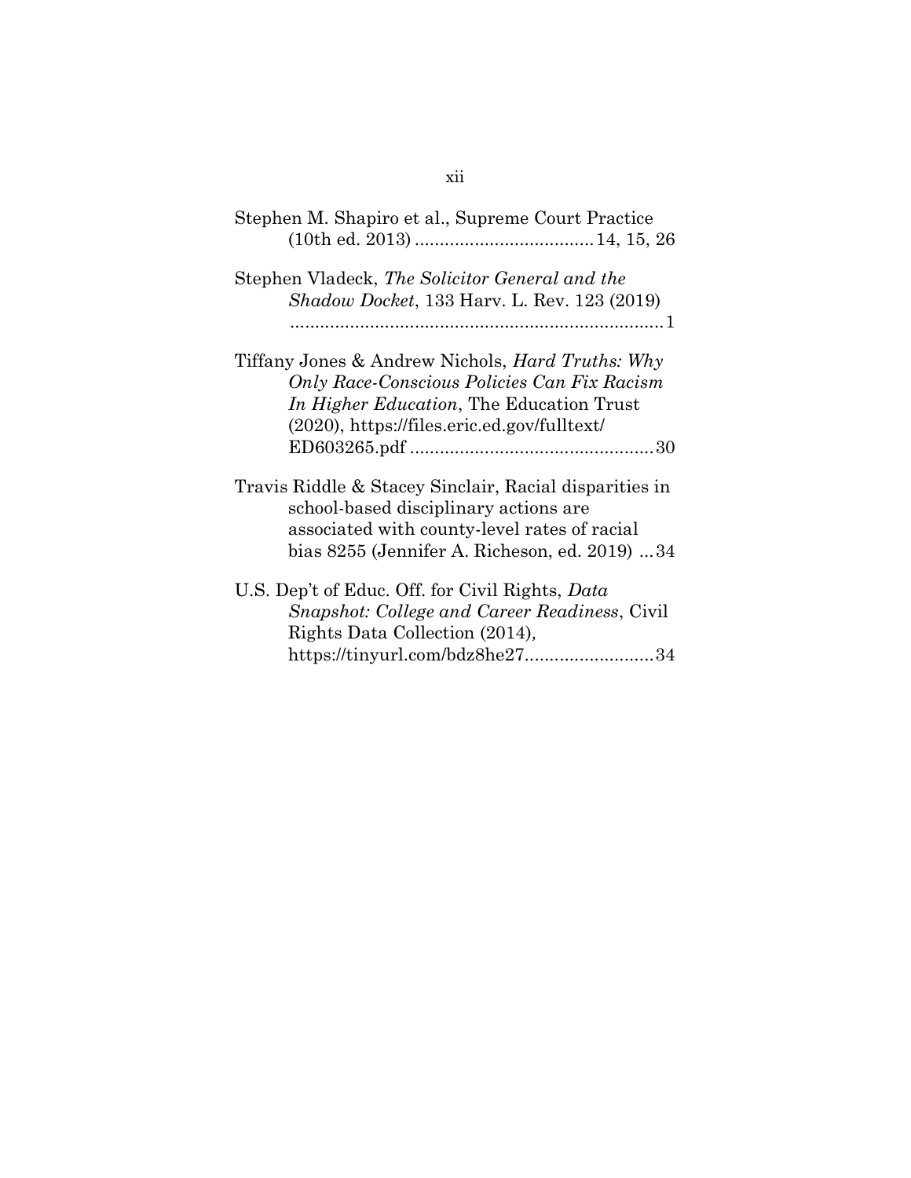Stephen M. Shapiro et al., Supreme Court Practice (10th ed. 2013) .................................... 14, 15, 26

Stephen Vladeck, *The Solicitor General and the Shadow Docket*, 133 Harv. L. Rev. 123 (2019) ........................................................................... 1

Tiffany Jones & Andrew Nichols, *Hard Truths: Why Only Race-Conscious Policies Can Fix Racism In Higher Education*, The Education Trust (2020), https://files.eric.ed.gov/fulltext/ED603265.pdf ................................................. 30

Travis Riddle & Stacey Sinclair, Racial disparities in school-based disciplinary actions are associated with county-level rates of racial bias 8255 (Jennifer A. Richeson, ed. 2019) ... 34

U.S. Dep't of Educ. Off. for Civil Rights, *Data Snapshot: College and Career Readiness*, Civil Rights Data Collection (2014), https://tinyurl.com/bdz8he27.......................... 34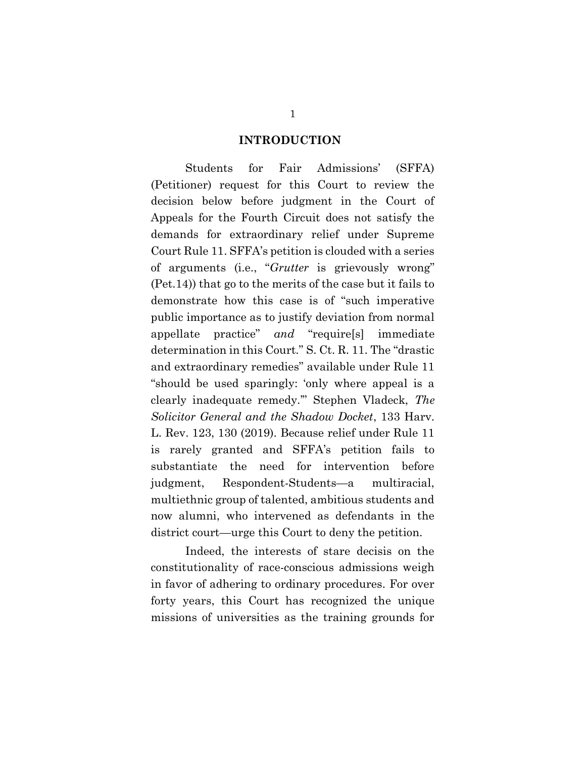## INTRODUCTION

Students for Fair Admissions' (SFFA) (Petitioner) request for this Court to review the decision below before judgment in the Court of Appeals for the Fourth Circuit does not satisfy the demands for extraordinary relief under Supreme Court Rule 11. SFFA's petition is clouded with a series of arguments (i.e., "*Grutter* is grievously wrong" (Pet.14)) that go to the merits of the case but it fails to demonstrate how this case is of "such imperative public importance as to justify deviation from normal appellate practice" *and* "require[s] immediate determination in this Court." S. Ct. R. 11. The "drastic and extraordinary remedies" available under Rule 11 "should be used sparingly: 'only where appeal is a clearly inadequate remedy.'" Stephen Vladeck, *The Solicitor General and the Shadow Docket*, 133 Harv. L. Rev. 123, 130 (2019). Because relief under Rule 11 is rarely granted and SFFA's petition fails to substantiate the need for intervention before judgment, Respondent-Students—a multiracial, multiethnic group of talented, ambitious students and now alumni, who intervened as defendants in the district court—urge this Court to deny the petition.

Indeed, the interests of stare decisis on the constitutionality of race-conscious admissions weigh in favor of adhering to ordinary procedures. For over forty years, this Court has recognized the unique missions of universities as the training grounds for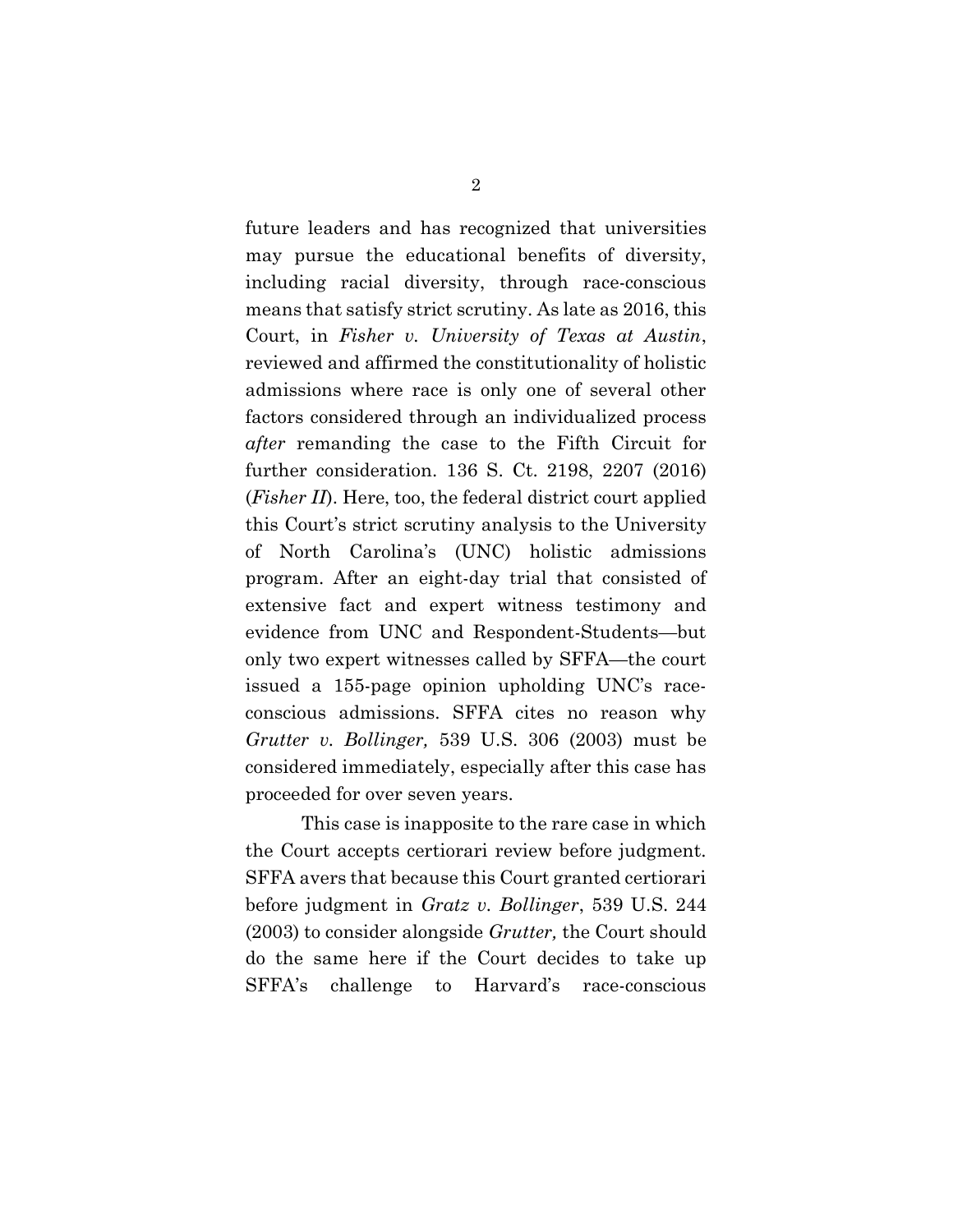future leaders and has recognized that universities may pursue the educational benefits of diversity, including racial diversity, through race-conscious means that satisfy strict scrutiny. As late as 2016, this Court, in *Fisher v. University of Texas at Austin*, reviewed and affirmed the constitutionality of holistic admissions where race is only one of several other factors considered through an individualized process *after* remanding the case to the Fifth Circuit for further consideration. 136 S. Ct. 2198, 2207 (2016) (*Fisher II*). Here, too, the federal district court applied this Court's strict scrutiny analysis to the University of North Carolina's (UNC) holistic admissions program. After an eight-day trial that consisted of extensive fact and expert witness testimony and evidence from UNC and Respondent-Students—but only two expert witnesses called by SFFA—the court issued a 155-page opinion upholding UNC's race-conscious admissions. SFFA cites no reason why *Grutter v. Bollinger,* 539 U.S. 306 (2003) must be considered immediately, especially after this case has proceeded for over seven years.

This case is inapposite to the rare case in which the Court accepts certiorari review before judgment. SFFA avers that because this Court granted certiorari before judgment in *Gratz v. Bollinger*, 539 U.S. 244 (2003) to consider alongside *Grutter,* the Court should do the same here if the Court decides to take up SFFA's challenge to Harvard's race-conscious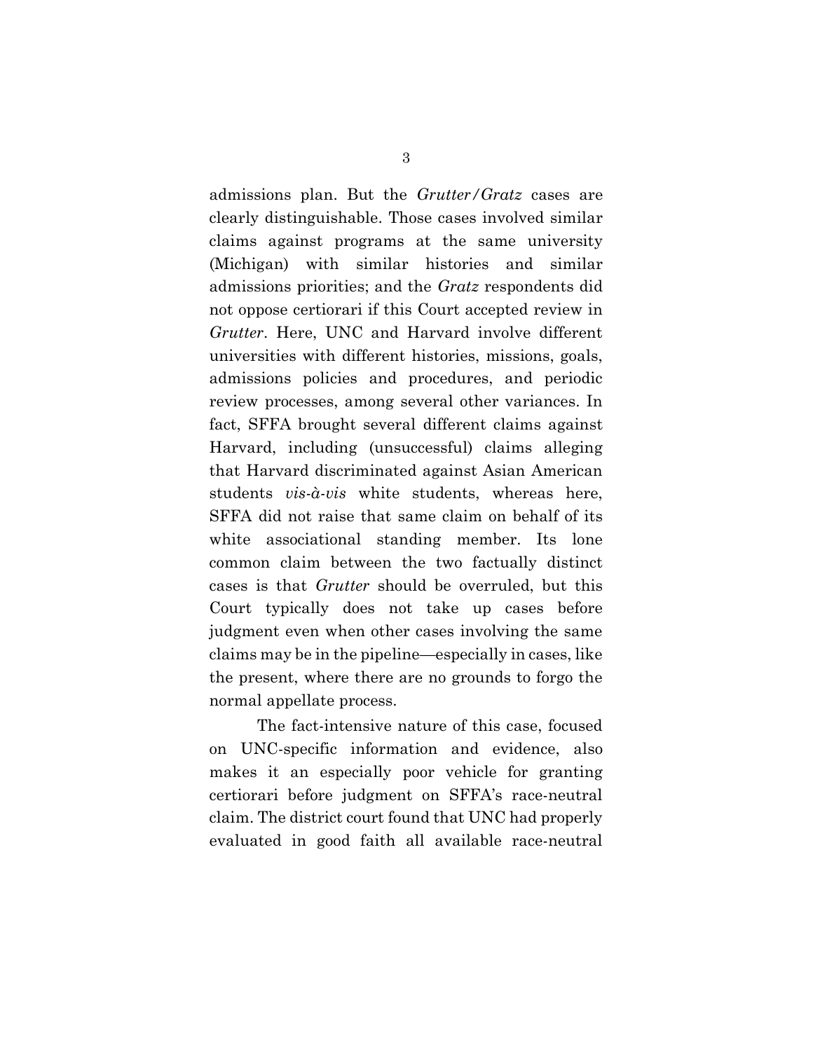admissions plan. But the *Grutter/Gratz* cases are clearly distinguishable. Those cases involved similar claims against programs at the same university (Michigan) with similar histories and similar admissions priorities; and the *Gratz* respondents did not oppose certiorari if this Court accepted review in *Grutter*. Here, UNC and Harvard involve different universities with different histories, missions, goals, admissions policies and procedures, and periodic review processes, among several other variances. In fact, SFFA brought several different claims against Harvard, including (unsuccessful) claims alleging that Harvard discriminated against Asian American students *vis-à-vis* white students, whereas here, SFFA did not raise that same claim on behalf of its white associational standing member. Its lone common claim between the two factually distinct cases is that *Grutter* should be overruled, but this Court typically does not take up cases before judgment even when other cases involving the same claims may be in the pipeline—especially in cases, like the present, where there are no grounds to forgo the normal appellate process.

The fact-intensive nature of this case, focused on UNC-specific information and evidence, also makes it an especially poor vehicle for granting certiorari before judgment on SFFA's race-neutral claim. The district court found that UNC had properly evaluated in good faith all available race-neutral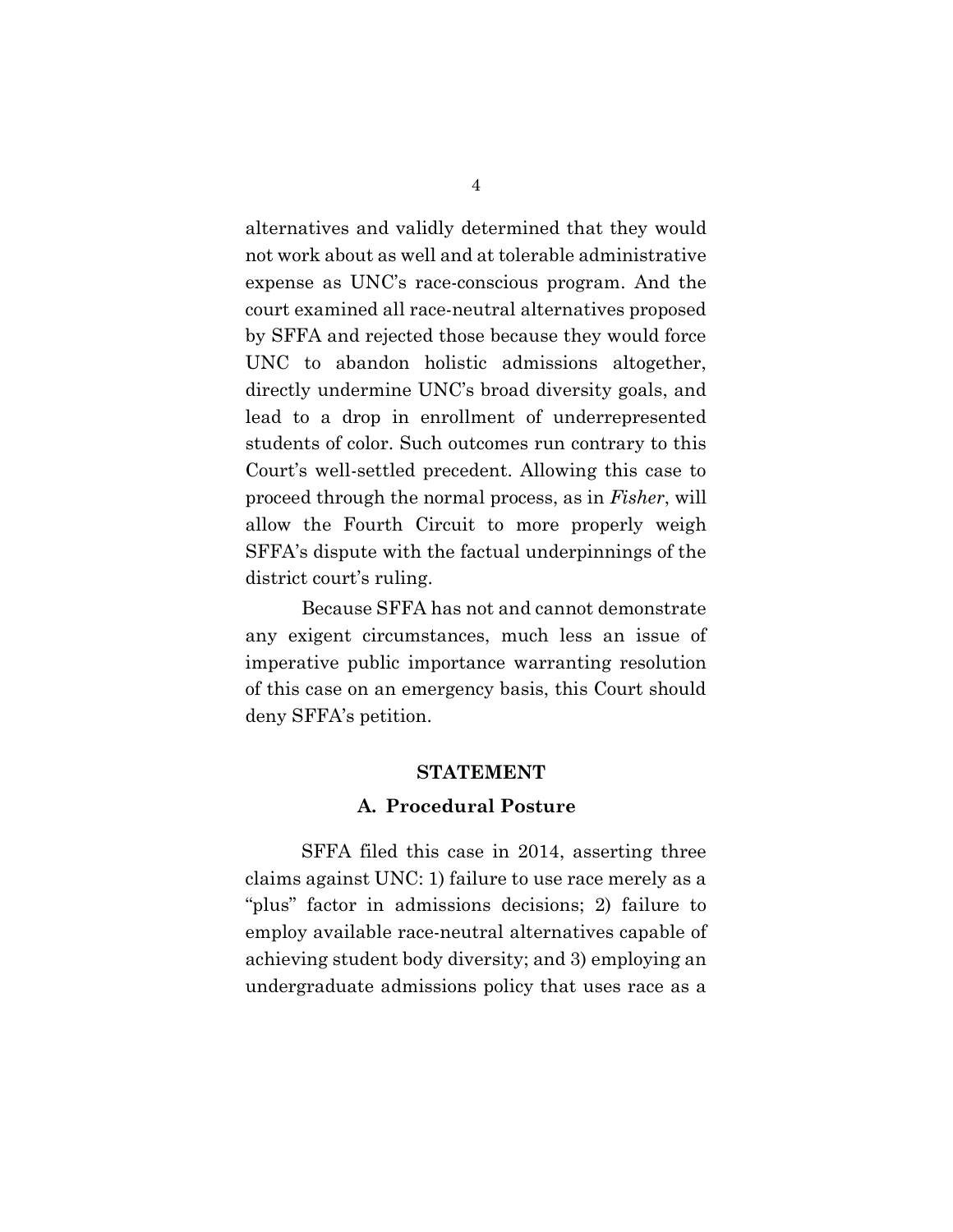alternatives and validly determined that they would not work about as well and at tolerable administrative expense as UNC's race-conscious program. And the court examined all race-neutral alternatives proposed by SFFA and rejected those because they would force UNC to abandon holistic admissions altogether, directly undermine UNC's broad diversity goals, and lead to a drop in enrollment of underrepresented students of color. Such outcomes run contrary to this Court's well-settled precedent. Allowing this case to proceed through the normal process, as in *Fisher*, will allow the Fourth Circuit to more properly weigh SFFA's dispute with the factual underpinnings of the district court's ruling.

Because SFFA has not and cannot demonstrate any exigent circumstances, much less an issue of imperative public importance warranting resolution of this case on an emergency basis, this Court should deny SFFA's petition.

## STATEMENT

### A. Procedural Posture

SFFA filed this case in 2014, asserting three claims against UNC: 1) failure to use race merely as a "plus" factor in admissions decisions; 2) failure to employ available race-neutral alternatives capable of achieving student body diversity; and 3) employing an undergraduate admissions policy that uses race as a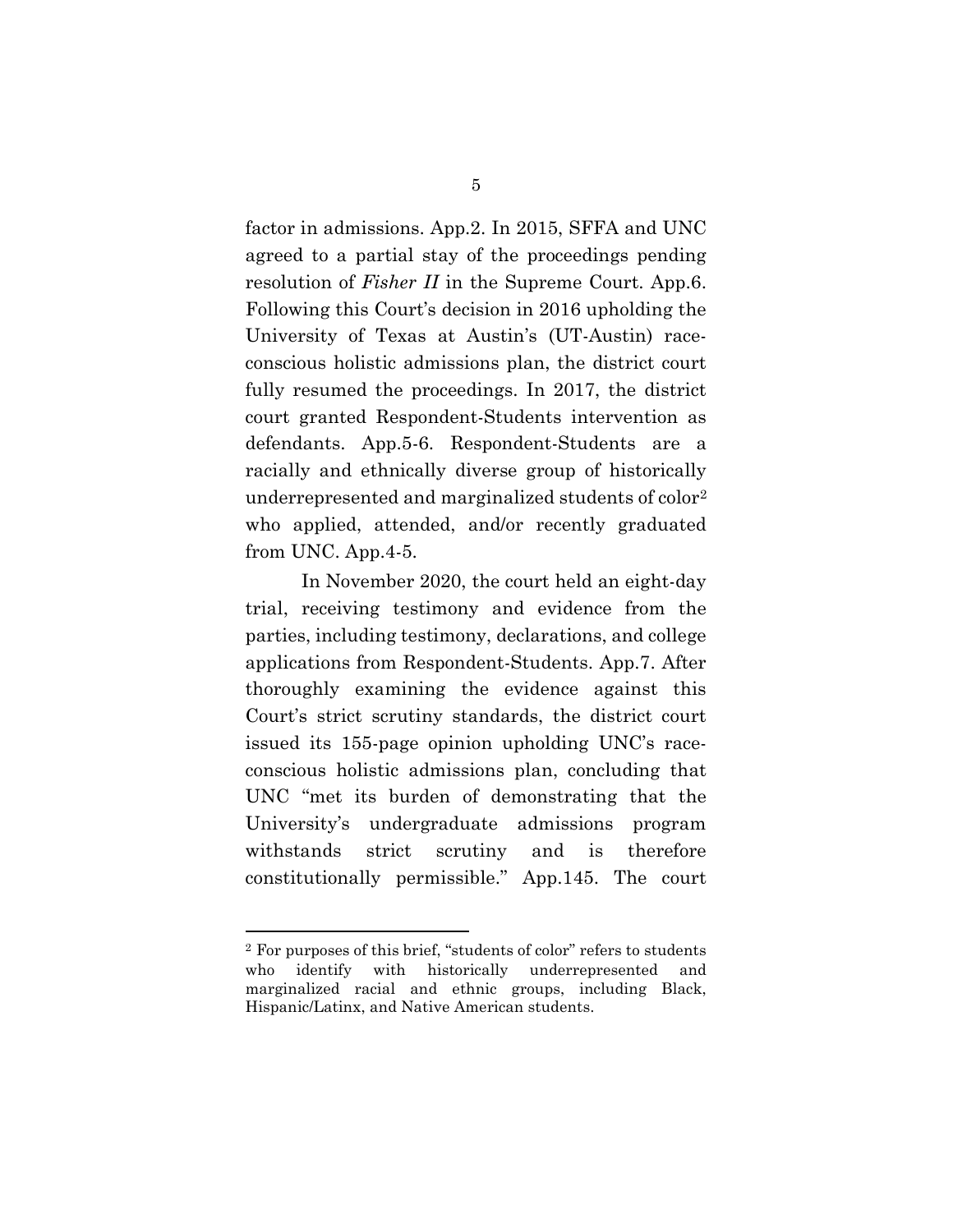factor in admissions. App.2. In 2015, SFFA and UNC agreed to a partial stay of the proceedings pending resolution of *Fisher II* in the Supreme Court. App.6. Following this Court's decision in 2016 upholding the University of Texas at Austin's (UT-Austin) race-conscious holistic admissions plan, the district court fully resumed the proceedings. In 2017, the district court granted Respondent-Students intervention as defendants. App.5-6. Respondent-Students are a racially and ethnically diverse group of historically underrepresented and marginalized students of color[2] who applied, attended, and/or recently graduated from UNC. App.4-5.

In November 2020, the court held an eight-day trial, receiving testimony and evidence from the parties, including testimony, declarations, and college applications from Respondent-Students. App.7. After thoroughly examining the evidence against this Court's strict scrutiny standards, the district court issued its 155-page opinion upholding UNC's race-conscious holistic admissions plan, concluding that UNC "met its burden of demonstrating that the University's undergraduate admissions program withstands strict scrutiny and is therefore constitutionally permissible." App.145. The court

---

[2] For purposes of this brief, "students of color" refers to students who identify with historically underrepresented and marginalized racial and ethnic groups, including Black, Hispanic/Latinx, and Native American students.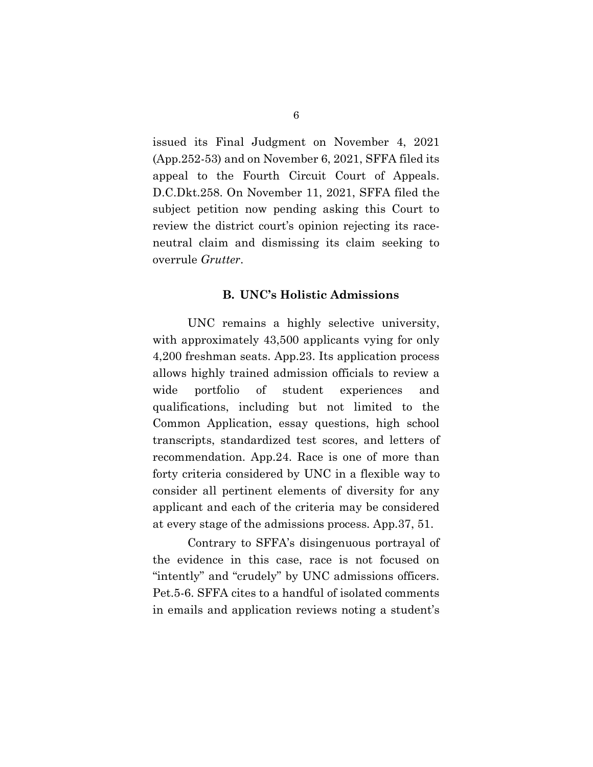issued its Final Judgment on November 4, 2021 (App.252-53) and on November 6, 2021, SFFA filed its appeal to the Fourth Circuit Court of Appeals. D.C.Dkt.258. On November 11, 2021, SFFA filed the subject petition now pending asking this Court to review the district court's opinion rejecting its race-neutral claim and dismissing its claim seeking to overrule *Grutter*.

### B. UNC's Holistic Admissions

UNC remains a highly selective university, with approximately 43,500 applicants vying for only 4,200 freshman seats. App.23. Its application process allows highly trained admission officials to review a wide portfolio of student experiences and qualifications, including but not limited to the Common Application, essay questions, high school transcripts, standardized test scores, and letters of recommendation. App.24. Race is one of more than forty criteria considered by UNC in a flexible way to consider all pertinent elements of diversity for any applicant and each of the criteria may be considered at every stage of the admissions process. App.37, 51.

Contrary to SFFA's disingenuous portrayal of the evidence in this case, race is not focused on "intently" and "crudely" by UNC admissions officers. Pet.5-6. SFFA cites to a handful of isolated comments in emails and application reviews noting a student's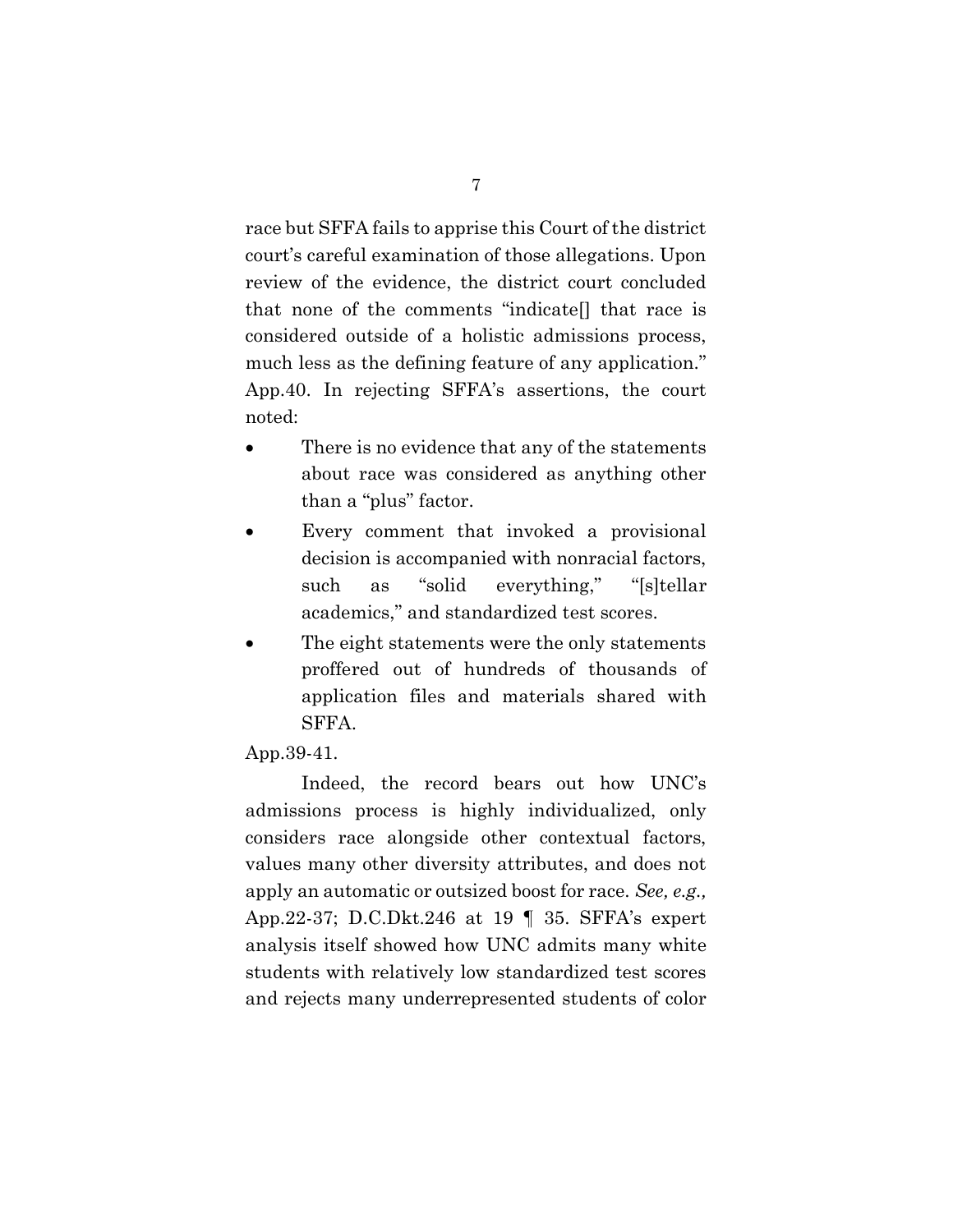race but SFFA fails to apprise this Court of the district court's careful examination of those allegations. Upon review of the evidence, the district court concluded that none of the comments "indicate[] that race is considered outside of a holistic admissions process, much less as the defining feature of any application." App.40. In rejecting SFFA's assertions, the court noted:

- There is no evidence that any of the statements about race was considered as anything other than a "plus" factor.
- Every comment that invoked a provisional decision is accompanied with nonracial factors, such as "solid everything," "[s]tellar academics," and standardized test scores.
- The eight statements were the only statements proffered out of hundreds of thousands of application files and materials shared with SFFA.

App.39-41.

Indeed, the record bears out how UNC's admissions process is highly individualized, only considers race alongside other contextual factors, values many other diversity attributes, and does not apply an automatic or outsized boost for race. *See, e.g.,* App.22-37; D.C.Dkt.246 at 19 ¶ 35. SFFA's expert analysis itself showed how UNC admits many white students with relatively low standardized test scores and rejects many underrepresented students of color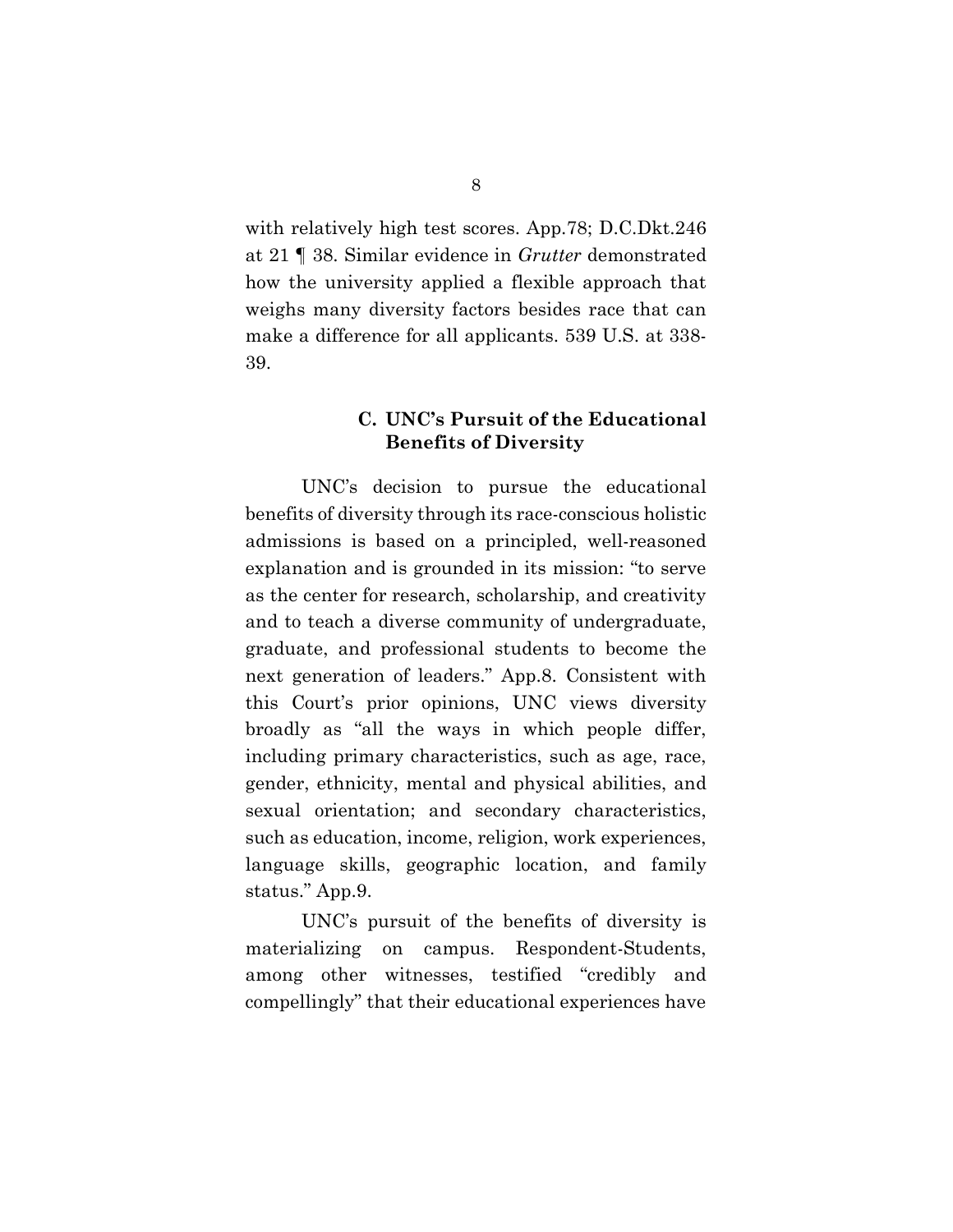with relatively high test scores. App.78; D.C.Dkt.246 at 21 ¶ 38. Similar evidence in *Grutter* demonstrated how the university applied a flexible approach that weighs many diversity factors besides race that can make a difference for all applicants. 539 U.S. at 338-39.

### C. UNC's Pursuit of the Educational Benefits of Diversity

UNC's decision to pursue the educational benefits of diversity through its race-conscious holistic admissions is based on a principled, well-reasoned explanation and is grounded in its mission: "to serve as the center for research, scholarship, and creativity and to teach a diverse community of undergraduate, graduate, and professional students to become the next generation of leaders." App.8. Consistent with this Court's prior opinions, UNC views diversity broadly as "all the ways in which people differ, including primary characteristics, such as age, race, gender, ethnicity, mental and physical abilities, and sexual orientation; and secondary characteristics, such as education, income, religion, work experiences, language skills, geographic location, and family status." App.9.

UNC's pursuit of the benefits of diversity is materializing on campus. Respondent-Students, among other witnesses, testified "credibly and compellingly" that their educational experiences have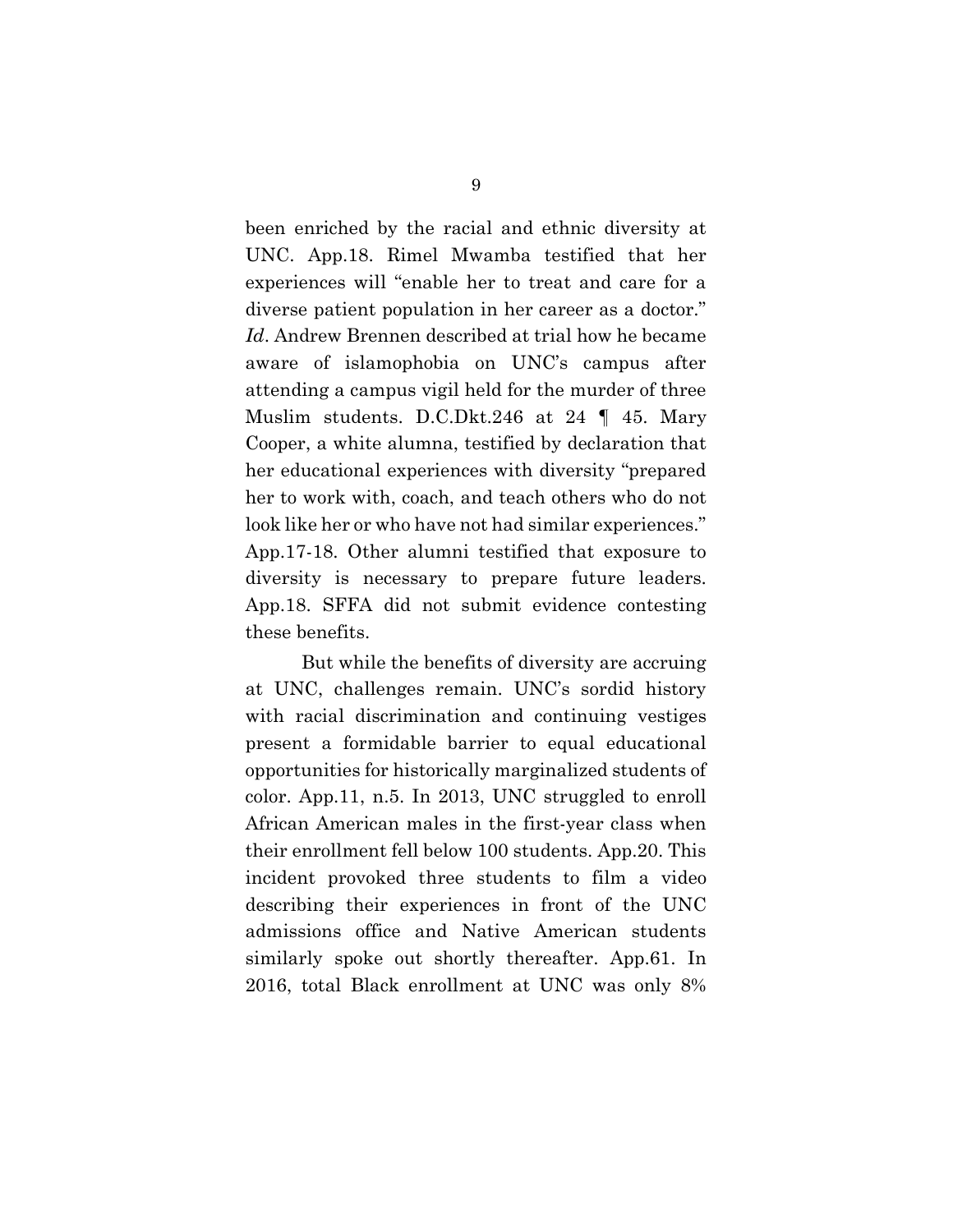been enriched by the racial and ethnic diversity at UNC. App.18. Rimel Mwamba testified that her experiences will "enable her to treat and care for a diverse patient population in her career as a doctor." *Id*. Andrew Brennen described at trial how he became aware of islamophobia on UNC's campus after attending a campus vigil held for the murder of three Muslim students. D.C.Dkt.246 at 24 ¶ 45. Mary Cooper, a white alumna, testified by declaration that her educational experiences with diversity "prepared her to work with, coach, and teach others who do not look like her or who have not had similar experiences." App.17-18. Other alumni testified that exposure to diversity is necessary to prepare future leaders. App.18. SFFA did not submit evidence contesting these benefits.

But while the benefits of diversity are accruing at UNC, challenges remain. UNC's sordid history with racial discrimination and continuing vestiges present a formidable barrier to equal educational opportunities for historically marginalized students of color. App.11, n.5. In 2013, UNC struggled to enroll African American males in the first-year class when their enrollment fell below 100 students. App.20. This incident provoked three students to film a video describing their experiences in front of the UNC admissions office and Native American students similarly spoke out shortly thereafter. App.61. In 2016, total Black enrollment at UNC was only 8%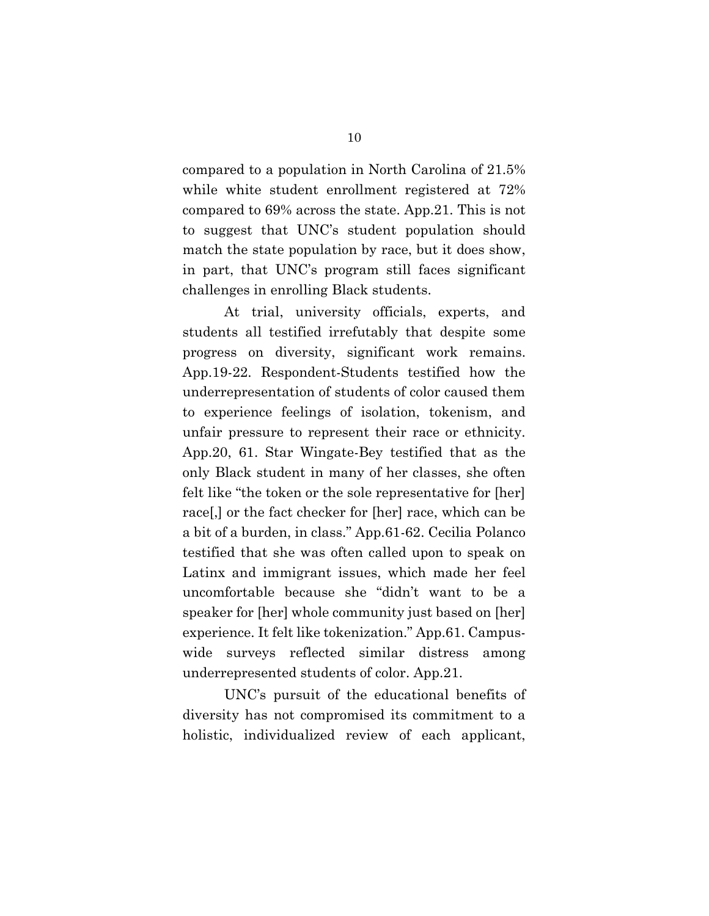compared to a population in North Carolina of 21.5% while white student enrollment registered at 72% compared to 69% across the state. App.21. This is not to suggest that UNC's student population should match the state population by race, but it does show, in part, that UNC's program still faces significant challenges in enrolling Black students.

At trial, university officials, experts, and students all testified irrefutably that despite some progress on diversity, significant work remains. App.19-22. Respondent-Students testified how the underrepresentation of students of color caused them to experience feelings of isolation, tokenism, and unfair pressure to represent their race or ethnicity. App.20, 61. Star Wingate-Bey testified that as the only Black student in many of her classes, she often felt like "the token or the sole representative for [her] race[,] or the fact checker for [her] race, which can be a bit of a burden, in class." App.61-62. Cecilia Polanco testified that she was often called upon to speak on Latinx and immigrant issues, which made her feel uncomfortable because she "didn't want to be a speaker for [her] whole community just based on [her] experience. It felt like tokenization." App.61. Campus-wide surveys reflected similar distress among underrepresented students of color. App.21.

UNC's pursuit of the educational benefits of diversity has not compromised its commitment to a holistic, individualized review of each applicant,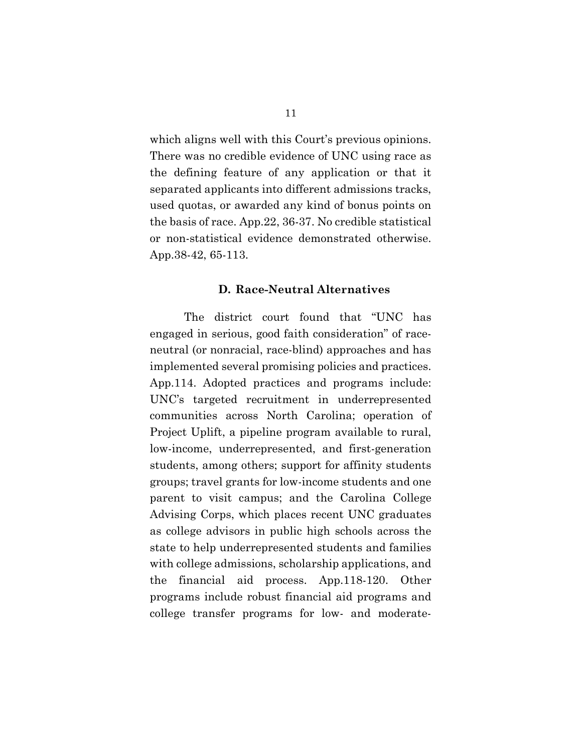which aligns well with this Court's previous opinions. There was no credible evidence of UNC using race as the defining feature of any application or that it separated applicants into different admissions tracks, used quotas, or awarded any kind of bonus points on the basis of race. App.22, 36-37. No credible statistical or non-statistical evidence demonstrated otherwise. App.38-42, 65-113.

### D. Race-Neutral Alternatives

The district court found that "UNC has engaged in serious, good faith consideration" of race-neutral (or nonracial, race-blind) approaches and has implemented several promising policies and practices. App.114. Adopted practices and programs include: UNC's targeted recruitment in underrepresented communities across North Carolina; operation of Project Uplift, a pipeline program available to rural, low-income, underrepresented, and first-generation students, among others; support for affinity students groups; travel grants for low-income students and one parent to visit campus; and the Carolina College Advising Corps, which places recent UNC graduates as college advisors in public high schools across the state to help underrepresented students and families with college admissions, scholarship applications, and the financial aid process. App.118-120. Other programs include robust financial aid programs and college transfer programs for low- and moderate-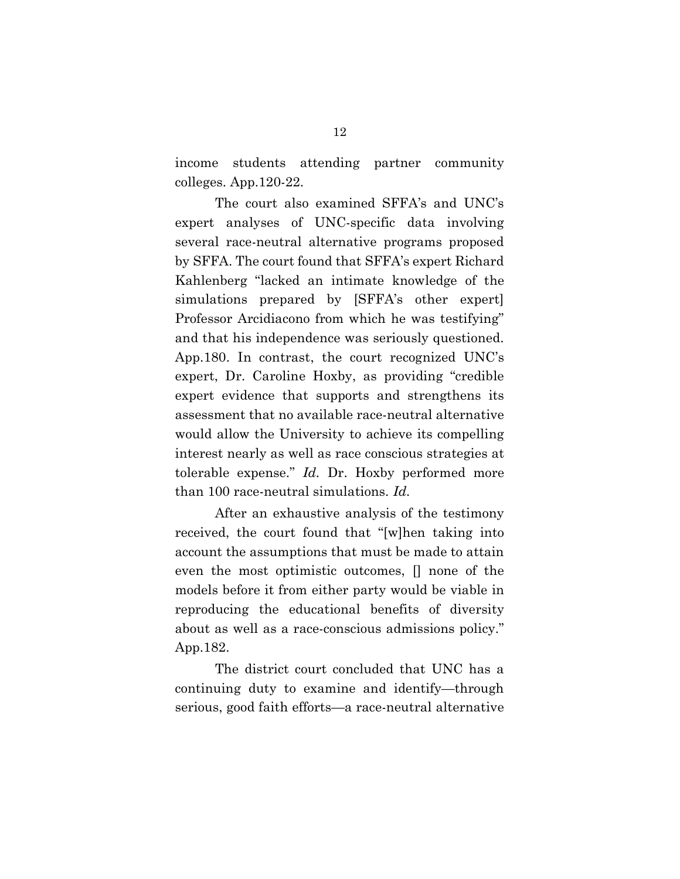income students attending partner community colleges. App.120-22.

The court also examined SFFA's and UNC's expert analyses of UNC-specific data involving several race-neutral alternative programs proposed by SFFA. The court found that SFFA's expert Richard Kahlenberg "lacked an intimate knowledge of the simulations prepared by [SFFA's other expert] Professor Arcidiacono from which he was testifying" and that his independence was seriously questioned. App.180. In contrast, the court recognized UNC's expert, Dr. Caroline Hoxby, as providing "credible expert evidence that supports and strengthens its assessment that no available race-neutral alternative would allow the University to achieve its compelling interest nearly as well as race conscious strategies at tolerable expense." *Id.* Dr. Hoxby performed more than 100 race-neutral simulations. *Id.*

After an exhaustive analysis of the testimony received, the court found that "[w]hen taking into account the assumptions that must be made to attain even the most optimistic outcomes, [] none of the models before it from either party would be viable in reproducing the educational benefits of diversity about as well as a race-conscious admissions policy." App.182.

The district court concluded that UNC has a continuing duty to examine and identify—through serious, good faith efforts—a race-neutral alternative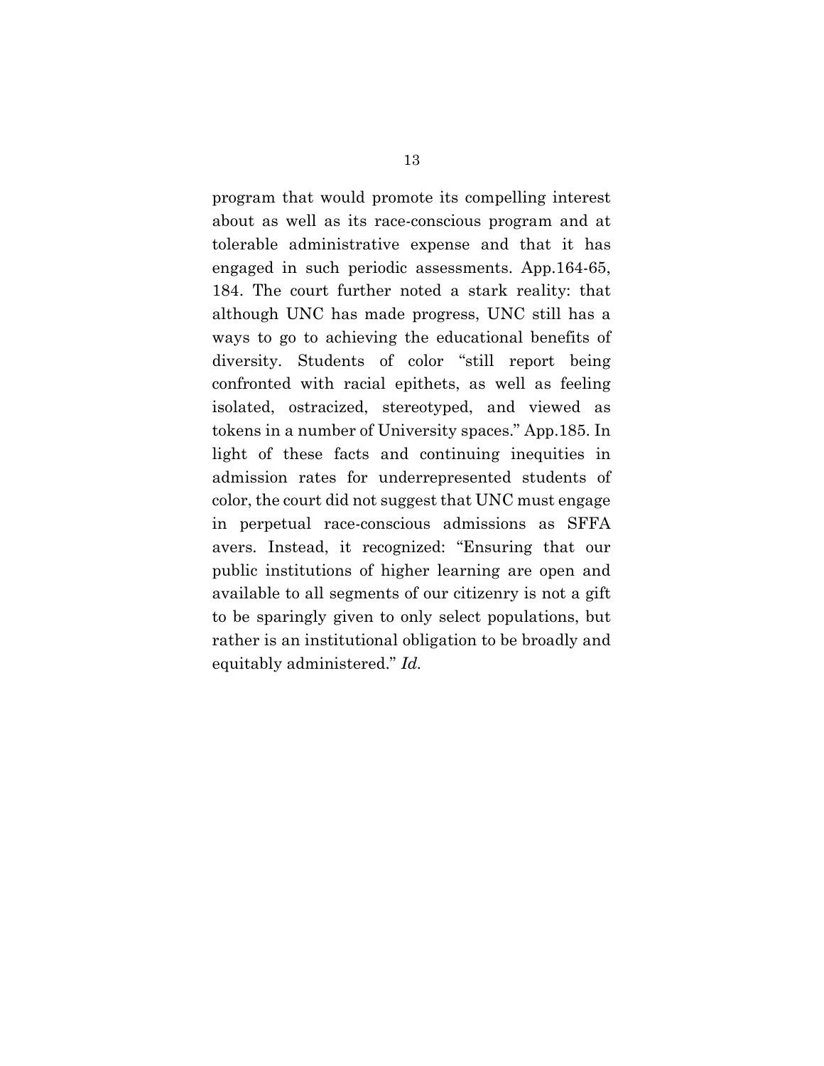program that would promote its compelling interest about as well as its race-conscious program and at tolerable administrative expense and that it has engaged in such periodic assessments. App.164-65, 184. The court further noted a stark reality: that although UNC has made progress, UNC still has a ways to go to achieving the educational benefits of diversity. Students of color "still report being confronted with racial epithets, as well as feeling isolated, ostracized, stereotyped, and viewed as tokens in a number of University spaces." App.185. In light of these facts and continuing inequities in admission rates for underrepresented students of color, the court did not suggest that UNC must engage in perpetual race-conscious admissions as SFFA avers. Instead, it recognized: "Ensuring that our public institutions of higher learning are open and available to all segments of our citizenry is not a gift to be sparingly given to only select populations, but rather is an institutional obligation to be broadly and equitably administered." *Id.*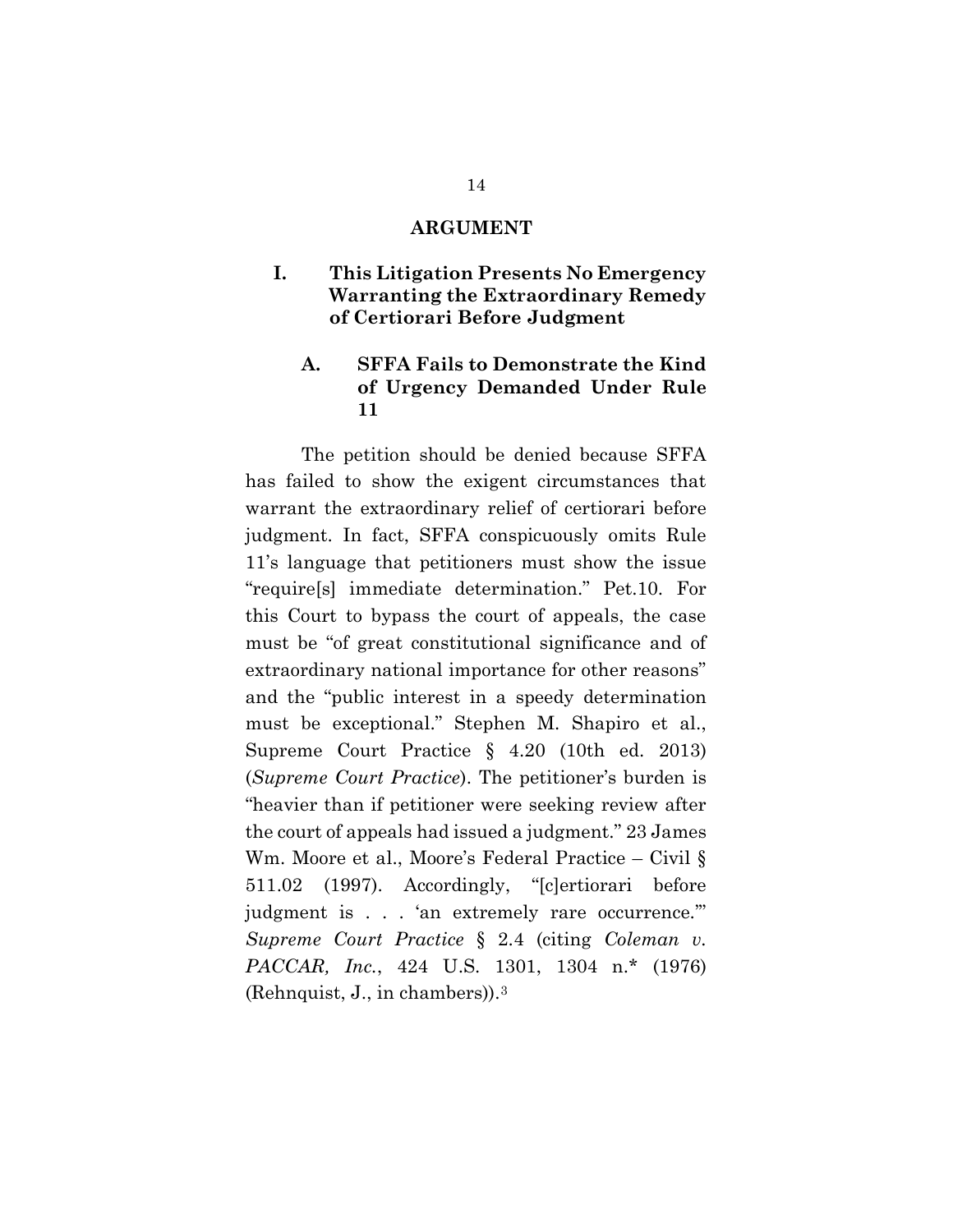## ARGUMENT

### I. This Litigation Presents No Emergency Warranting the Extraordinary Remedy of Certiorari Before Judgment

#### A. SFFA Fails to Demonstrate the Kind of Urgency Demanded Under Rule 11

The petition should be denied because SFFA has failed to show the exigent circumstances that warrant the extraordinary relief of certiorari before judgment. In fact, SFFA conspicuously omits Rule 11's language that petitioners must show the issue "require[s] immediate determination." Pet.10. For this Court to bypass the court of appeals, the case must be "of great constitutional significance and of extraordinary national importance for other reasons" and the "public interest in a speedy determination must be exceptional." Stephen M. Shapiro et al., Supreme Court Practice § 4.20 (10th ed. 2013) (*Supreme Court Practice*). The petitioner's burden is "heavier than if petitioner were seeking review after the court of appeals had issued a judgment." 23 James Wm. Moore et al., Moore's Federal Practice – Civil § 511.02 (1997). Accordingly, "[c]ertiorari before judgment is . . . 'an extremely rare occurrence.'" *Supreme Court Practice* § 2.4 (citing *Coleman v. PACCAR, Inc.*, 424 U.S. 1301, 1304 n.* (1976) (Rehnquist, J., in chambers)).[3]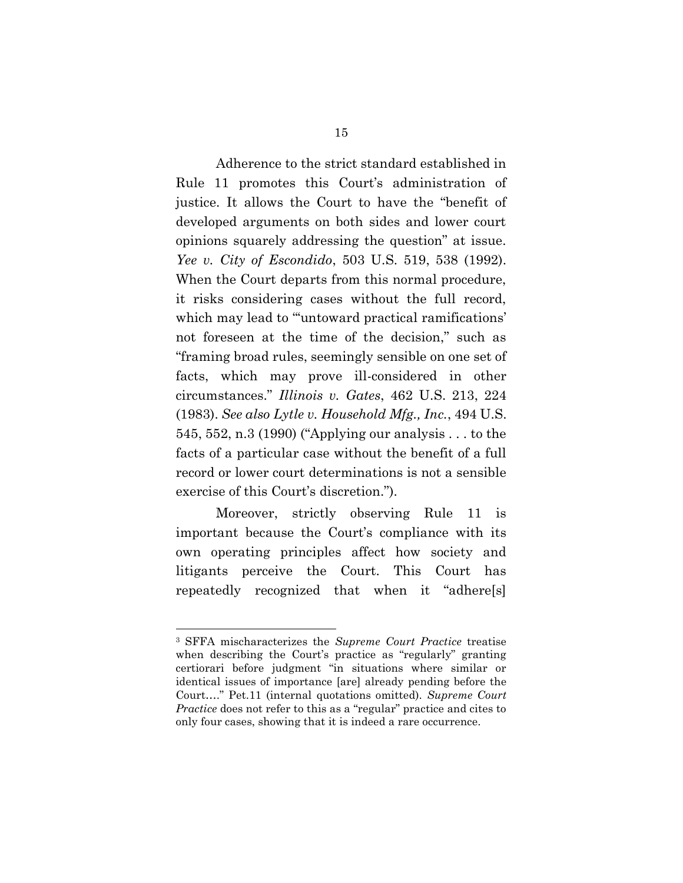Adherence to the strict standard established in Rule 11 promotes this Court's administration of justice. It allows the Court to have the "benefit of developed arguments on both sides and lower court opinions squarely addressing the question" at issue. *Yee v. City of Escondido*, 503 U.S. 519, 538 (1992). When the Court departs from this normal procedure, it risks considering cases without the full record, which may lead to "'untoward practical ramifications' not foreseen at the time of the decision," such as "framing broad rules, seemingly sensible on one set of facts, which may prove ill-considered in other circumstances." *Illinois v. Gates*, 462 U.S. 213, 224 (1983). *See also Lytle v. Household Mfg., Inc.*, 494 U.S. 545, 552, n.3 (1990) ("Applying our analysis . . . to the facts of a particular case without the benefit of a full record or lower court determinations is not a sensible exercise of this Court's discretion.").

Moreover, strictly observing Rule 11 is important because the Court's compliance with its own operating principles affect how society and litigants perceive the Court. This Court has repeatedly recognized that when it "adhere[s]

---

[3] SFFA mischaracterizes the *Supreme Court Practice* treatise when describing the Court's practice as "regularly" granting certiorari before judgment "in situations where similar or identical issues of importance [are] already pending before the Court…." Pet.11 (internal quotations omitted). *Supreme Court Practice* does not refer to this as a "regular" practice and cites to only four cases, showing that it is indeed a rare occurrence.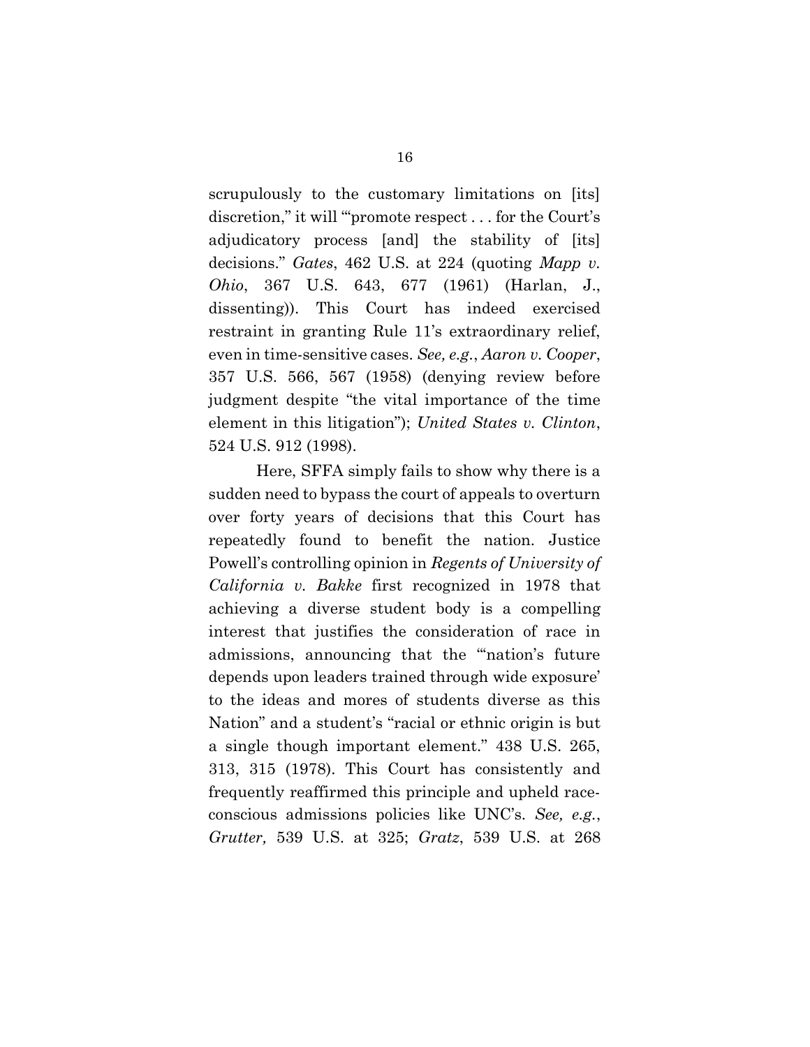scrupulously to the customary limitations on [its] discretion," it will "'promote respect . . . for the Court's adjudicatory process [and] the stability of [its] decisions." *Gates*, 462 U.S. at 224 (quoting *Mapp v. Ohio*, 367 U.S. 643, 677 (1961) (Harlan, J., dissenting)). This Court has indeed exercised restraint in granting Rule 11's extraordinary relief, even in time-sensitive cases. *See, e.g.*, *Aaron v. Cooper*, 357 U.S. 566, 567 (1958) (denying review before judgment despite "the vital importance of the time element in this litigation"); *United States v. Clinton*, 524 U.S. 912 (1998).

Here, SFFA simply fails to show why there is a sudden need to bypass the court of appeals to overturn over forty years of decisions that this Court has repeatedly found to benefit the nation. Justice Powell's controlling opinion in *Regents of University of California v. Bakke* first recognized in 1978 that achieving a diverse student body is a compelling interest that justifies the consideration of race in admissions, announcing that the "'nation's future depends upon leaders trained through wide exposure' to the ideas and mores of students diverse as this Nation" and a student's "racial or ethnic origin is but a single though important element." 438 U.S. 265, 313, 315 (1978). This Court has consistently and frequently reaffirmed this principle and upheld race-conscious admissions policies like UNC's. *See, e.g.*, *Grutter,* 539 U.S. at 325; *Gratz*, 539 U.S. at 268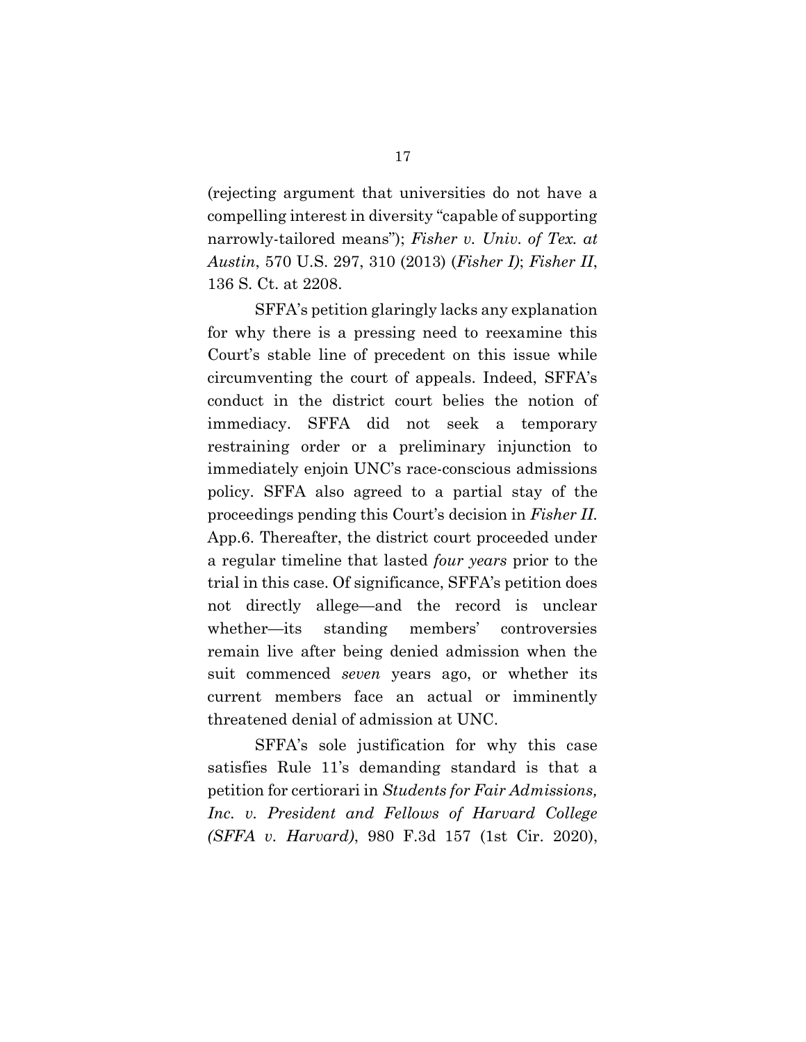(rejecting argument that universities do not have a compelling interest in diversity "capable of supporting narrowly-tailored means"); *Fisher v. Univ. of Tex. at Austin*, 570 U.S. 297, 310 (2013) (*Fisher I*); *Fisher II*, 136 S. Ct. at 2208.

SFFA's petition glaringly lacks any explanation for why there is a pressing need to reexamine this Court's stable line of precedent on this issue while circumventing the court of appeals. Indeed, SFFA's conduct in the district court belies the notion of immediacy. SFFA did not seek a temporary restraining order or a preliminary injunction to immediately enjoin UNC's race-conscious admissions policy. SFFA also agreed to a partial stay of the proceedings pending this Court's decision in *Fisher II.* App.6. Thereafter, the district court proceeded under a regular timeline that lasted *four years* prior to the trial in this case. Of significance, SFFA's petition does not directly allege—and the record is unclear whether—its standing members' controversies remain live after being denied admission when the suit commenced *seven* years ago, or whether its current members face an actual or imminently threatened denial of admission at UNC.

SFFA's sole justification for why this case satisfies Rule 11's demanding standard is that a petition for certiorari in *Students for Fair Admissions, Inc. v. President and Fellows of Harvard College (SFFA v. Harvard)*, 980 F.3d 157 (1st Cir. 2020),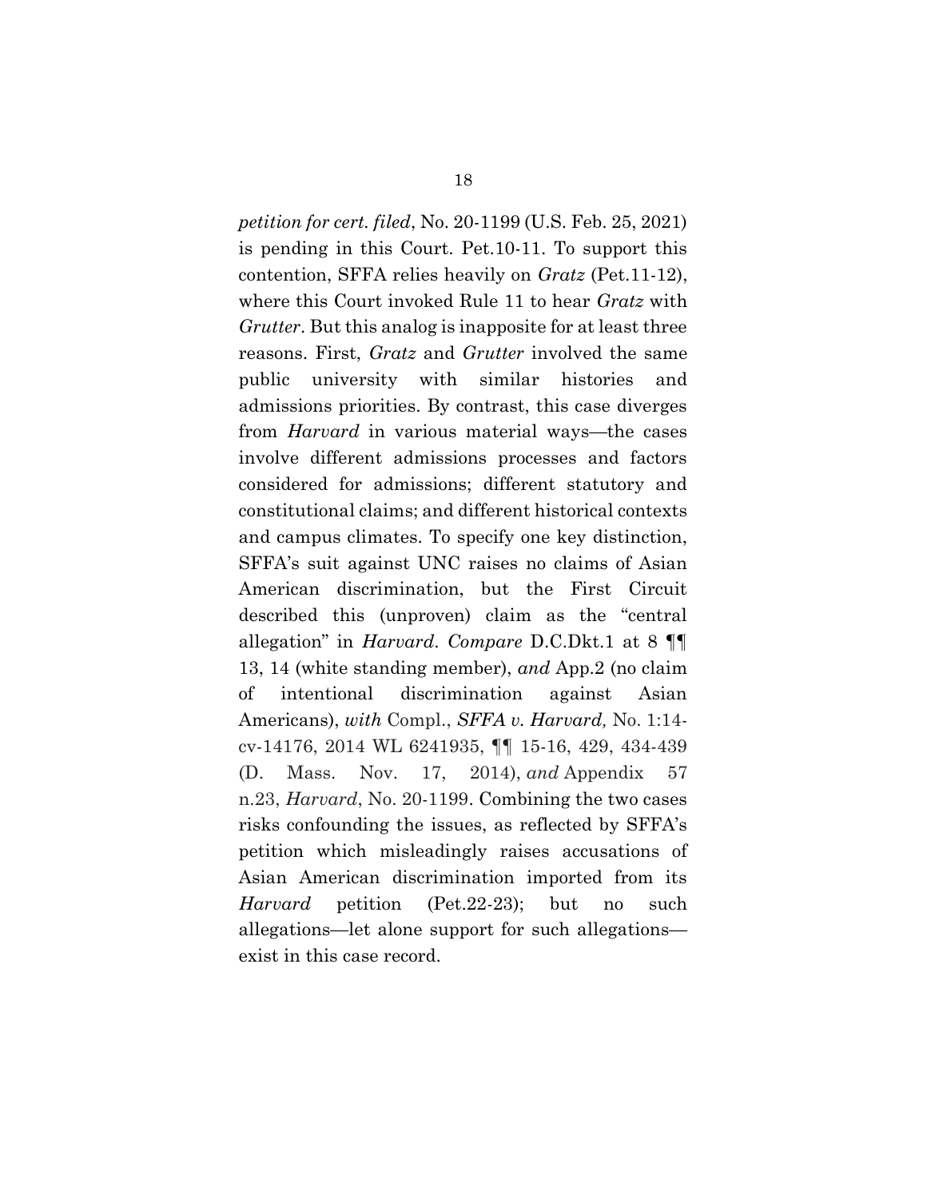*petition for cert. filed*, No. 20-1199 (U.S. Feb. 25, 2021) is pending in this Court. Pet.10-11. To support this contention, SFFA relies heavily on *Gratz* (Pet.11-12), where this Court invoked Rule 11 to hear *Gratz* with *Grutter*. But this analog is inapposite for at least three reasons. First, *Gratz* and *Grutter* involved the same public university with similar histories and admissions priorities. By contrast, this case diverges from *Harvard* in various material ways—the cases involve different admissions processes and factors considered for admissions; different statutory and constitutional claims; and different historical contexts and campus climates. To specify one key distinction, SFFA's suit against UNC raises no claims of Asian American discrimination, but the First Circuit described this (unproven) claim as the "central allegation" in *Harvard*. *Compare* D.C.Dkt.1 at 8 ¶¶ 13, 14 (white standing member), *and* App.2 (no claim of intentional discrimination against Asian Americans), *with* Compl., ***SFFA v. Harvard,*** No. 1:14-cv-14176, 2014 WL 6241935, ¶¶ 15-16, 429, 434-439 (D. Mass. Nov. 17, 2014), *and* Appendix 57 n.23, *Harvard*, No. 20-1199. Combining the two cases risks confounding the issues, as reflected by SFFA's petition which misleadingly raises accusations of Asian American discrimination imported from its *Harvard* petition (Pet.22-23); but no such allegations—let alone support for such allegations—exist in this case record.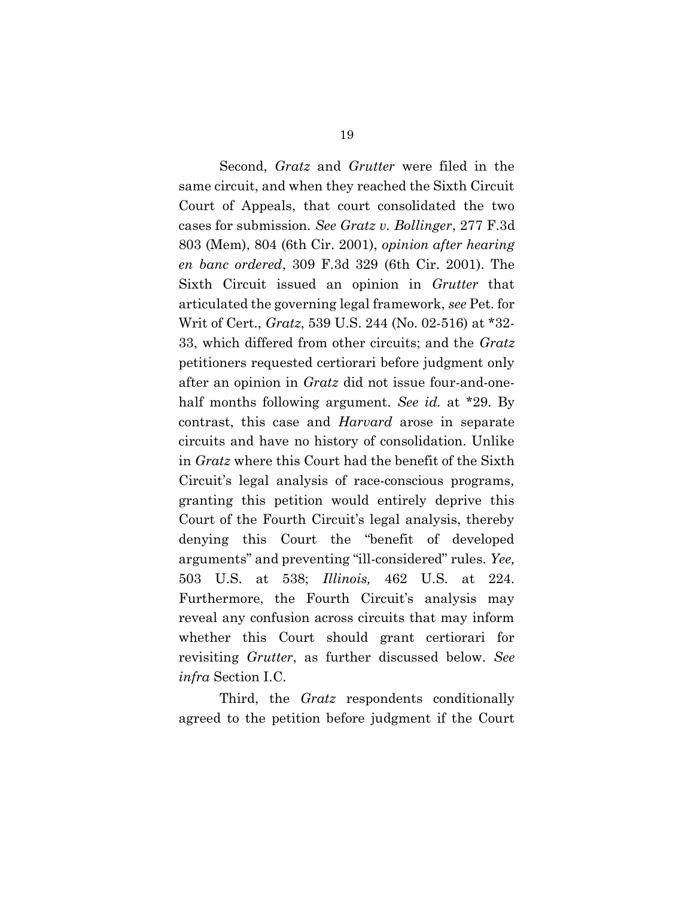Second, *Gratz* and *Grutter* were filed in the same circuit, and when they reached the Sixth Circuit Court of Appeals, that court consolidated the two cases for submission. *See Gratz v. Bollinger*, 277 F.3d 803 (Mem), 804 (6th Cir. 2001), *opinion after hearing en banc ordered*, 309 F.3d 329 (6th Cir. 2001). The Sixth Circuit issued an opinion in *Grutter* that articulated the governing legal framework, *see* Pet. for Writ of Cert., *Gratz*, 539 U.S. 244 (No. 02-516) at *32-33, which differed from other circuits; and the *Gratz* petitioners requested certiorari before judgment only after an opinion in *Gratz* did not issue four-and-one-half months following argument. *See id.* at *29. By contrast, this case and *Harvard* arose in separate circuits and have no history of consolidation. Unlike in *Gratz* where this Court had the benefit of the Sixth Circuit's legal analysis of race-conscious programs, granting this petition would entirely deprive this Court of the Fourth Circuit's legal analysis, thereby denying this Court the "benefit of developed arguments" and preventing "ill-considered" rules. *Yee,* 503 U.S. at 538; *Illinois,* 462 U.S. at 224. Furthermore, the Fourth Circuit's analysis may reveal any confusion across circuits that may inform whether this Court should grant certiorari for revisiting *Grutter*, as further discussed below. *See infra* Section I.C.

Third, the *Gratz* respondents conditionally agreed to the petition before judgment if the Court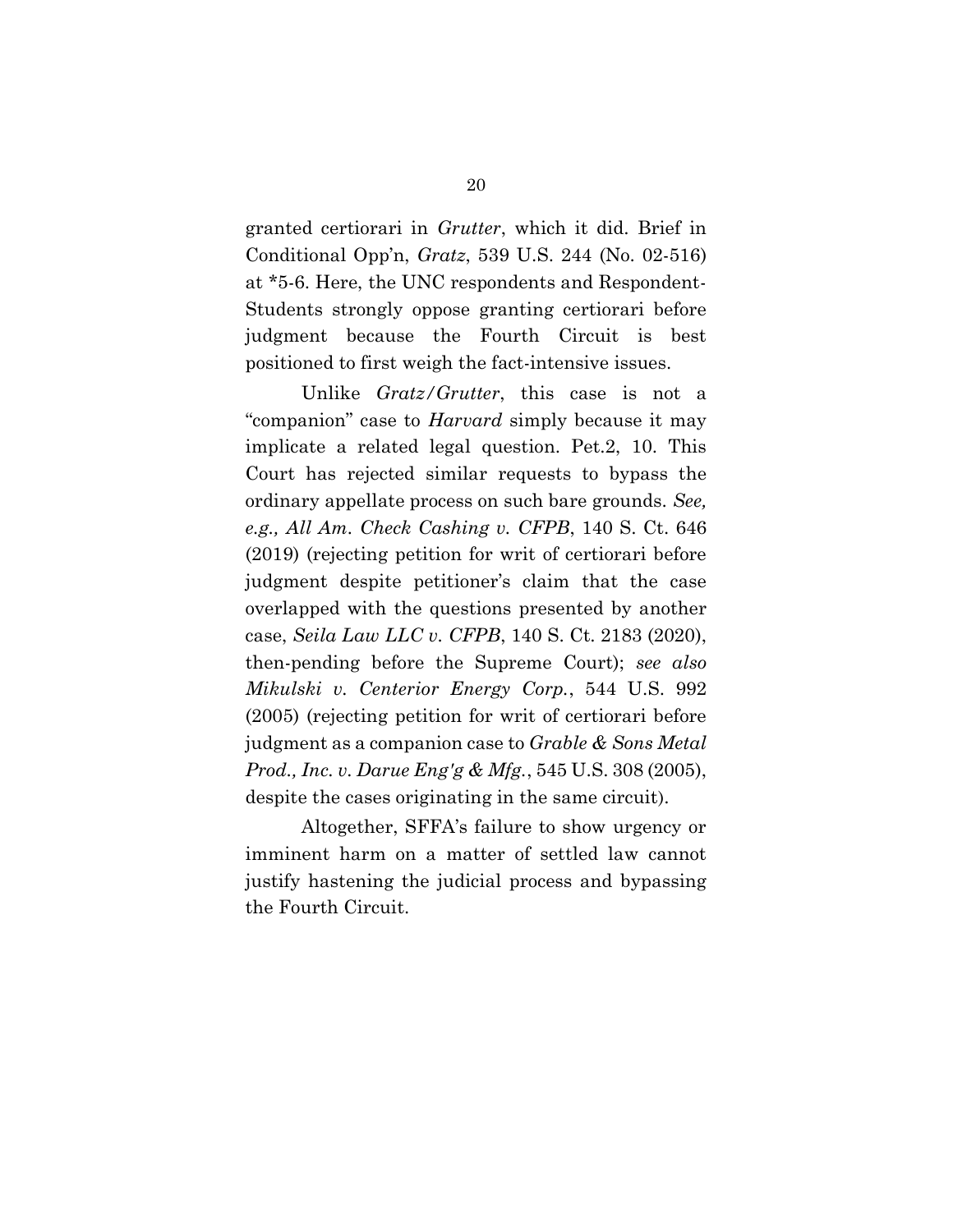granted certiorari in *Grutter*, which it did. Brief in Conditional Opp'n, *Gratz*, 539 U.S. 244 (No. 02-516) at *5-6. Here, the UNC respondents and Respondent-Students strongly oppose granting certiorari before judgment because the Fourth Circuit is best positioned to first weigh the fact-intensive issues.

Unlike *Gratz/Grutter*, this case is not a "companion" case to *Harvard* simply because it may implicate a related legal question. Pet.2, 10. This Court has rejected similar requests to bypass the ordinary appellate process on such bare grounds. *See, e.g., All Am. Check Cashing v. CFPB*, 140 S. Ct. 646 (2019) (rejecting petition for writ of certiorari before judgment despite petitioner's claim that the case overlapped with the questions presented by another case, *Seila Law LLC v. CFPB*, 140 S. Ct. 2183 (2020), then-pending before the Supreme Court); *see also Mikulski v. Centerior Energy Corp.*, 544 U.S. 992 (2005) (rejecting petition for writ of certiorari before judgment as a companion case to *Grable & Sons Metal Prod., Inc. v. Darue Eng'g & Mfg.*, 545 U.S. 308 (2005), despite the cases originating in the same circuit).

Altogether, SFFA's failure to show urgency or imminent harm on a matter of settled law cannot justify hastening the judicial process and bypassing the Fourth Circuit.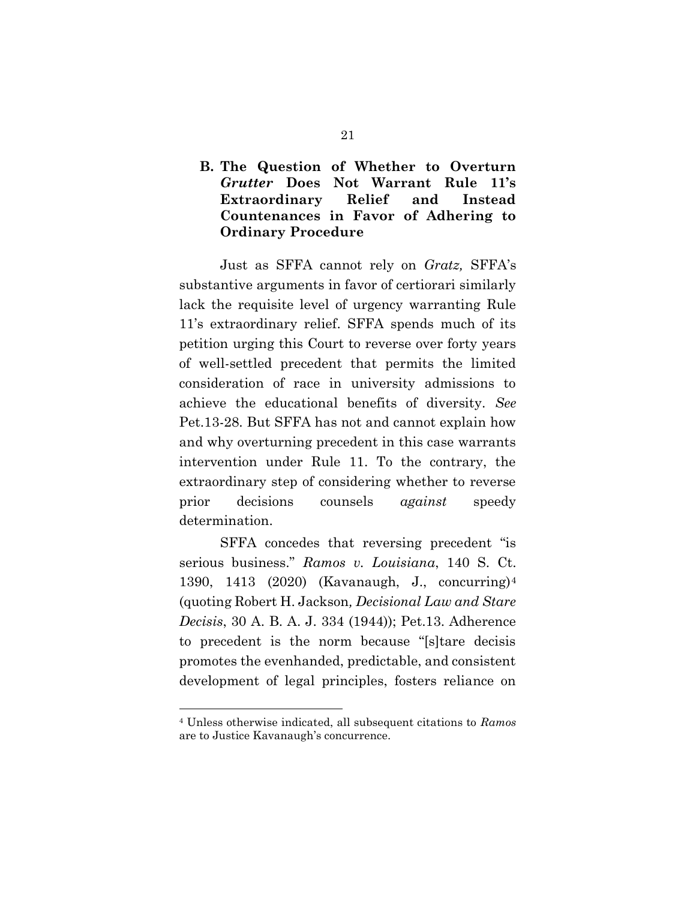### B. The Question of Whether to Overturn *Grutter* Does Not Warrant Rule 11's Extraordinary Relief and Instead Countenances in Favor of Adhering to Ordinary Procedure

Just as SFFA cannot rely on *Gratz,* SFFA's substantive arguments in favor of certiorari similarly lack the requisite level of urgency warranting Rule 11's extraordinary relief. SFFA spends much of its petition urging this Court to reverse over forty years of well-settled precedent that permits the limited consideration of race in university admissions to achieve the educational benefits of diversity. *See* Pet.13-28. But SFFA has not and cannot explain how and why overturning precedent in this case warrants intervention under Rule 11. To the contrary, the extraordinary step of considering whether to reverse prior decisions counsels *against* speedy determination.

SFFA concedes that reversing precedent "is serious business." *Ramos v. Louisiana*, 140 S. Ct. 1390, 1413 (2020) (Kavanaugh, J., concurring)[4] (quoting Robert H. Jackson*, Decisional Law and Stare Decisis*, 30 A. B. A. J. 334 (1944)); Pet.13. Adherence to precedent is the norm because "[s]tare decisis promotes the evenhanded, predictable, and consistent development of legal principles, fosters reliance on

---

[4] Unless otherwise indicated, all subsequent citations to *Ramos* are to Justice Kavanaugh's concurrence.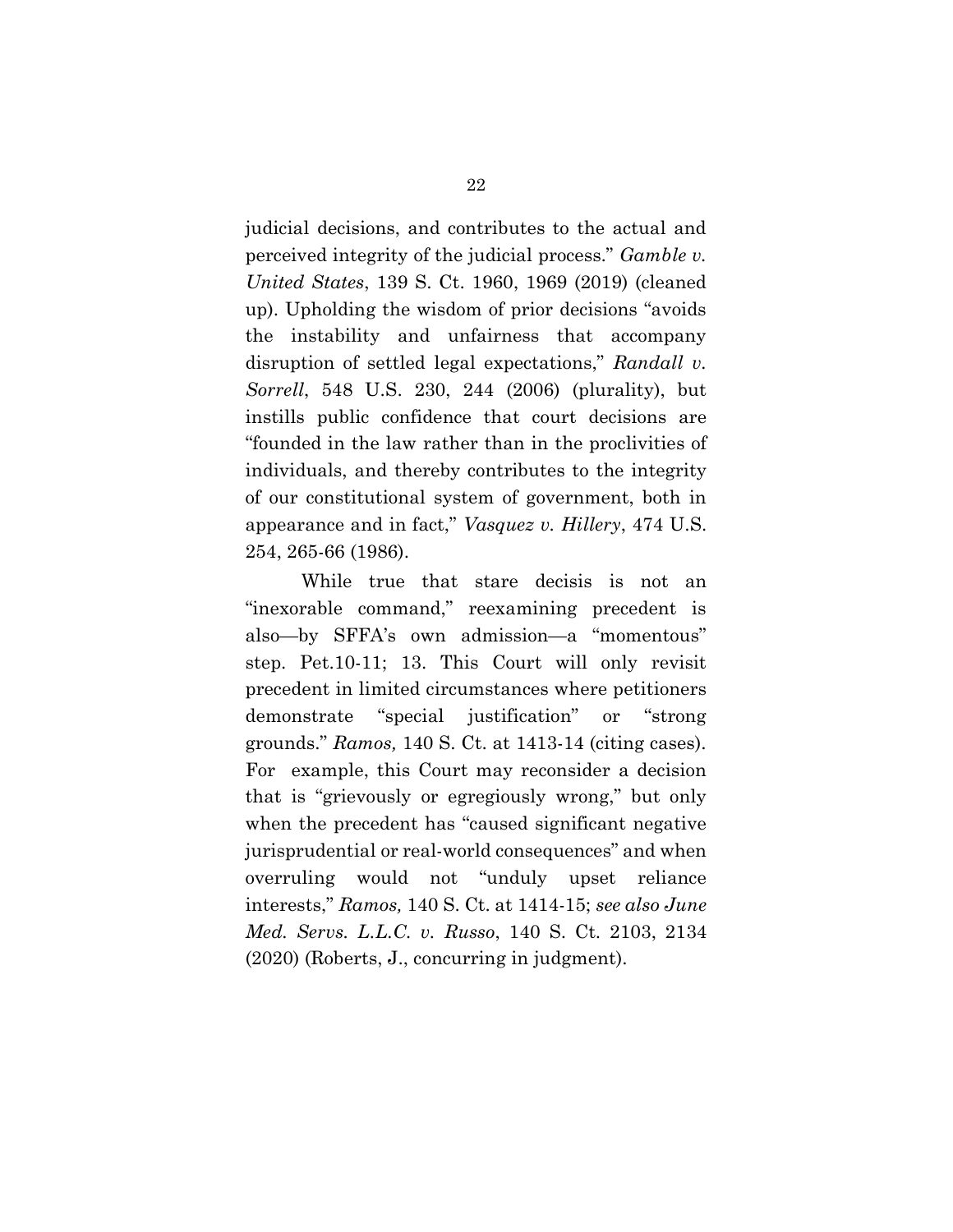judicial decisions, and contributes to the actual and perceived integrity of the judicial process." *Gamble v. United States*, 139 S. Ct. 1960, 1969 (2019) (cleaned up). Upholding the wisdom of prior decisions "avoids the instability and unfairness that accompany disruption of settled legal expectations," *Randall v. Sorrell*, 548 U.S. 230, 244 (2006) (plurality), but instills public confidence that court decisions are "founded in the law rather than in the proclivities of individuals, and thereby contributes to the integrity of our constitutional system of government, both in appearance and in fact," *Vasquez v. Hillery*, 474 U.S. 254, 265-66 (1986).

While true that stare decisis is not an "inexorable command," reexamining precedent is also—by SFFA's own admission—a "momentous" step. Pet.10-11; 13. This Court will only revisit precedent in limited circumstances where petitioners demonstrate "special justification" or "strong grounds." *Ramos,* 140 S. Ct. at 1413-14 (citing cases). For example, this Court may reconsider a decision that is "grievously or egregiously wrong," but only when the precedent has "caused significant negative jurisprudential or real-world consequences" and when overruling would not "unduly upset reliance interests," *Ramos,* 140 S. Ct. at 1414-15; *see also June Med. Servs. L.L.C. v. Russo*, 140 S. Ct. 2103, 2134 (2020) (Roberts, J., concurring in judgment).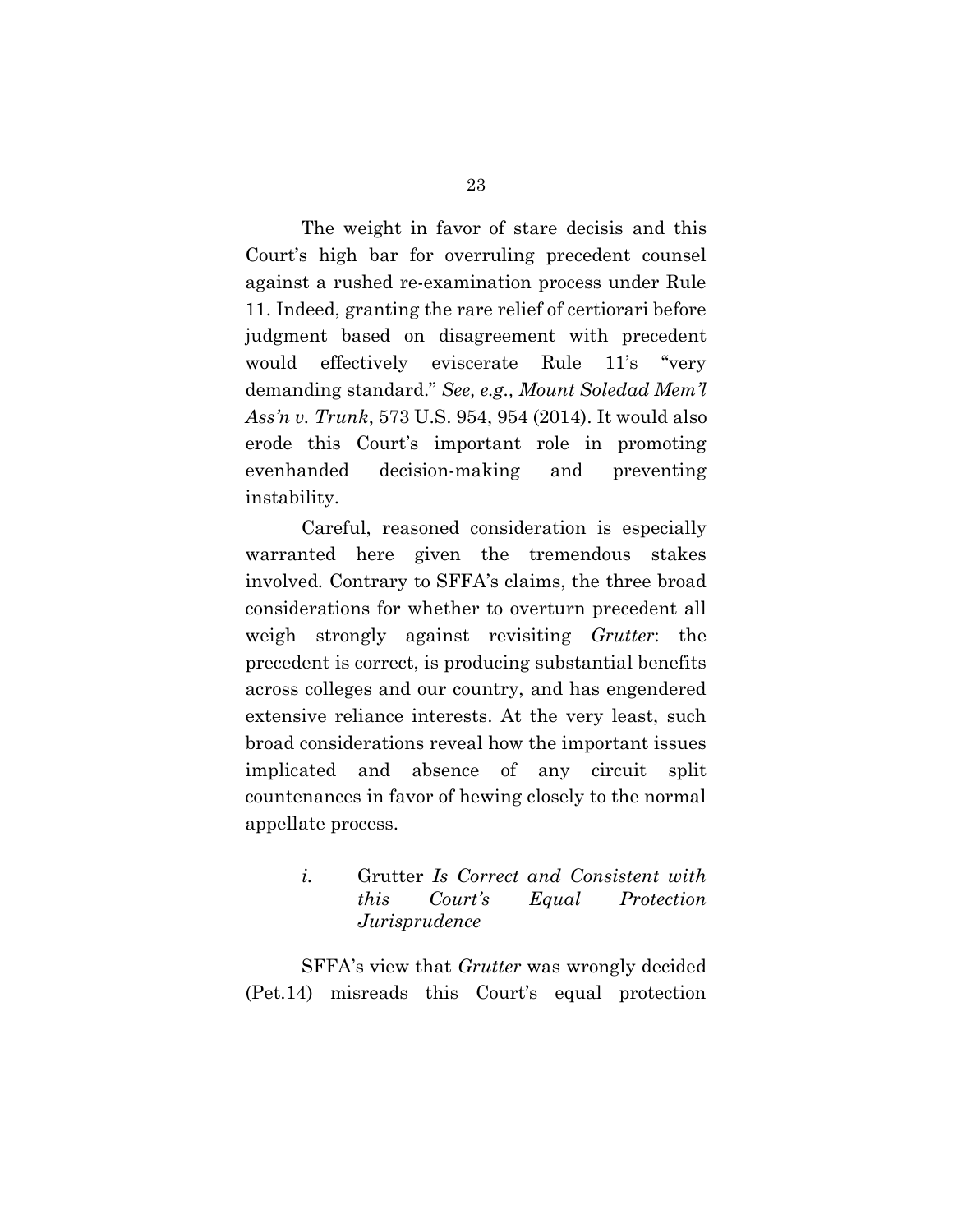The weight in favor of stare decisis and this Court's high bar for overruling precedent counsel against a rushed re-examination process under Rule 11. Indeed, granting the rare relief of certiorari before judgment based on disagreement with precedent would effectively eviscerate Rule 11's "very demanding standard." *See, e.g., Mount Soledad Mem'l Ass'n v. Trunk*, 573 U.S. 954, 954 (2014). It would also erode this Court's important role in promoting evenhanded decision-making and preventing instability.

Careful, reasoned consideration is especially warranted here given the tremendous stakes involved. Contrary to SFFA's claims, the three broad considerations for whether to overturn precedent all weigh strongly against revisiting *Grutter*: the precedent is correct, is producing substantial benefits across colleges and our country, and has engendered extensive reliance interests. At the very least, such broad considerations reveal how the important issues implicated and absence of any circuit split countenances in favor of hewing closely to the normal appellate process.

#### *i.* Grutter *Is Correct and Consistent with this Court's Equal Protection Jurisprudence*

SFFA's view that *Grutter* was wrongly decided (Pet.14) misreads this Court's equal protection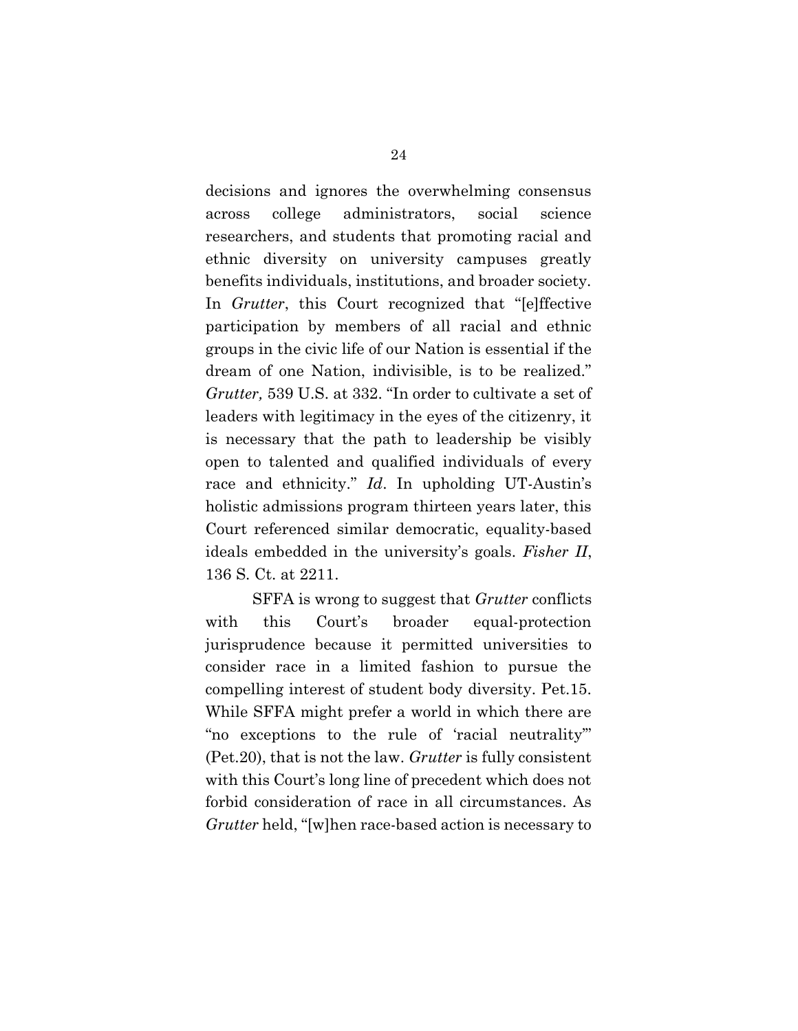decisions and ignores the overwhelming consensus across college administrators, social science researchers, and students that promoting racial and ethnic diversity on university campuses greatly benefits individuals, institutions, and broader society. In *Grutter*, this Court recognized that "[e]ffective participation by members of all racial and ethnic groups in the civic life of our Nation is essential if the dream of one Nation, indivisible, is to be realized." *Grutter,* 539 U.S. at 332. "In order to cultivate a set of leaders with legitimacy in the eyes of the citizenry, it is necessary that the path to leadership be visibly open to talented and qualified individuals of every race and ethnicity." *Id*. In upholding UT-Austin's holistic admissions program thirteen years later, this Court referenced similar democratic, equality-based ideals embedded in the university's goals. *Fisher II*, 136 S. Ct. at 2211.

SFFA is wrong to suggest that *Grutter* conflicts with this Court's broader equal-protection jurisprudence because it permitted universities to consider race in a limited fashion to pursue the compelling interest of student body diversity. Pet.15. While SFFA might prefer a world in which there are "no exceptions to the rule of 'racial neutrality'" (Pet.20), that is not the law. *Grutter* is fully consistent with this Court's long line of precedent which does not forbid consideration of race in all circumstances. As *Grutter* held, "[w]hen race-based action is necessary to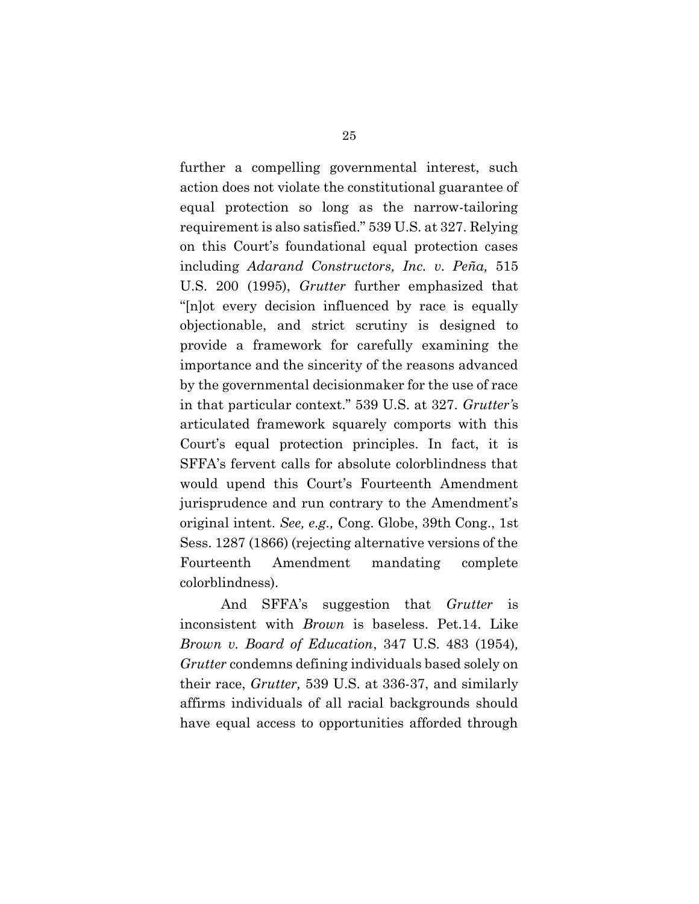further a compelling governmental interest, such action does not violate the constitutional guarantee of equal protection so long as the narrow-tailoring requirement is also satisfied." 539 U.S. at 327. Relying on this Court's foundational equal protection cases including *Adarand Constructors, Inc. v. Peña,* 515 U.S. 200 (1995), *Grutter* further emphasized that "[n]ot every decision influenced by race is equally objectionable, and strict scrutiny is designed to provide a framework for carefully examining the importance and the sincerity of the reasons advanced by the governmental decisionmaker for the use of race in that particular context." 539 U.S. at 327. *Grutter'*s articulated framework squarely comports with this Court's equal protection principles. In fact, it is SFFA's fervent calls for absolute colorblindness that would upend this Court's Fourteenth Amendment jurisprudence and run contrary to the Amendment's original intent. *See, e.g.,* Cong. Globe, 39th Cong., 1st Sess. 1287 (1866) (rejecting alternative versions of the Fourteenth Amendment mandating complete colorblindness).

And SFFA's suggestion that *Grutter* is inconsistent with *Brown* is baseless. Pet.14. Like *Brown v. Board of Education*, 347 U.S. 483 (1954), *Grutter* condemns defining individuals based solely on their race, *Grutter,* 539 U.S. at 336-37, and similarly affirms individuals of all racial backgrounds should have equal access to opportunities afforded through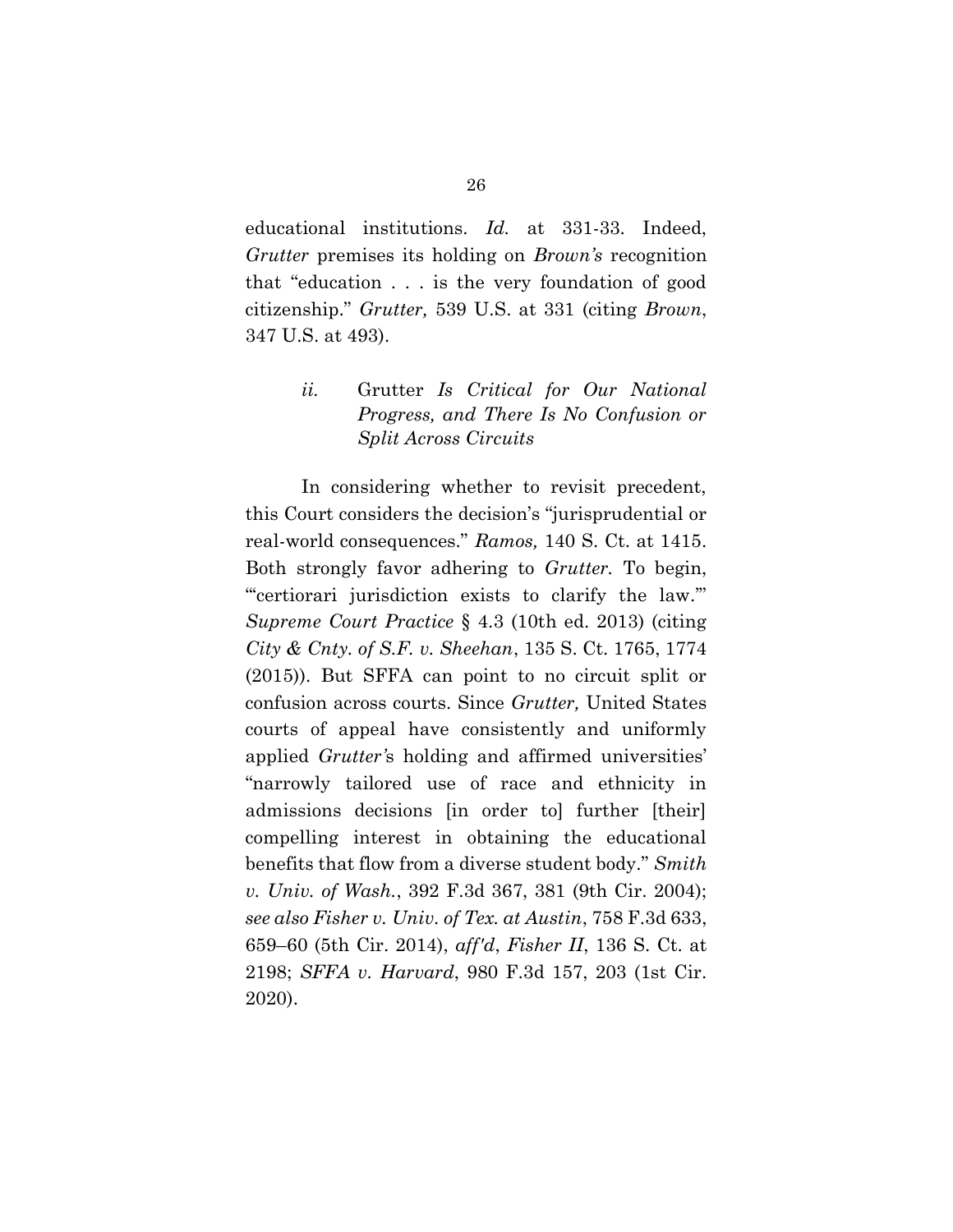educational institutions. *Id.* at 331-33. Indeed, *Grutter* premises its holding on *Brown's* recognition that "education . . . is the very foundation of good citizenship." *Grutter,* 539 U.S. at 331 (citing *Brown*, 347 U.S. at 493).

#### *ii.* Grutter *Is Critical for Our National Progress, and There Is No Confusion or Split Across Circuits*

In considering whether to revisit precedent, this Court considers the decision's "jurisprudential or real-world consequences." *Ramos,* 140 S. Ct. at 1415. Both strongly favor adhering to *Grutter.* To begin, "'certiorari jurisdiction exists to clarify the law.'" *Supreme Court Practice* § 4.3 (10th ed. 2013) (citing *City & Cnty. of S.F. v. Sheehan*, 135 S. Ct. 1765, 1774 (2015)). But SFFA can point to no circuit split or confusion across courts. Since *Grutter,* United States courts of appeal have consistently and uniformly applied *Grutter'*s holding and affirmed universities' "narrowly tailored use of race and ethnicity in admissions decisions [in order to] further [their] compelling interest in obtaining the educational benefits that flow from a diverse student body." *Smith v. Univ. of Wash.*, 392 F.3d 367, 381 (9th Cir. 2004); *see also Fisher v. Univ. of Tex. at Austin*, 758 F.3d 633, 659–60 (5th Cir. 2014), *aff'd*, *Fisher II*, 136 S. Ct. at 2198; *SFFA v. Harvard*, 980 F.3d 157, 203 (1st Cir. 2020).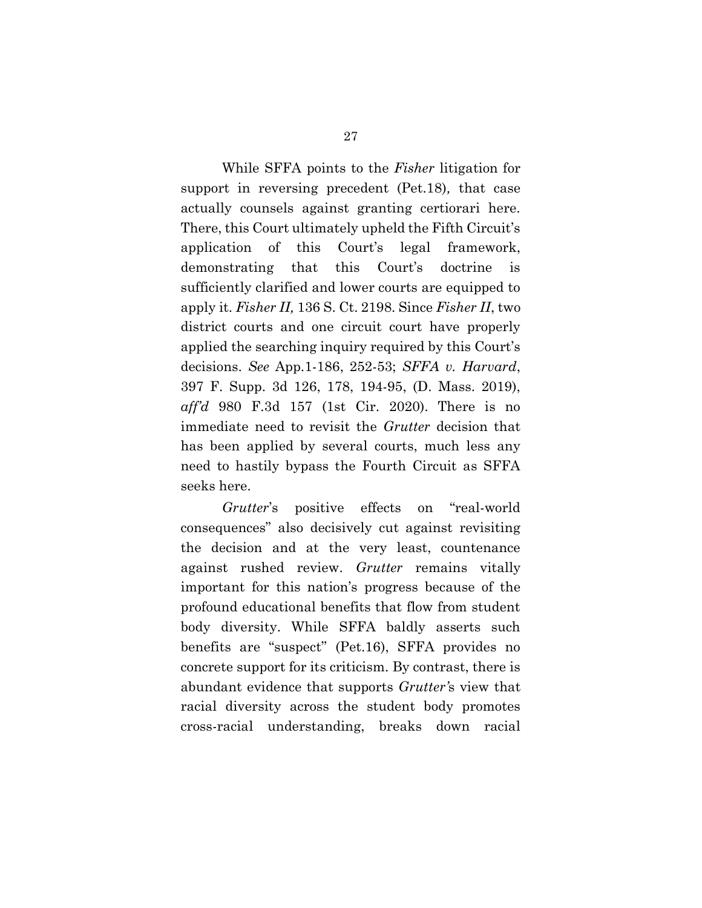While SFFA points to the *Fisher* litigation for support in reversing precedent (Pet.18), that case actually counsels against granting certiorari here. There, this Court ultimately upheld the Fifth Circuit's application of this Court's legal framework, demonstrating that this Court's doctrine is sufficiently clarified and lower courts are equipped to apply it. *Fisher II,* 136 S. Ct. 2198. Since *Fisher II*, two district courts and one circuit court have properly applied the searching inquiry required by this Court's decisions. *See* App.1-186, 252-53; *SFFA v. Harvard*, 397 F. Supp. 3d 126, 178, 194-95, (D. Mass. 2019), *aff'd* 980 F.3d 157 (1st Cir. 2020). There is no immediate need to revisit the *Grutter* decision that has been applied by several courts, much less any need to hastily bypass the Fourth Circuit as SFFA seeks here.

*Grutter*'s positive effects on "real-world consequences" also decisively cut against revisiting the decision and at the very least, countenance against rushed review. *Grutter* remains vitally important for this nation's progress because of the profound educational benefits that flow from student body diversity. While SFFA baldly asserts such benefits are "suspect" (Pet.16), SFFA provides no concrete support for its criticism. By contrast, there is abundant evidence that supports *Grutter'*s view that racial diversity across the student body promotes cross-racial understanding, breaks down racial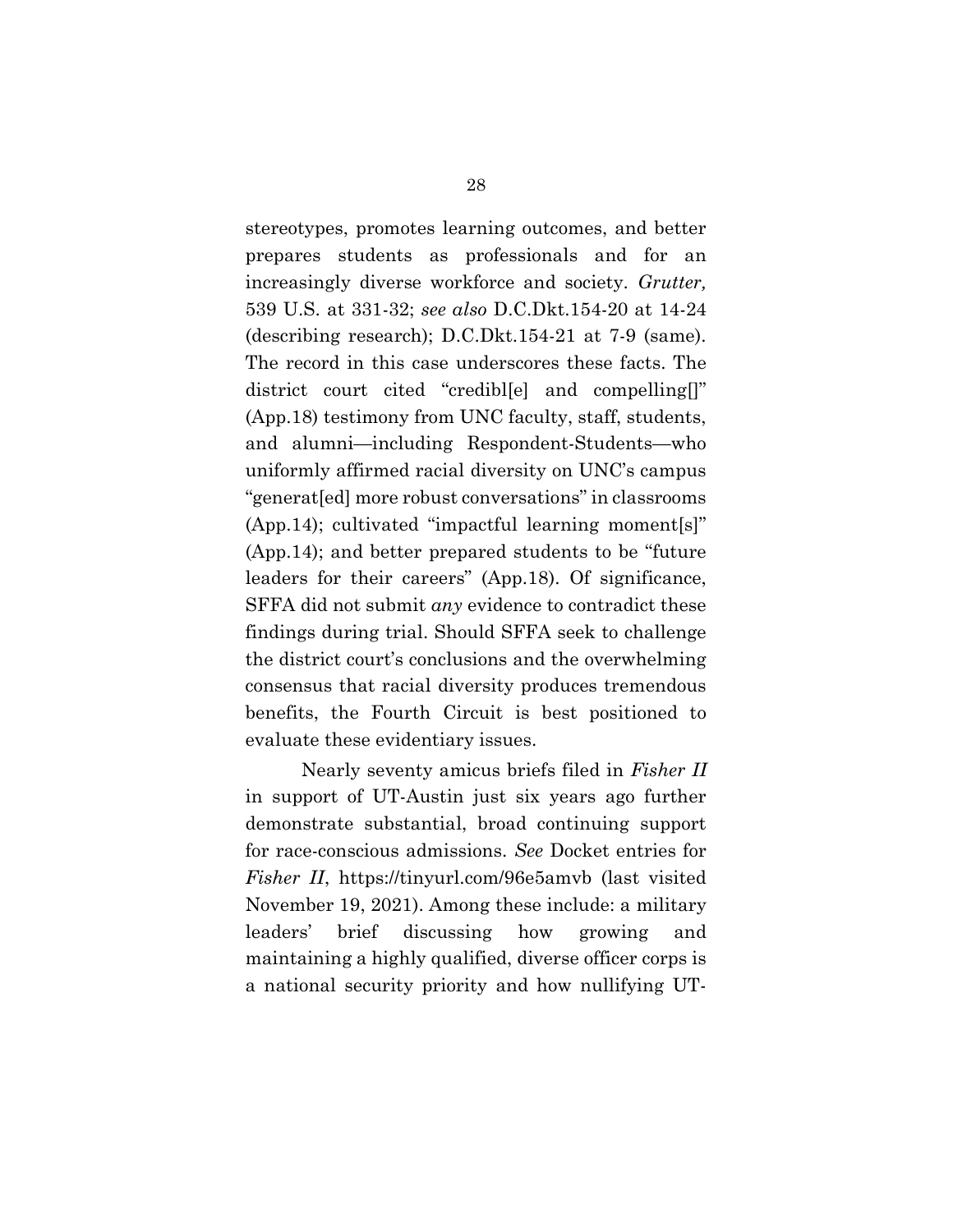stereotypes, promotes learning outcomes, and better prepares students as professionals and for an increasingly diverse workforce and society. *Grutter,* 539 U.S. at 331-32; *see also* D.C.Dkt.154-20 at 14-24 (describing research); D.C.Dkt.154-21 at 7-9 (same). The record in this case underscores these facts. The district court cited "credibl[e] and compelling[]" (App.18) testimony from UNC faculty, staff, students, and alumni—including Respondent-Students—who uniformly affirmed racial diversity on UNC's campus "generat[ed] more robust conversations" in classrooms (App.14); cultivated "impactful learning moment[s]" (App.14); and better prepared students to be "future leaders for their careers" (App.18). Of significance, SFFA did not submit *any* evidence to contradict these findings during trial. Should SFFA seek to challenge the district court's conclusions and the overwhelming consensus that racial diversity produces tremendous benefits, the Fourth Circuit is best positioned to evaluate these evidentiary issues.

Nearly seventy amicus briefs filed in *Fisher II* in support of UT-Austin just six years ago further demonstrate substantial, broad continuing support for race-conscious admissions. *See* Docket entries for *Fisher II*, https://tinyurl.com/96e5amvb (last visited November 19, 2021). Among these include: a military leaders' brief discussing how growing and maintaining a highly qualified, diverse officer corps is a national security priority and how nullifying UT-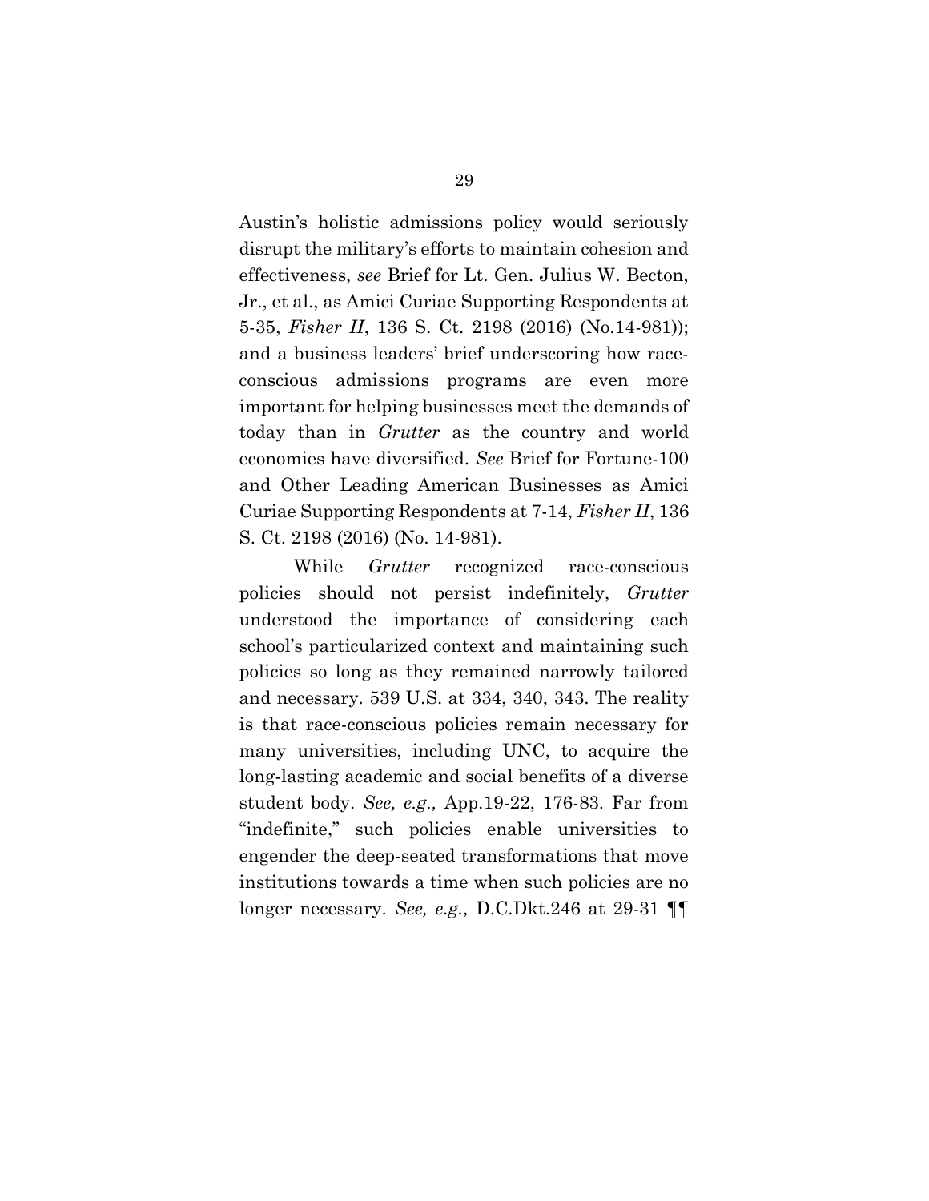Austin's holistic admissions policy would seriously disrupt the military's efforts to maintain cohesion and effectiveness, *see* Brief for Lt. Gen. Julius W. Becton, Jr., et al., as Amici Curiae Supporting Respondents at 5-35, *Fisher II*, 136 S. Ct. 2198 (2016) (No.14-981)); and a business leaders' brief underscoring how race-conscious admissions programs are even more important for helping businesses meet the demands of today than in *Grutter* as the country and world economies have diversified. *See* Brief for Fortune-100 and Other Leading American Businesses as Amici Curiae Supporting Respondents at 7-14, *Fisher II*, 136 S. Ct. 2198 (2016) (No. 14-981).

While *Grutter* recognized race-conscious policies should not persist indefinitely, *Grutter* understood the importance of considering each school's particularized context and maintaining such policies so long as they remained narrowly tailored and necessary. 539 U.S. at 334, 340, 343. The reality is that race-conscious policies remain necessary for many universities, including UNC, to acquire the long-lasting academic and social benefits of a diverse student body. *See, e.g.,* App.19-22, 176-83. Far from "indefinite," such policies enable universities to engender the deep-seated transformations that move institutions towards a time when such policies are no longer necessary. *See, e.g.,* D.C.Dkt.246 at 29-31 ¶¶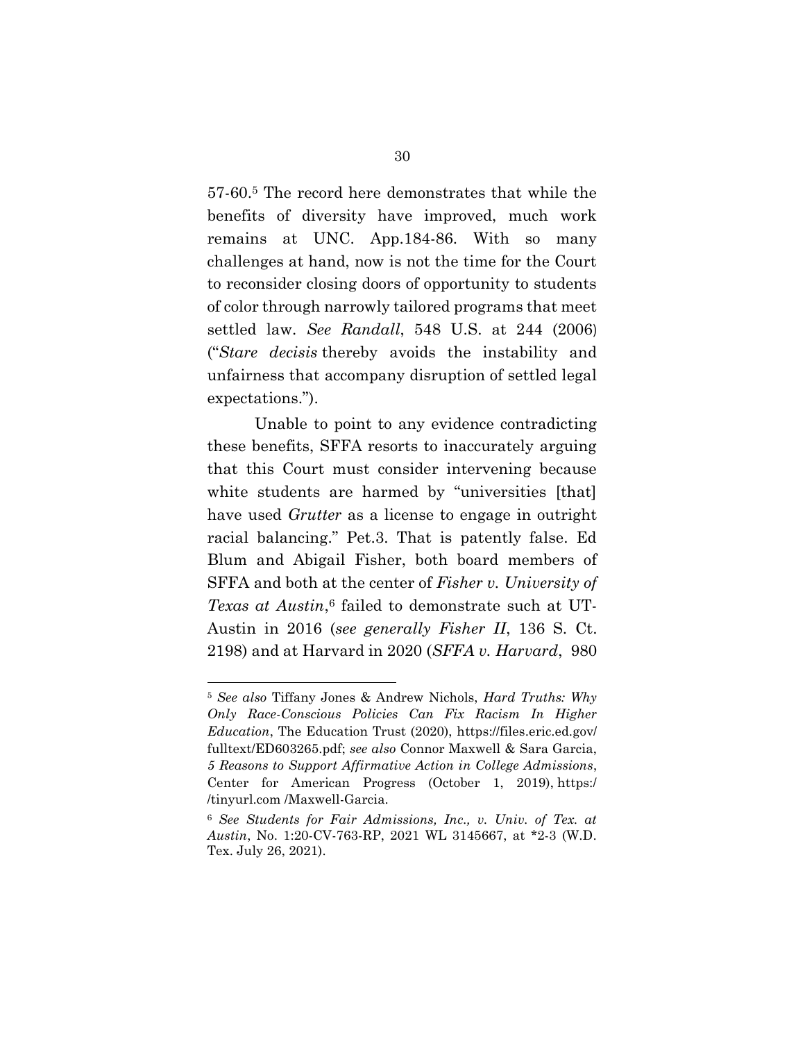57-60.[5] The record here demonstrates that while the benefits of diversity have improved, much work remains at UNC. App.184-86. With so many challenges at hand, now is not the time for the Court to reconsider closing doors of opportunity to students of color through narrowly tailored programs that meet settled law. *See Randall*, 548 U.S. at 244 (2006) ("*Stare decisis* thereby avoids the instability and unfairness that accompany disruption of settled legal expectations.").

Unable to point to any evidence contradicting these benefits, SFFA resorts to inaccurately arguing that this Court must consider intervening because white students are harmed by "universities [that] have used *Grutter* as a license to engage in outright racial balancing." Pet.3. That is patently false. Ed Blum and Abigail Fisher, both board members of SFFA and both at the center of *Fisher v. University of Texas at Austin*,[6] failed to demonstrate such at UT-Austin in 2016 (*see generally Fisher II*, 136 S. Ct. 2198) and at Harvard in 2020 (*SFFA v. Harvard*, 980

---

[5] *See also* Tiffany Jones & Andrew Nichols, *Hard Truths: Why Only Race-Conscious Policies Can Fix Racism In Higher Education*, The Education Trust (2020), https://files.eric.ed.gov/fulltext/ED603265.pdf; *see also* Connor Maxwell & Sara Garcia, *5 Reasons to Support Affirmative Action in College Admissions*, Center for American Progress (October 1, 2019), https://tinyurl.com/Maxwell-Garcia.

[6] *See Students for Fair Admissions, Inc., v. Univ. of Tex. at Austin*, No. 1:20-CV-763-RP, 2021 WL 3145667, at *2-3 (W.D. Tex. July 26, 2021).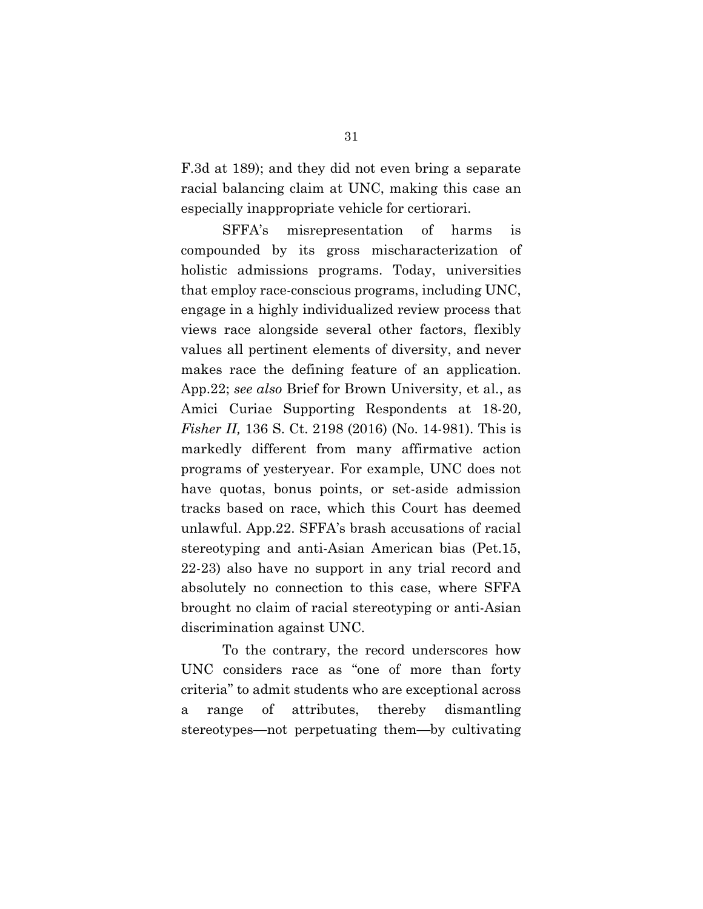F.3d at 189); and they did not even bring a separate racial balancing claim at UNC, making this case an especially inappropriate vehicle for certiorari.

SFFA's misrepresentation of harms is compounded by its gross mischaracterization of holistic admissions programs. Today, universities that employ race-conscious programs, including UNC, engage in a highly individualized review process that views race alongside several other factors, flexibly values all pertinent elements of diversity, and never makes race the defining feature of an application. App.22; *see also* Brief for Brown University, et al., as Amici Curiae Supporting Respondents at 18-20*, Fisher II,* 136 S. Ct. 2198 (2016) (No. 14-981). This is markedly different from many affirmative action programs of yesteryear. For example, UNC does not have quotas, bonus points, or set-aside admission tracks based on race, which this Court has deemed unlawful. App.22. SFFA's brash accusations of racial stereotyping and anti-Asian American bias (Pet.15, 22-23) also have no support in any trial record and absolutely no connection to this case, where SFFA brought no claim of racial stereotyping or anti-Asian discrimination against UNC.

To the contrary, the record underscores how UNC considers race as "one of more than forty criteria" to admit students who are exceptional across a range of attributes, thereby dismantling stereotypes—not perpetuating them—by cultivating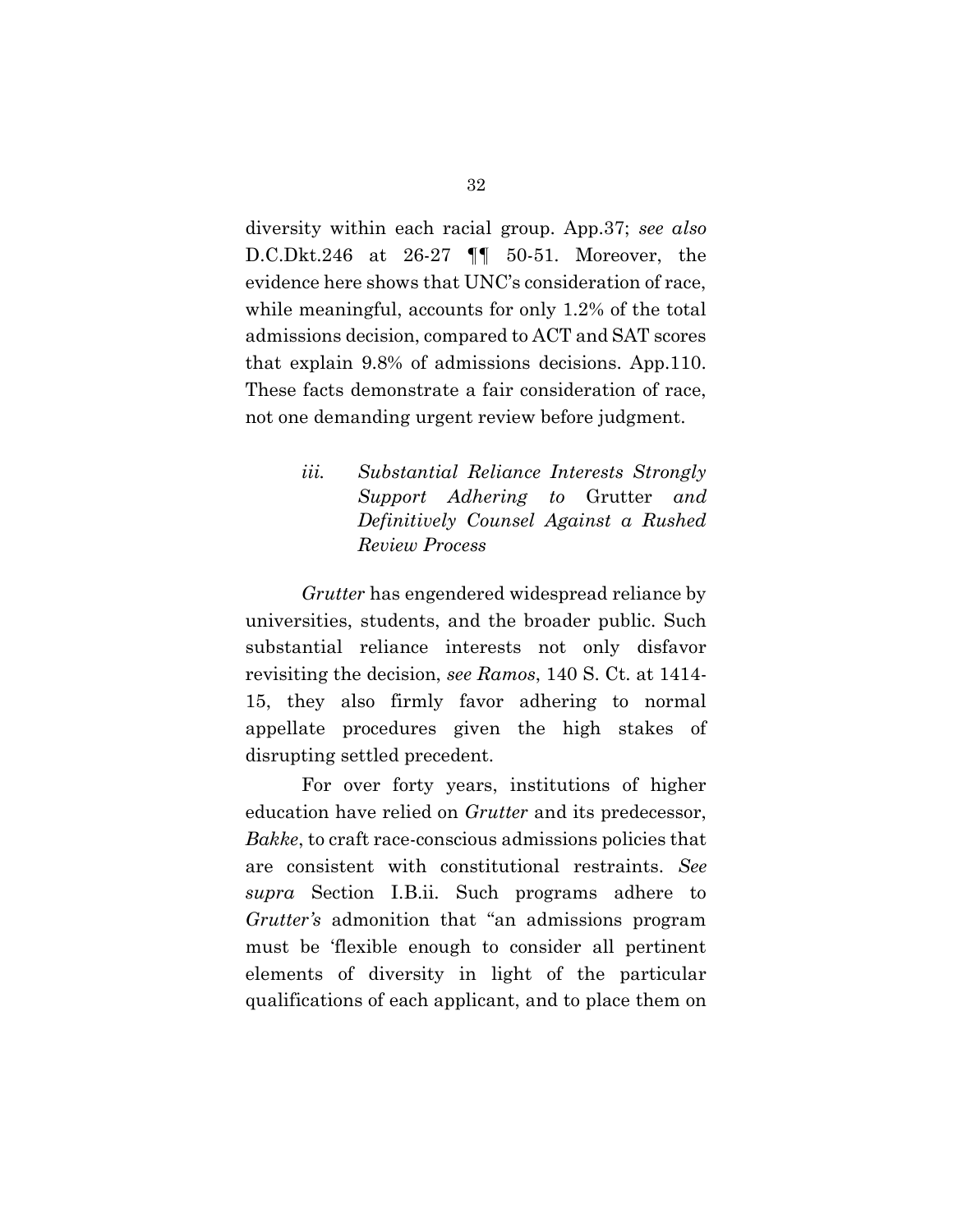diversity within each racial group. App.37; *see also* D.C.Dkt.246 at 26-27 ¶¶ 50-51. Moreover, the evidence here shows that UNC's consideration of race, while meaningful, accounts for only 1.2% of the total admissions decision, compared to ACT and SAT scores that explain 9.8% of admissions decisions. App.110. These facts demonstrate a fair consideration of race, not one demanding urgent review before judgment.

### *iii. Substantial Reliance Interests Strongly Support Adhering to* Grutter *and Definitively Counsel Against a Rushed Review Process*

*Grutter* has engendered widespread reliance by universities, students, and the broader public. Such substantial reliance interests not only disfavor revisiting the decision, *see Ramos*, 140 S. Ct. at 1414-15, they also firmly favor adhering to normal appellate procedures given the high stakes of disrupting settled precedent.

For over forty years, institutions of higher education have relied on *Grutter* and its predecessor, *Bakke*, to craft race-conscious admissions policies that are consistent with constitutional restraints. *See supra* Section I.B.ii. Such programs adhere to *Grutter's* admonition that "an admissions program must be 'flexible enough to consider all pertinent elements of diversity in light of the particular qualifications of each applicant, and to place them on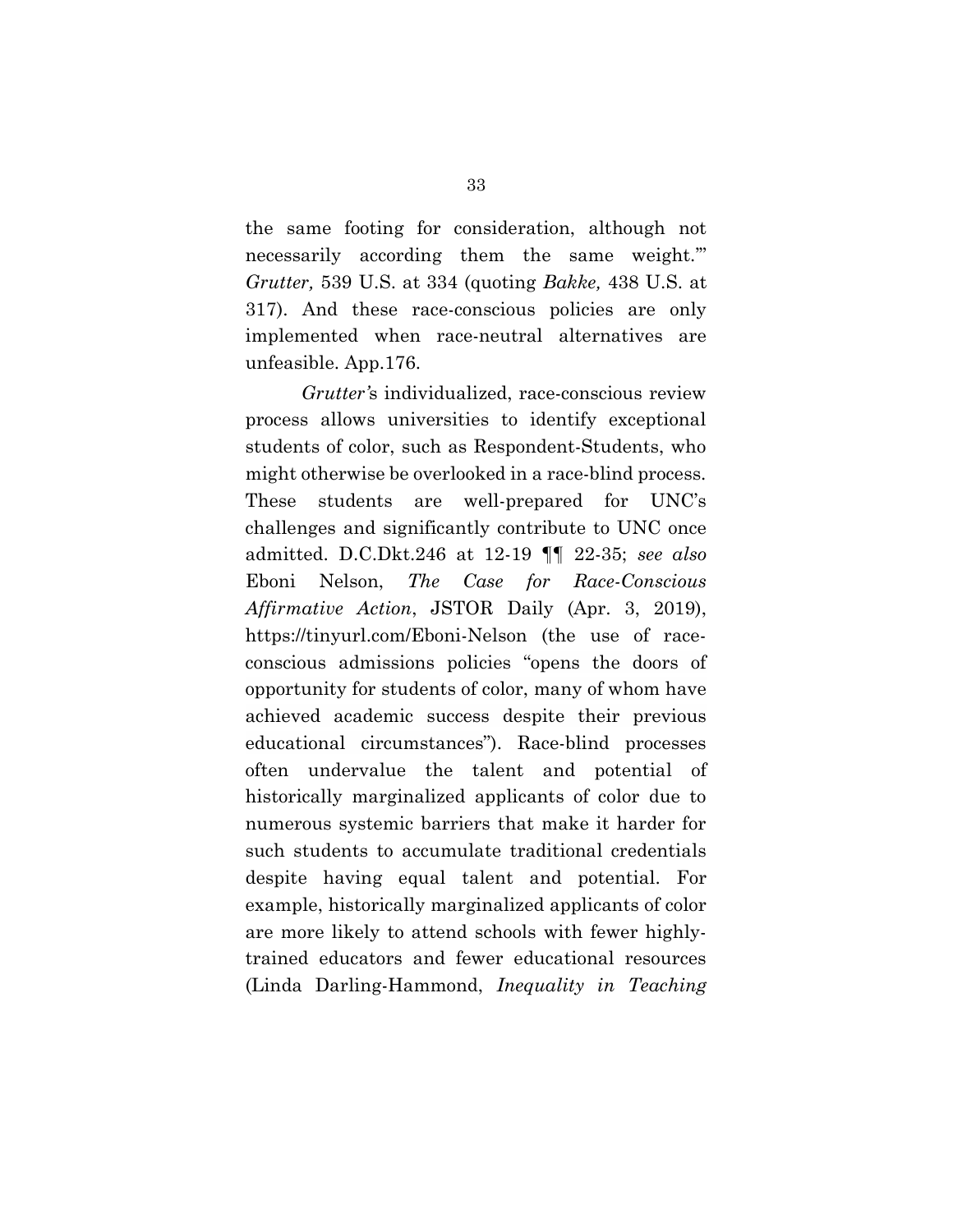the same footing for consideration, although not necessarily according them the same weight.'" *Grutter,* 539 U.S. at 334 (quoting *Bakke,* 438 U.S. at 317). And these race-conscious policies are only implemented when race-neutral alternatives are unfeasible. App.176.

*Grutter'*s individualized, race-conscious review process allows universities to identify exceptional students of color, such as Respondent-Students, who might otherwise be overlooked in a race-blind process. These students are well-prepared for UNC's challenges and significantly contribute to UNC once admitted. D.C.Dkt.246 at 12-19 ¶¶ 22-35; *see also* Eboni Nelson, *The Case for Race-Conscious Affirmative Action*, JSTOR Daily (Apr. 3, 2019), https://tinyurl.com/Eboni-Nelson (the use of race-conscious admissions policies "opens the doors of opportunity for students of color, many of whom have achieved academic success despite their previous educational circumstances"). Race-blind processes often undervalue the talent and potential of historically marginalized applicants of color due to numerous systemic barriers that make it harder for such students to accumulate traditional credentials despite having equal talent and potential. For example, historically marginalized applicants of color are more likely to attend schools with fewer highly-trained educators and fewer educational resources (Linda Darling-Hammond, *Inequality in Teaching*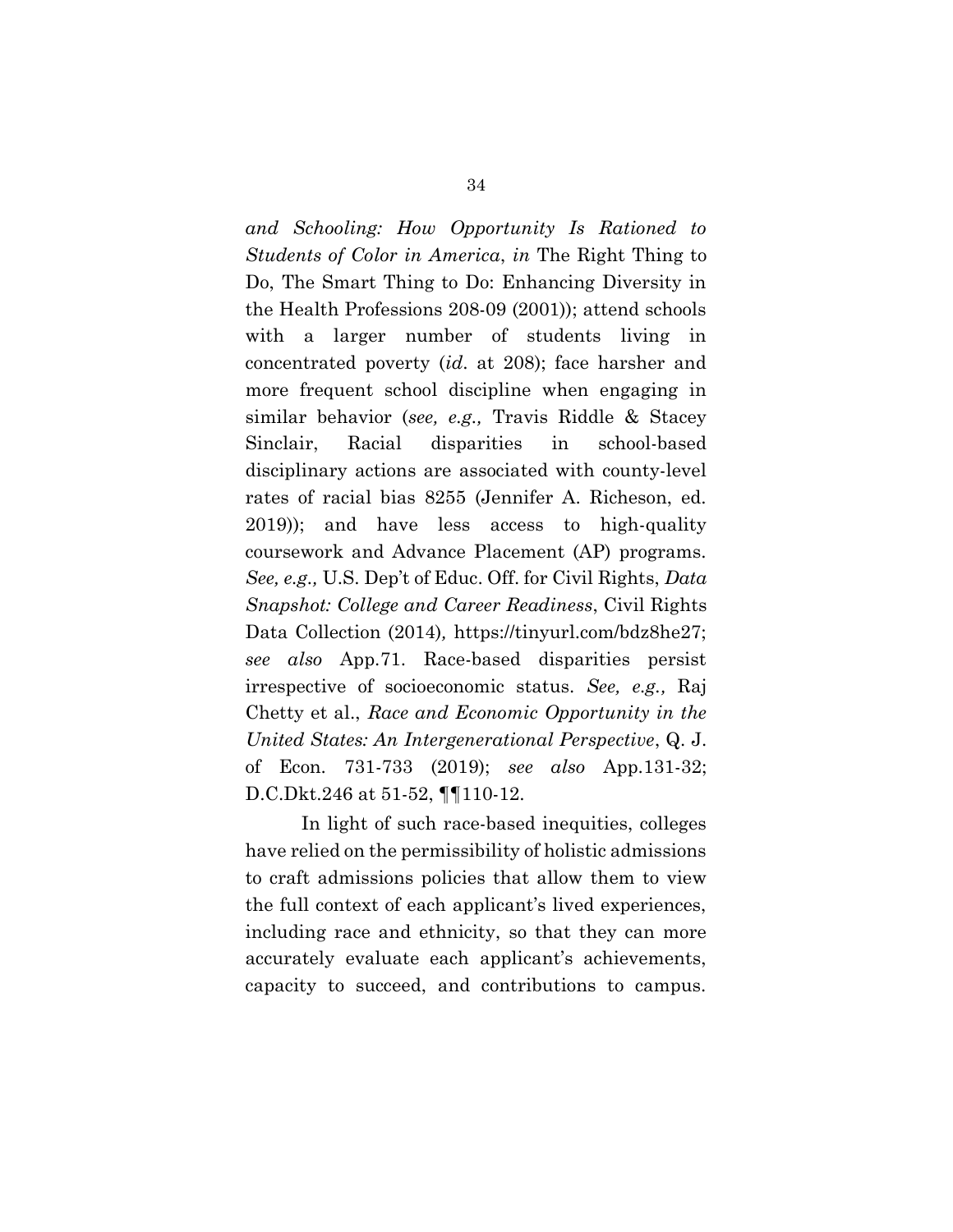*and Schooling: How Opportunity Is Rationed to Students of Color in America*, *in* The Right Thing to Do, The Smart Thing to Do: Enhancing Diversity in the Health Professions 208-09 (2001)); attend schools with a larger number of students living in concentrated poverty (*id*. at 208); face harsher and more frequent school discipline when engaging in similar behavior (*see, e.g.,* Travis Riddle & Stacey Sinclair, Racial disparities in school-based disciplinary actions are associated with county-level rates of racial bias 8255 (Jennifer A. Richeson, ed. 2019)); and have less access to high-quality coursework and Advance Placement (AP) programs. *See, e.g.,* U.S. Dep't of Educ. Off. for Civil Rights, *Data Snapshot: College and Career Readiness*, Civil Rights Data Collection (2014), https://tinyurl.com/bdz8he27; *see also* App.71. Race-based disparities persist irrespective of socioeconomic status. *See, e.g.,* Raj Chetty et al., *Race and Economic Opportunity in the United States: An Intergenerational Perspective*, Q. J. of Econ. 731-733 (2019); *see also* App.131-32; D.C.Dkt.246 at 51-52, ¶¶110-12.

In light of such race-based inequities, colleges have relied on the permissibility of holistic admissions to craft admissions policies that allow them to view the full context of each applicant's lived experiences, including race and ethnicity, so that they can more accurately evaluate each applicant's achievements, capacity to succeed, and contributions to campus.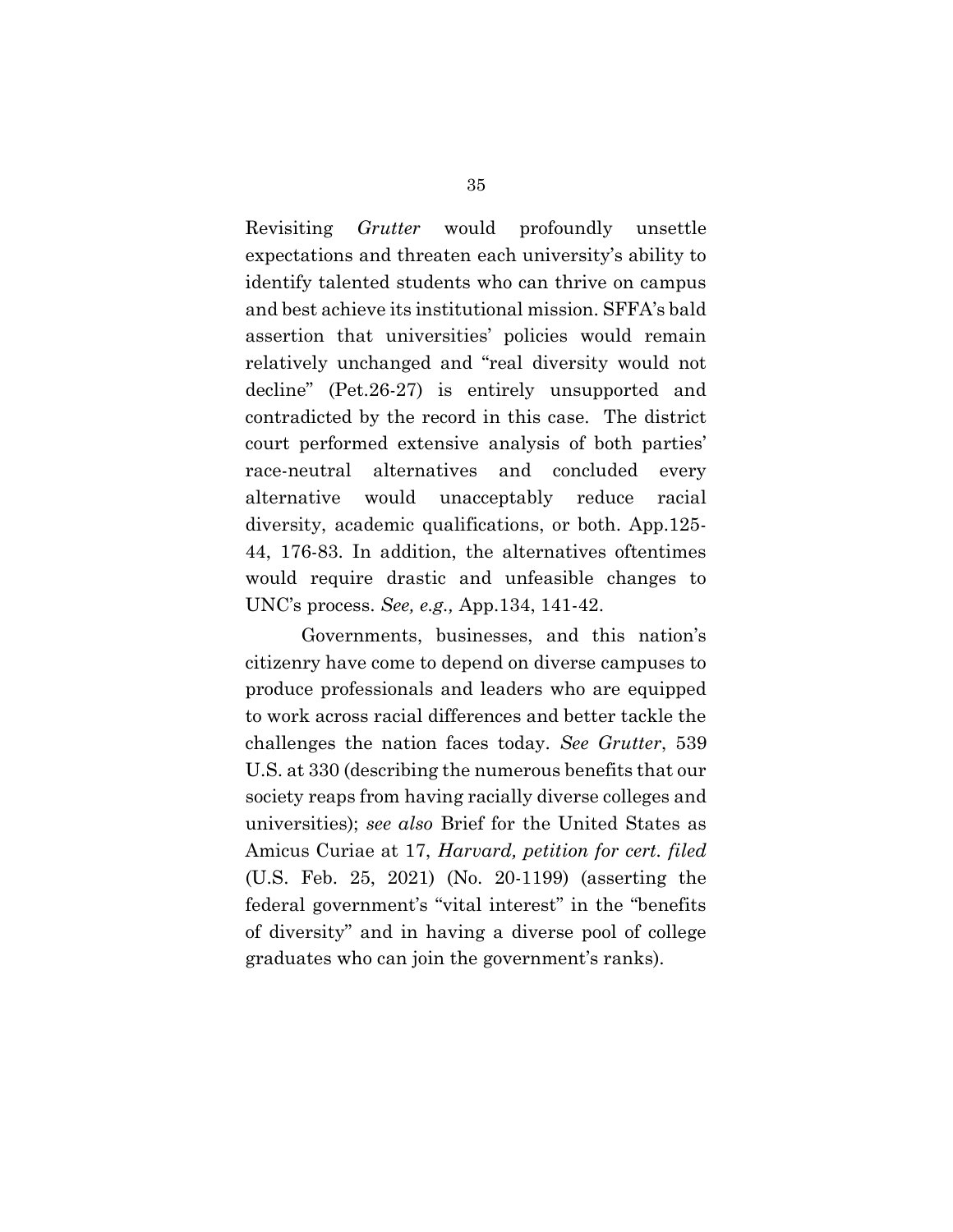Revisiting *Grutter* would profoundly unsettle expectations and threaten each university's ability to identify talented students who can thrive on campus and best achieve its institutional mission. SFFA's bald assertion that universities' policies would remain relatively unchanged and "real diversity would not decline" (Pet.26-27) is entirely unsupported and contradicted by the record in this case. The district court performed extensive analysis of both parties' race-neutral alternatives and concluded every alternative would unacceptably reduce racial diversity, academic qualifications, or both. App.125-44, 176-83. In addition, the alternatives oftentimes would require drastic and unfeasible changes to UNC's process. *See, e.g.,* App.134, 141-42.

Governments, businesses, and this nation's citizenry have come to depend on diverse campuses to produce professionals and leaders who are equipped to work across racial differences and better tackle the challenges the nation faces today. *See Grutter*, 539 U.S. at 330 (describing the numerous benefits that our society reaps from having racially diverse colleges and universities); *see also* Brief for the United States as Amicus Curiae at 17, *Harvard, petition for cert. filed* (U.S. Feb. 25, 2021) (No. 20-1199) (asserting the federal government's "vital interest" in the "benefits of diversity" and in having a diverse pool of college graduates who can join the government's ranks).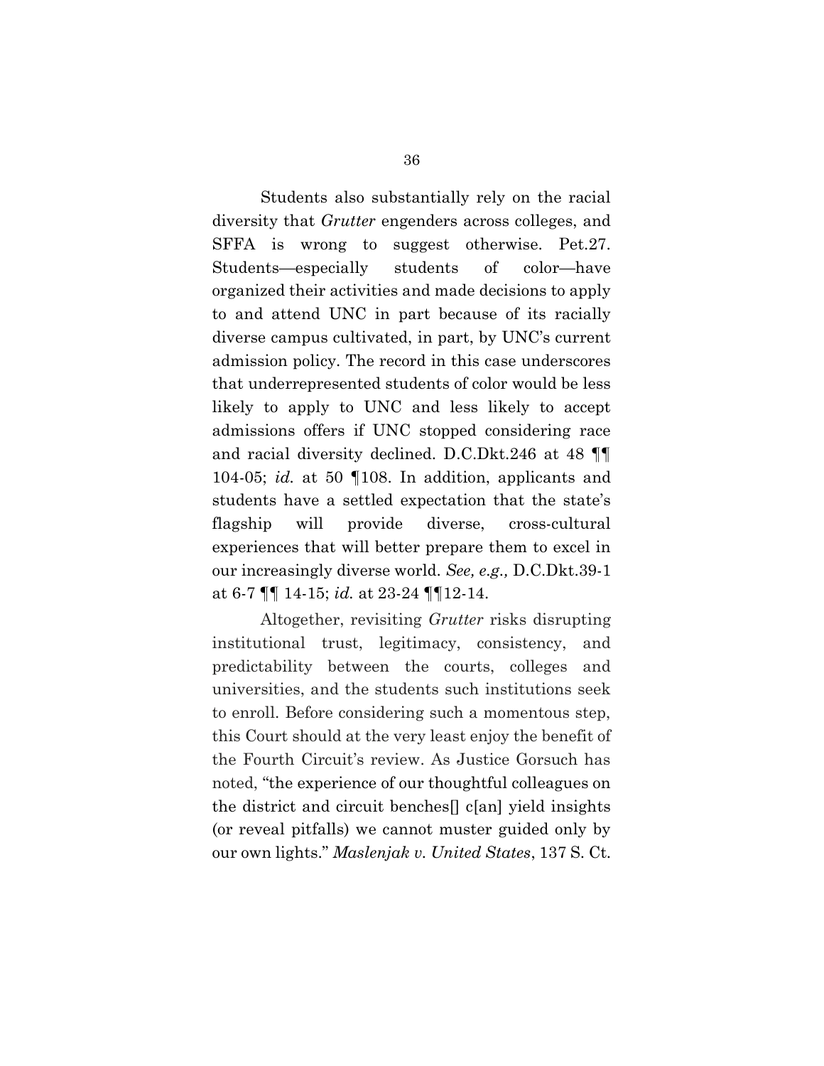Students also substantially rely on the racial diversity that *Grutter* engenders across colleges, and SFFA is wrong to suggest otherwise. Pet.27. Students—especially students of color—have organized their activities and made decisions to apply to and attend UNC in part because of its racially diverse campus cultivated, in part, by UNC's current admission policy. The record in this case underscores that underrepresented students of color would be less likely to apply to UNC and less likely to accept admissions offers if UNC stopped considering race and racial diversity declined. D.C.Dkt.246 at 48 ¶¶ 104-05; *id.* at 50 ¶108. In addition, applicants and students have a settled expectation that the state's flagship will provide diverse, cross-cultural experiences that will better prepare them to excel in our increasingly diverse world. *See, e.g.,* D.C.Dkt.39-1 at 6-7 ¶¶ 14-15; *id.* at 23-24 ¶¶12-14.

Altogether, revisiting *Grutter* risks disrupting institutional trust, legitimacy, consistency, and predictability between the courts, colleges and universities, and the students such institutions seek to enroll. Before considering such a momentous step, this Court should at the very least enjoy the benefit of the Fourth Circuit's review. As Justice Gorsuch has noted, "the experience of our thoughtful colleagues on the district and circuit benches[] c[an] yield insights (or reveal pitfalls) we cannot muster guided only by our own lights." *Maslenjak v. United States*, 137 S. Ct.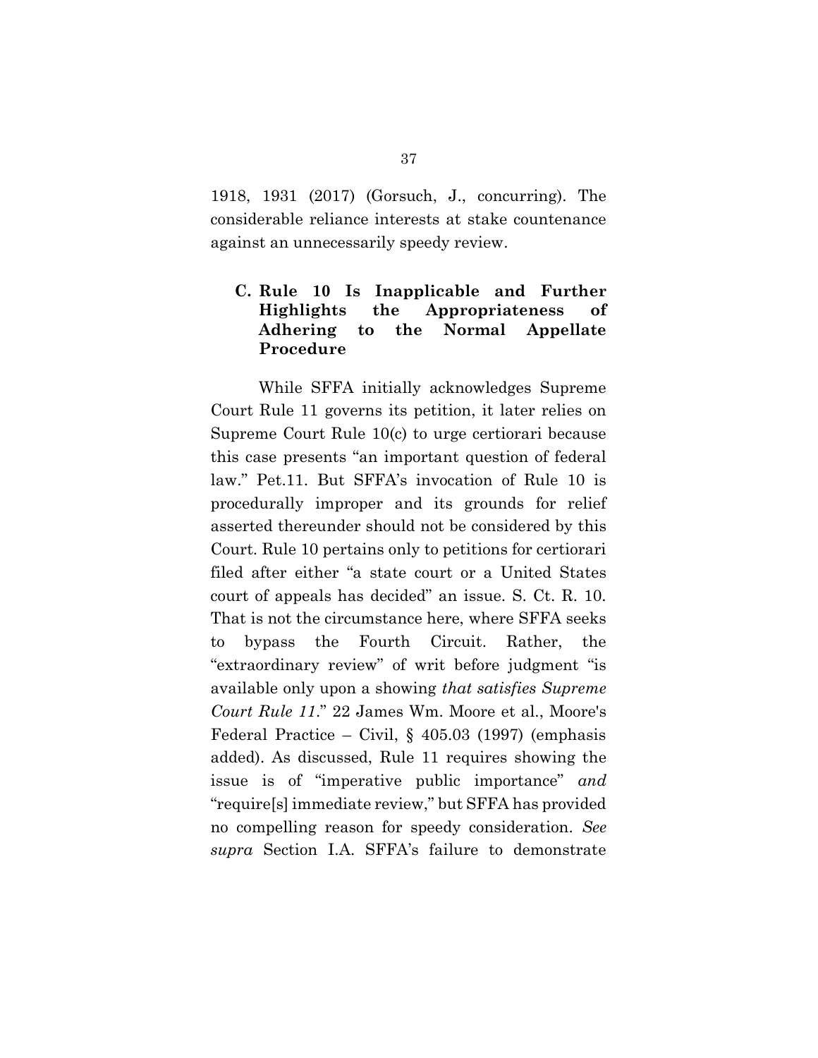1918, 1931 (2017) (Gorsuch, J., concurring). The considerable reliance interests at stake countenance against an unnecessarily speedy review.

### C. Rule 10 Is Inapplicable and Further Highlights the Appropriateness of Adhering to the Normal Appellate Procedure

While SFFA initially acknowledges Supreme Court Rule 11 governs its petition, it later relies on Supreme Court Rule 10(c) to urge certiorari because this case presents "an important question of federal law." Pet.11. But SFFA's invocation of Rule 10 is procedurally improper and its grounds for relief asserted thereunder should not be considered by this Court. Rule 10 pertains only to petitions for certiorari filed after either "a state court or a United States court of appeals has decided" an issue. S. Ct. R. 10. That is not the circumstance here, where SFFA seeks to bypass the Fourth Circuit. Rather, the "extraordinary review" of writ before judgment "is available only upon a showing *that satisfies Supreme Court Rule 11*." 22 James Wm. Moore et al., Moore's Federal Practice – Civil, § 405.03 (1997) (emphasis added). As discussed, Rule 11 requires showing the issue is of "imperative public importance" *and* "require[s] immediate review," but SFFA has provided no compelling reason for speedy consideration. *See supra* Section I.A. SFFA's failure to demonstrate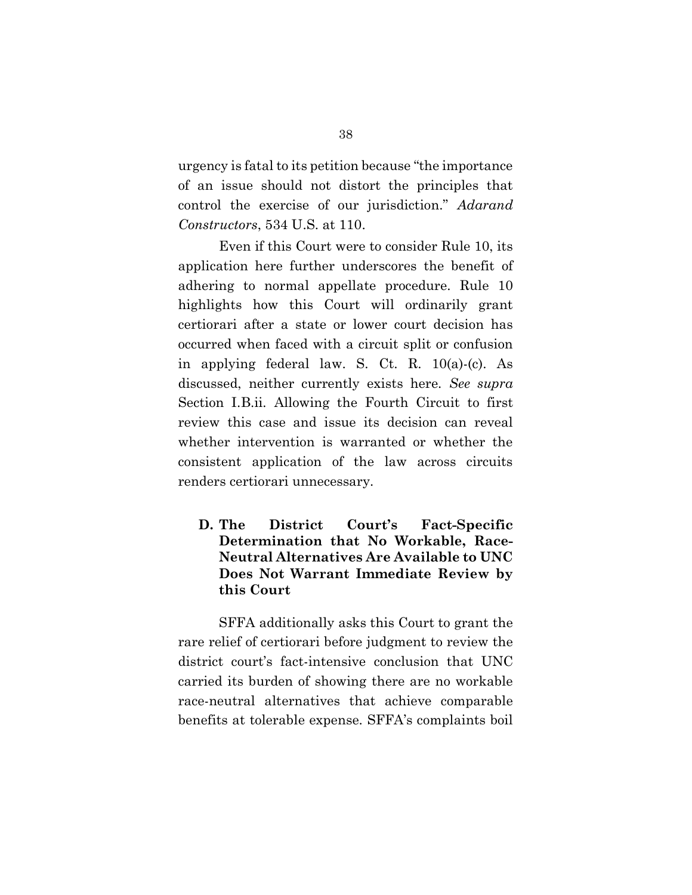urgency is fatal to its petition because "the importance of an issue should not distort the principles that control the exercise of our jurisdiction." *Adarand Constructors*, 534 U.S. at 110.

Even if this Court were to consider Rule 10, its application here further underscores the benefit of adhering to normal appellate procedure. Rule 10 highlights how this Court will ordinarily grant certiorari after a state or lower court decision has occurred when faced with a circuit split or confusion in applying federal law. S. Ct. R. 10(a)-(c). As discussed, neither currently exists here. *See supra* Section I.B.ii. Allowing the Fourth Circuit to first review this case and issue its decision can reveal whether intervention is warranted or whether the consistent application of the law across circuits renders certiorari unnecessary.

### D. The District Court's Fact-Specific Determination that No Workable, Race-Neutral Alternatives Are Available to UNC Does Not Warrant Immediate Review by this Court

SFFA additionally asks this Court to grant the rare relief of certiorari before judgment to review the district court's fact-intensive conclusion that UNC carried its burden of showing there are no workable race-neutral alternatives that achieve comparable benefits at tolerable expense. SFFA's complaints boil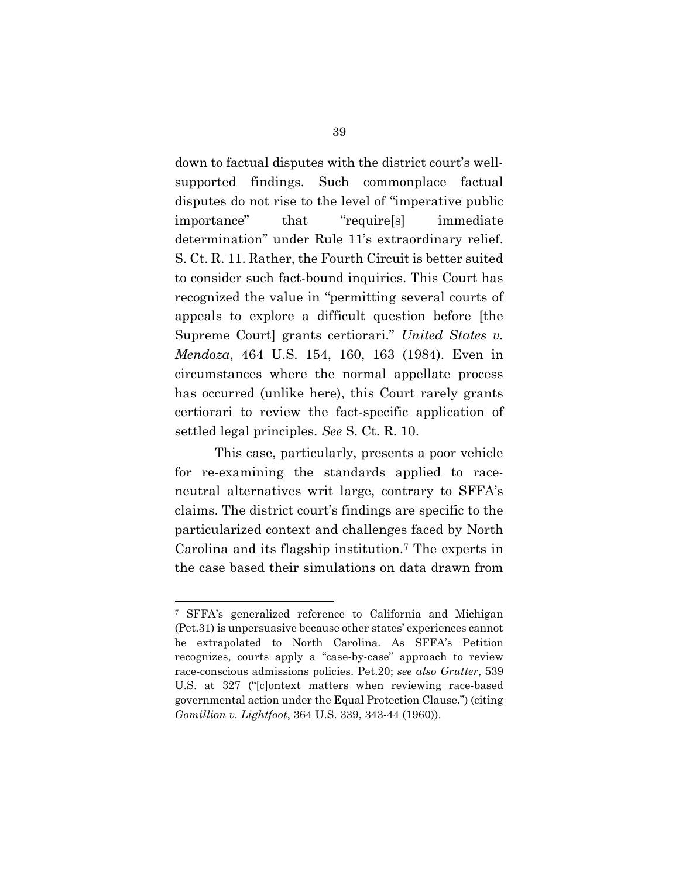down to factual disputes with the district court's well-supported findings. Such commonplace factual disputes do not rise to the level of "imperative public importance" that "require[s] immediate determination" under Rule 11's extraordinary relief. S. Ct. R. 11. Rather, the Fourth Circuit is better suited to consider such fact-bound inquiries. This Court has recognized the value in "permitting several courts of appeals to explore a difficult question before [the Supreme Court] grants certiorari." *United States v. Mendoza*, 464 U.S. 154, 160, 163 (1984). Even in circumstances where the normal appellate process has occurred (unlike here), this Court rarely grants certiorari to review the fact-specific application of settled legal principles. *See* S. Ct. R. 10.

This case, particularly, presents a poor vehicle for re-examining the standards applied to race-neutral alternatives writ large, contrary to SFFA's claims. The district court's findings are specific to the particularized context and challenges faced by North Carolina and its flagship institution.[7] The experts in the case based their simulations on data drawn from

---

[7] SFFA's generalized reference to California and Michigan (Pet.31) is unpersuasive because other states' experiences cannot be extrapolated to North Carolina. As SFFA's Petition recognizes, courts apply a "case-by-case" approach to review race-conscious admissions policies. Pet.20; *see also Grutter*, 539 U.S. at 327 ("[c]ontext matters when reviewing race-based governmental action under the Equal Protection Clause.") (citing *Gomillion v. Lightfoot*, 364 U.S. 339, 343-44 (1960)).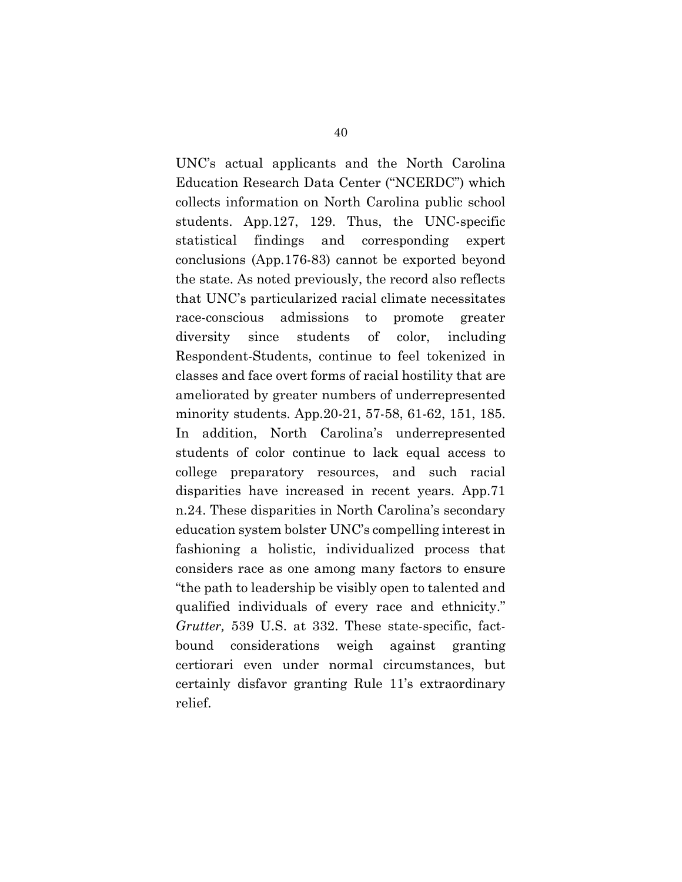UNC's actual applicants and the North Carolina Education Research Data Center ("NCERDC") which collects information on North Carolina public school students. App.127, 129. Thus, the UNC-specific statistical findings and corresponding expert conclusions (App.176-83) cannot be exported beyond the state. As noted previously, the record also reflects that UNC's particularized racial climate necessitates race-conscious admissions to promote greater diversity since students of color, including Respondent-Students, continue to feel tokenized in classes and face overt forms of racial hostility that are ameliorated by greater numbers of underrepresented minority students. App.20-21, 57-58, 61-62, 151, 185. In addition, North Carolina's underrepresented students of color continue to lack equal access to college preparatory resources, and such racial disparities have increased in recent years. App.71 n.24. These disparities in North Carolina's secondary education system bolster UNC's compelling interest in fashioning a holistic, individualized process that considers race as one among many factors to ensure "the path to leadership be visibly open to talented and qualified individuals of every race and ethnicity." *Grutter,* 539 U.S. at 332. These state-specific, fact-bound considerations weigh against granting certiorari even under normal circumstances, but certainly disfavor granting Rule 11's extraordinary relief.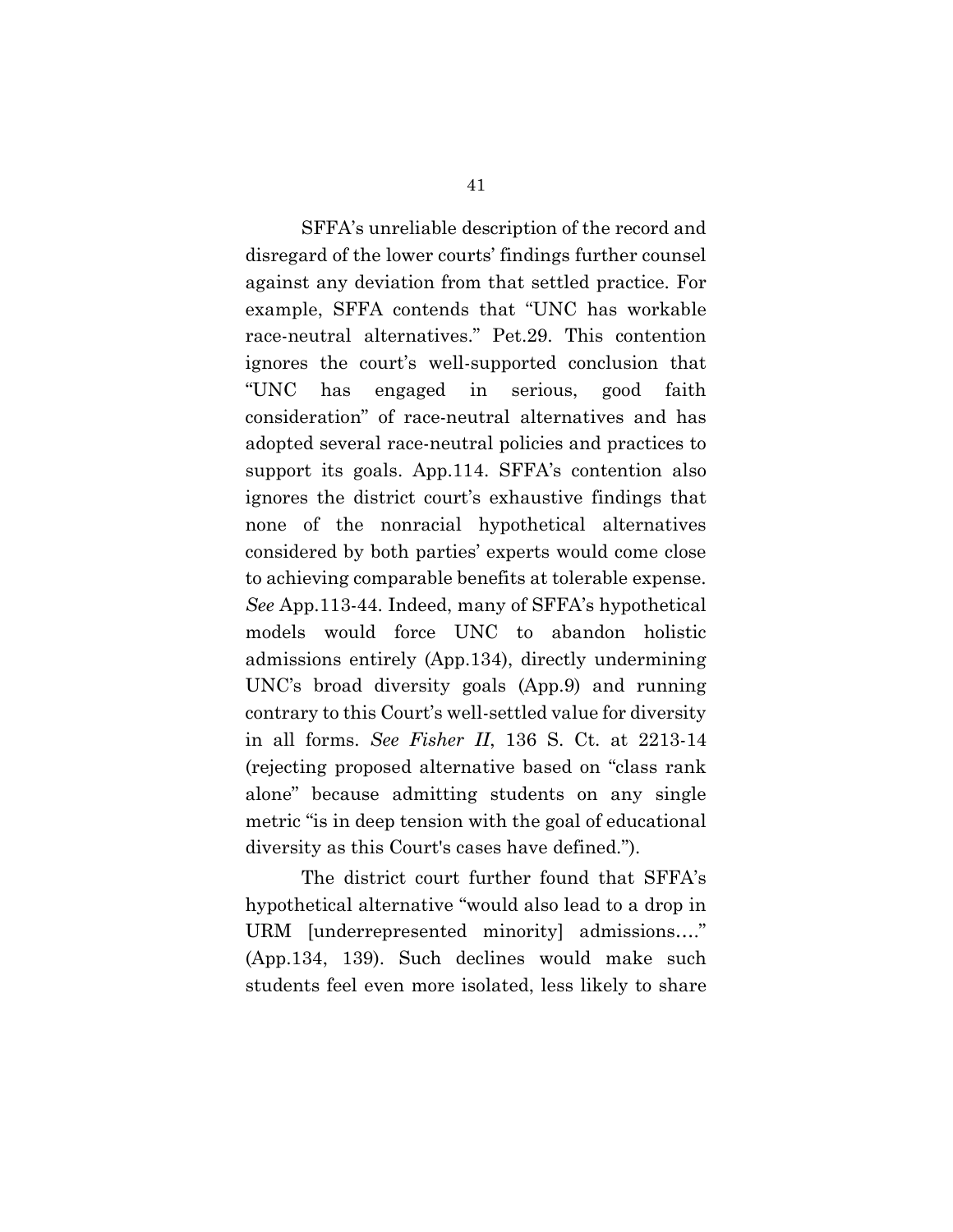SFFA's unreliable description of the record and disregard of the lower courts' findings further counsel against any deviation from that settled practice. For example, SFFA contends that "UNC has workable race-neutral alternatives." Pet.29. This contention ignores the court's well-supported conclusion that "UNC has engaged in serious, good faith consideration" of race-neutral alternatives and has adopted several race-neutral policies and practices to support its goals. App.114. SFFA's contention also ignores the district court's exhaustive findings that none of the nonracial hypothetical alternatives considered by both parties' experts would come close to achieving comparable benefits at tolerable expense. *See* App.113-44. Indeed, many of SFFA's hypothetical models would force UNC to abandon holistic admissions entirely (App.134), directly undermining UNC's broad diversity goals (App.9) and running contrary to this Court's well-settled value for diversity in all forms. *See Fisher II*, 136 S. Ct. at 2213-14 (rejecting proposed alternative based on "class rank alone" because admitting students on any single metric "is in deep tension with the goal of educational diversity as this Court's cases have defined.").

The district court further found that SFFA's hypothetical alternative "would also lead to a drop in URM [underrepresented minority] admissions…." (App.134, 139). Such declines would make such students feel even more isolated, less likely to share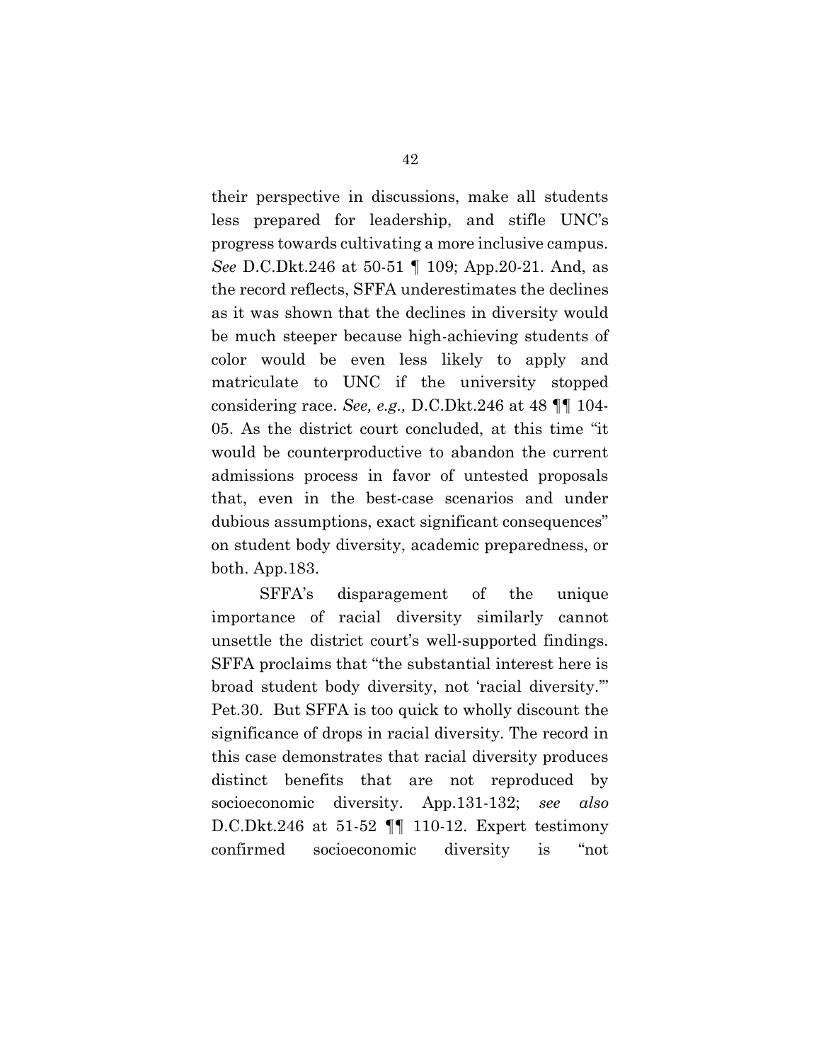their perspective in discussions, make all students less prepared for leadership, and stifle UNC's progress towards cultivating a more inclusive campus. *See* D.C.Dkt.246 at 50-51 ¶ 109; App.20-21. And, as the record reflects, SFFA underestimates the declines as it was shown that the declines in diversity would be much steeper because high-achieving students of color would be even less likely to apply and matriculate to UNC if the university stopped considering race. *See, e.g.,* D.C.Dkt.246 at 48 ¶¶ 104-05. As the district court concluded, at this time "it would be counterproductive to abandon the current admissions process in favor of untested proposals that, even in the best-case scenarios and under dubious assumptions, exact significant consequences" on student body diversity, academic preparedness, or both. App.183.

SFFA's disparagement of the unique importance of racial diversity similarly cannot unsettle the district court's well-supported findings. SFFA proclaims that "the substantial interest here is broad student body diversity, not 'racial diversity.'" Pet.30. But SFFA is too quick to wholly discount the significance of drops in racial diversity. The record in this case demonstrates that racial diversity produces distinct benefits that are not reproduced by socioeconomic diversity. App.131-132; *see also* D.C.Dkt.246 at 51-52 ¶¶ 110-12. Expert testimony confirmed socioeconomic diversity is "not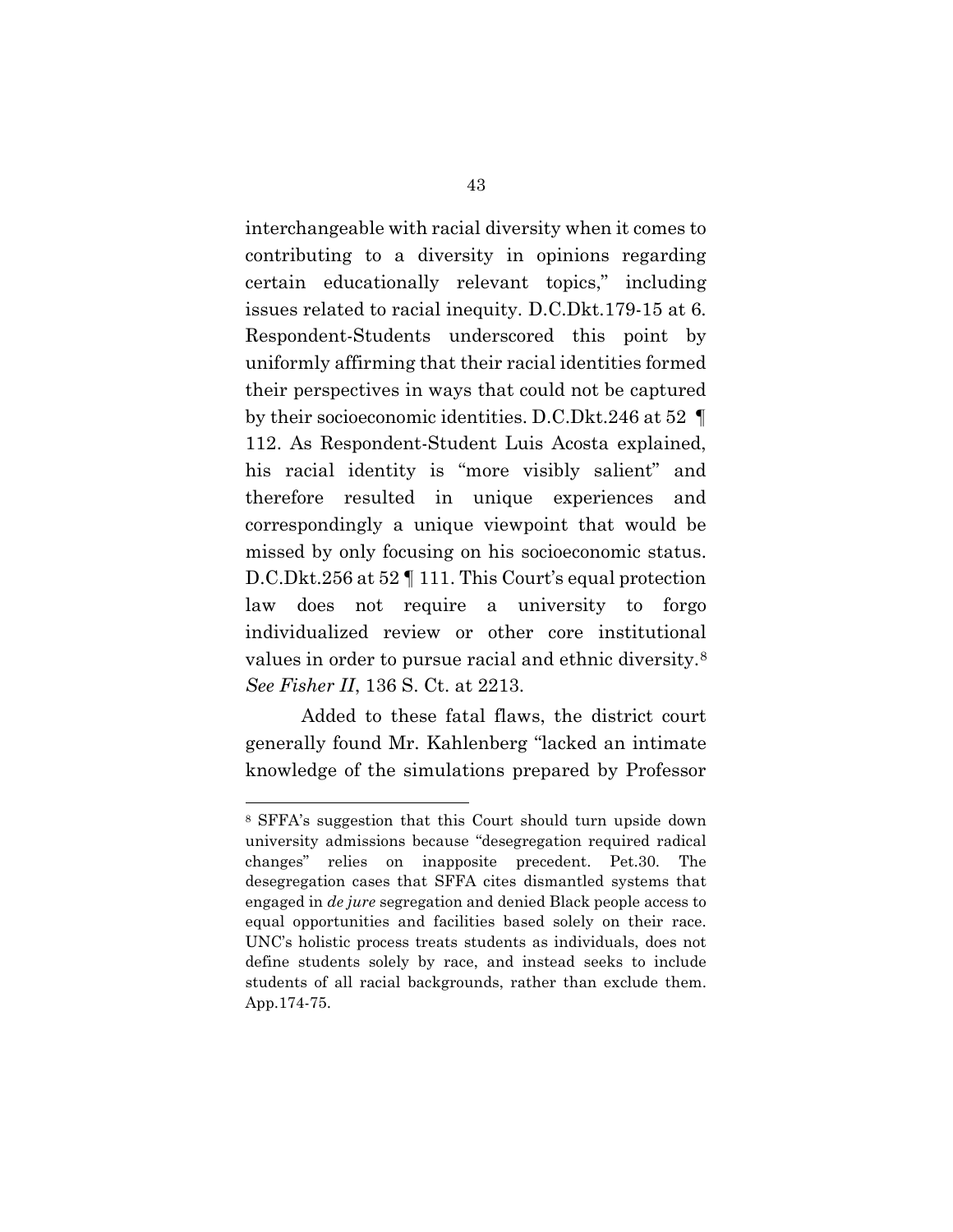interchangeable with racial diversity when it comes to contributing to a diversity in opinions regarding certain educationally relevant topics," including issues related to racial inequity. D.C.Dkt.179-15 at 6. Respondent-Students underscored this point by uniformly affirming that their racial identities formed their perspectives in ways that could not be captured by their socioeconomic identities. D.C.Dkt.246 at 52 ¶ 112. As Respondent-Student Luis Acosta explained, his racial identity is "more visibly salient" and therefore resulted in unique experiences and correspondingly a unique viewpoint that would be missed by only focusing on his socioeconomic status. D.C.Dkt.256 at 52 ¶ 111. This Court's equal protection law does not require a university to forgo individualized review or other core institutional values in order to pursue racial and ethnic diversity.[8] *See Fisher II*, 136 S. Ct. at 2213.

Added to these fatal flaws, the district court generally found Mr. Kahlenberg "lacked an intimate knowledge of the simulations prepared by Professor

---

[8] SFFA's suggestion that this Court should turn upside down university admissions because "desegregation required radical changes" relies on inapposite precedent. Pet.30. The desegregation cases that SFFA cites dismantled systems that engaged in *de jure* segregation and denied Black people access to equal opportunities and facilities based solely on their race. UNC's holistic process treats students as individuals, does not define students solely by race, and instead seeks to include students of all racial backgrounds, rather than exclude them. App.174-75.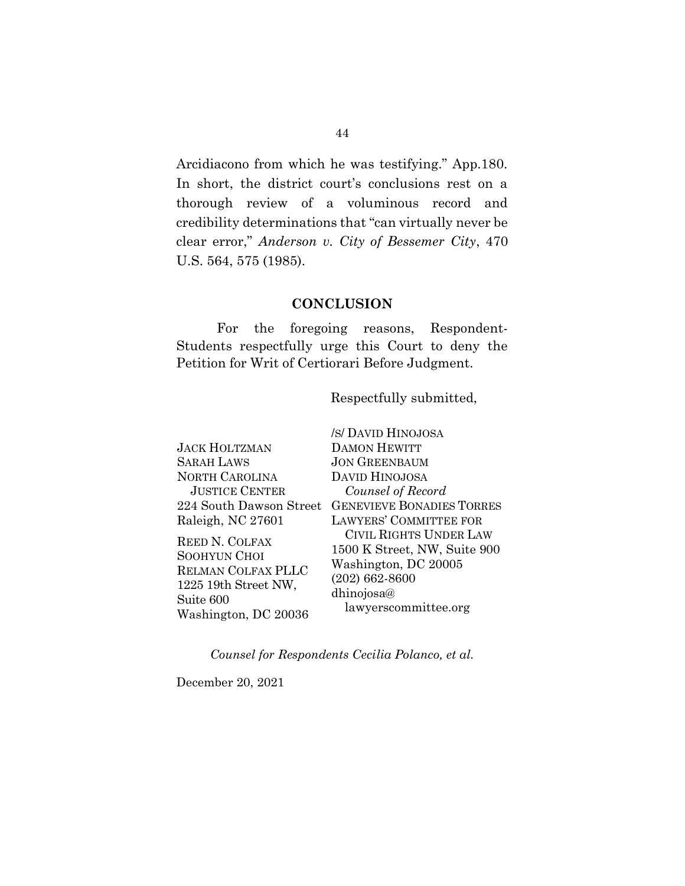Arcidiacono from which he was testifying." App.180. In short, the district court's conclusions rest on a thorough review of a voluminous record and credibility determinations that "can virtually never be clear error," *Anderson v. City of Bessemer City*, 470 U.S. 564, 575 (1985).

## CONCLUSION

For the foregoing reasons, Respondent-Students respectfully urge this Court to deny the Petition for Writ of Certiorari Before Judgment.

Respectfully submitted,

/S/ DAVID HINOJOSA
DAMON HEWITT
JON GREENBAUM
DAVID HINOJOSA
*Counsel of Record*
GENEVIEVE BONADIES TORRES
LAWYERS' COMMITTEE FOR CIVIL RIGHTS UNDER LAW
1500 K Street, NW, Suite 900
Washington, DC 20005
(202) 662-8600
dhinojosa@lawyerscommittee.org

JACK HOLTZMAN
SARAH LAWS
NORTH CAROLINA JUSTICE CENTER
224 South Dawson Street
Raleigh, NC 27601

REED N. COLFAX
SOOHYUN CHOI
RELMAN COLFAX PLLC
1225 19th Street NW, Suite 600
Washington, DC 20036

*Counsel for Respondents Cecilia Polanco, et al.*

December 20, 2021